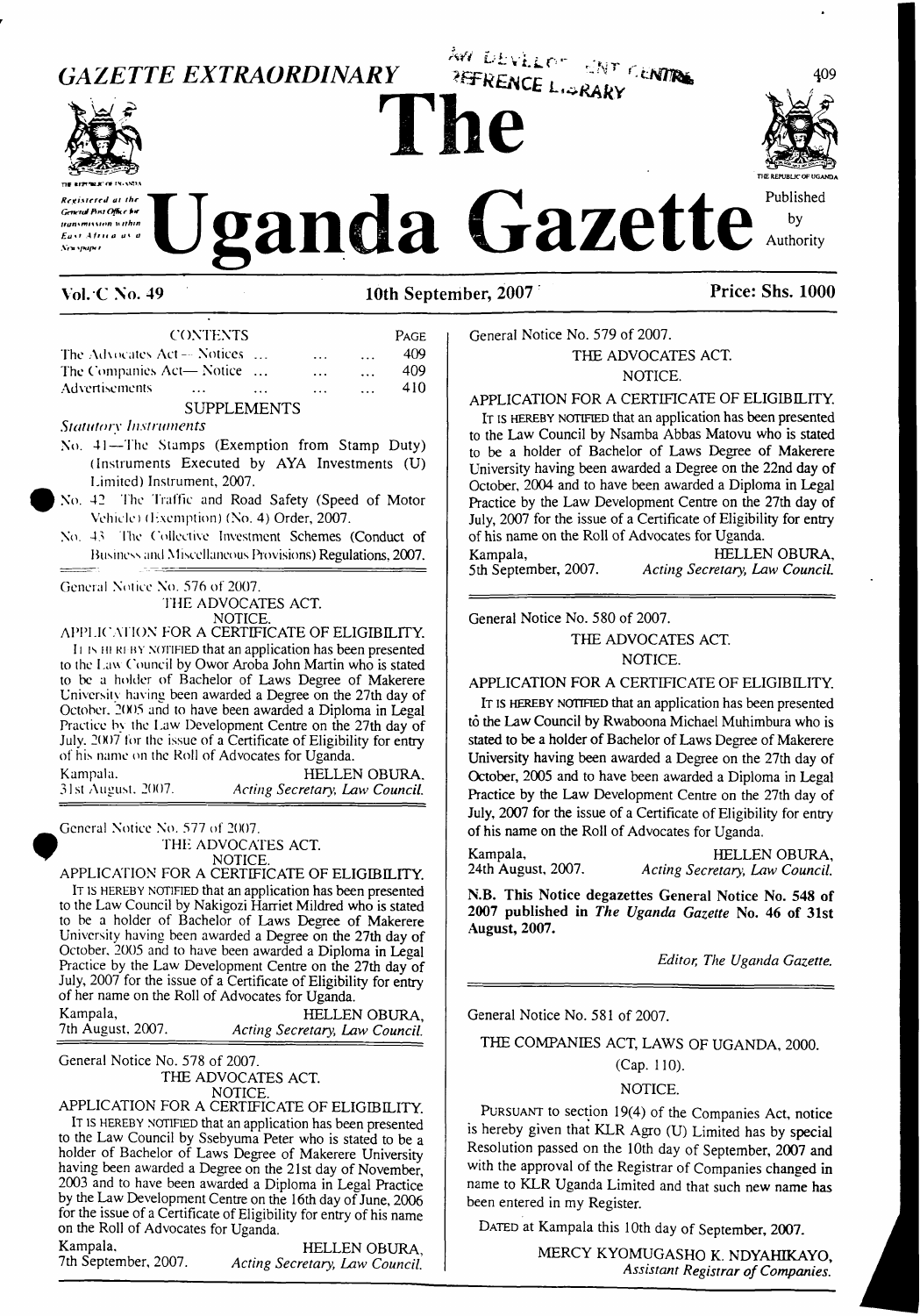# GAZETTE EXTRAORDINARY

# The Uganda Gazette

Registered at the General Post Office for transmission within East Africa as a Newspaper

Published by Authority

**Vol. C No. 49** | **10th September, 2007** | **Price: Shs. 1000**

CONTENTS

| | PAGE |
|---|---|
| The Advocates Act— Notices ... ... ... | 409 |
| The Companies Act— Notice ... ... ... | 409 |
| Advertisements ... ... ... ... | 410 |

SUPPLEMENTS

*Statutory Instruments*

No. 41—The Stamps (Exemption from Stamp Duty) (Instruments Executed by AYA Investments (U) Limited) Instrument, 2007.

No. 42 The Traffic and Road Safety (Speed of Motor Vehicles) (Exemption) (No. 4) Order, 2007.

No. 43 The Collective Investment Schemes (Conduct of Business and Miscellaneous Provisions) Regulations, 2007.

General Notice No. 576 of 2007.

THE ADVOCATES ACT.

NOTICE.

APPLICATION FOR A CERTIFICATE OF ELIGIBILITY.

IT IS HEREBY NOTIFIED that an application has been presented to the Law Council by Owor Aroba John Martin who is stated to be a holder of Bachelor of Laws Degree of Makerere University having been awarded a Degree on the 27th day of October, 2005 and to have been awarded a Diploma in Legal Practice by the Law Development Centre on the 27th day of July, 2007 for the issue of a Certificate of Eligibility for entry of his name on the Roll of Advocates for Uganda.

Kampala,
31st August, 2007.

HELLEN OBURA,
*Acting Secretary, Law Council.*

General Notice No. 577 of 2007.

THE ADVOCATES ACT.

NOTICE.

APPLICATION FOR A CERTIFICATE OF ELIGIBILITY.

IT IS HEREBY NOTIFIED that an application has been presented to the Law Council by Nakigozi Harriet Mildred who is stated to be a holder of Bachelor of Laws Degree of Makerere University having been awarded a Degree on the 27th day of October, 2005 and to have been awarded a Diploma in Legal Practice by the Law Development Centre on the 27th day of July, 2007 for the issue of a Certificate of Eligibility for entry of her name on the Roll of Advocates for Uganda.

Kampala,
7th August, 2007.

HELLEN OBURA,
*Acting Secretary, Law Council.*

General Notice No. 578 of 2007.

THE ADVOCATES ACT.

NOTICE.

APPLICATION FOR A CERTIFICATE OF ELIGIBILITY.

IT IS HEREBY NOTIFIED that an application has been presented to the Law Council by Ssebyuma Peter who is stated to be a holder of Bachelor of Laws Degree of Makerere University having been awarded a Degree on the 21st day of November, 2003 and to have been awarded a Diploma in Legal Practice by the Law Development Centre on the 16th day of June, 2006 for the issue of a Certificate of Eligibility for entry of his name on the Roll of Advocates for Uganda.

Kampala,
7th September, 2007.

HELLEN OBURA,
*Acting Secretary, Law Council.*

General Notice No. 579 of 2007.

THE ADVOCATES ACT.

NOTICE.

APPLICATION FOR A CERTIFICATE OF ELIGIBILITY.

IT IS HEREBY NOTIFIED that an application has been presented to the Law Council by Nsamba Abbas Matovu who is stated to be a holder of Bachelor of Laws Degree of Makerere University having been awarded a Degree on the 22nd day of October, 2004 and to have been awarded a Diploma in Legal Practice by the Law Development Centre on the 27th day of July, 2007 for the issue of a Certificate of Eligibility for entry of his name on the Roll of Advocates for Uganda.

Kampala,
5th September, 2007.

HELLEN OBURA,
*Acting Secretary, Law Council.*

General Notice No. 580 of 2007.

THE ADVOCATES ACT.

NOTICE.

APPLICATION FOR A CERTIFICATE OF ELIGIBILITY.

IT IS HEREBY NOTIFIED that an application has been presented to the Law Council by Rwaboona Michael Muhimbura who is stated to be a holder of Bachelor of Laws Degree of Makerere University having been awarded a Degree on the 27th day of October, 2005 and to have been awarded a Diploma in Legal Practice by the Law Development Centre on the 27th day of July, 2007 for the issue of a Certificate of Eligibility for entry of his name on the Roll of Advocates for Uganda.

Kampala,
24th August, 2007.

HELLEN OBURA,
*Acting Secretary, Law Council.*

**N.B. This Notice degazettes General Notice No. 548 of 2007 published in *The Uganda Gazette* No. 46 of 31st August, 2007.**

*Editor, The Uganda Gazette.*

General Notice No. 581 of 2007.

THE COMPANIES ACT, LAWS OF UGANDA, 2000.

(Cap. 110).

NOTICE.

PURSUANT to section 19(4) of the Companies Act, notice is hereby given that KLR Agro (U) Limited has by special Resolution passed on the 10th day of September, 2007 and with the approval of the Registrar of Companies changed in name to KLR Uganda Limited and that such new name has been entered in my Register.

DATED at Kampala this 10th day of September, 2007.

MERCY KYOMUGASHO K. NDYAHIKAYO,
*Assistant Registrar of Companies.*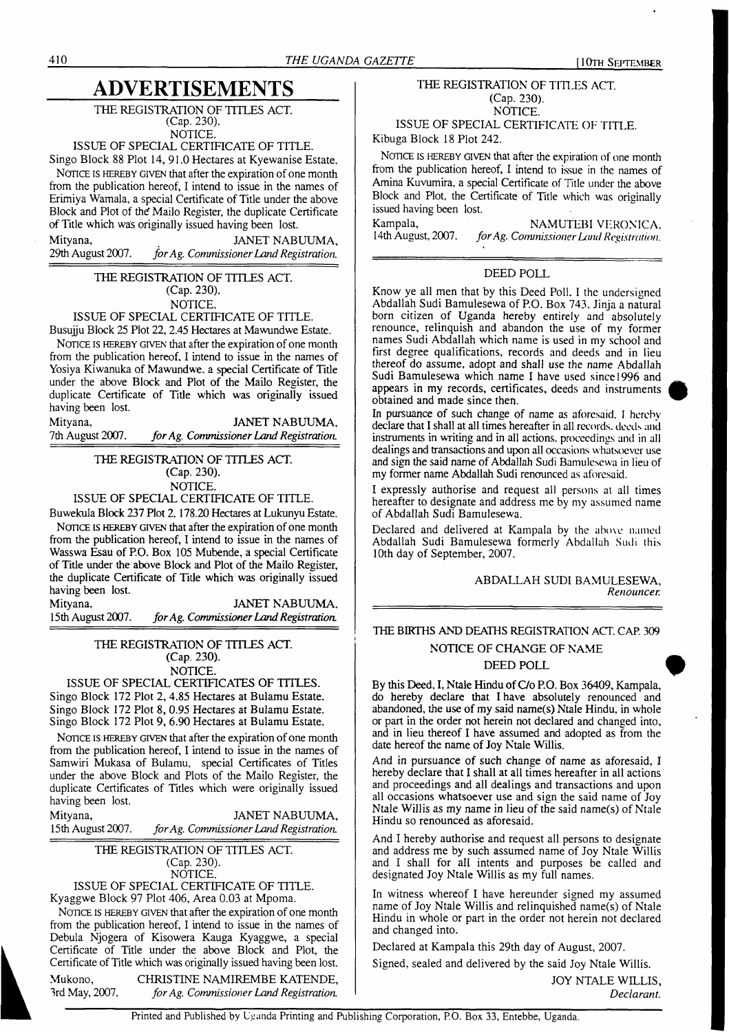# ADVERTISEMENTS

THE REGISTRATION OF TITLES ACT.
(Cap. 230).
NOTICE.
ISSUE OF SPECIAL CERTIFICATE OF TITLE.

Singo Block 88 Plot 14, 91.0 Hectares at Kyewanise Estate.

NOTICE IS HEREBY GIVEN that after the expiration of one month from the publication hereof, I intend to issue in the names of Erimiya Wamala, a special Certificate of Title under the above Block and Plot of the Mailo Register, the duplicate Certificate of Title which was originally issued having been lost.

Mityana, 29th August 2007. JANET NABUUMA, *for Ag. Commissioner Land Registration.*

---

THE REGISTRATION OF TITLES ACT.
(Cap. 230).
NOTICE.
ISSUE OF SPECIAL CERTIFICATE OF TITLE.

Busujju Block 25 Plot 22, 2.45 Hectares at Mawundwe Estate.

NOTICE IS HEREBY GIVEN that after the expiration of one month from the publication hereof, I intend to issue in the names of Yosiya Kiwanuka of Mawundwe, a special Certificate of Title under the above Block and Plot of the Mailo Register, the duplicate Certificate of Title which was originally issued having been lost.

Mityana, 7th August 2007. JANET NABUUMA, *for Ag. Commissioner Land Registration.*

---

THE REGISTRATION OF TITLES ACT.
(Cap. 230).
NOTICE.
ISSUE OF SPECIAL CERTIFICATE OF TITLE.

Buwekula Block 237 Plot 2, 178.20 Hectares at Lukunyu Estate.

NOTICE IS HEREBY GIVEN that after the expiration of one month from the publication hereof, I intend to issue in the names of Wasswa Esau of P.O. Box 105 Mubende, a special Certificate of Title under the above Block and Plot of the Mailo Register, the duplicate Certificate of Title which was originally issued having been lost.

Mityana, 15th August 2007. JANET NABUUMA, *for Ag. Commissioner Land Registration.*

---

THE REGISTRATION OF TITLES ACT.
(Cap. 230).
NOTICE.
ISSUE OF SPECIAL CERTIFICATES OF TITLES.

Singo Block 172 Plot 2, 4.85 Hectares at Bulamu Estate.
Singo Block 172 Plot 8, 0.95 Hectares at Bulamu Estate.
Singo Block 172 Plot 9, 6.90 Hectares at Bulamu Estate.

NOTICE IS HEREBY GIVEN that after the expiration of one month from the publication hereof, I intend to issue in the names of Samwiri Mukasa of Bulamu, special Certificates of Titles under the above Block and Plots of the Mailo Register, the duplicate Certificates of Titles which were originally issued having been lost.

Mityana, 15th August 2007. JANET NABUUMA, *for Ag. Commissioner Land Registration.*

---

THE REGISTRATION OF TITLES ACT.
(Cap. 230).
NOTICE.
ISSUE OF SPECIAL CERTIFICATE OF TITLE.

Kyaggwe Block 97 Plot 406, Area 0.03 at Mpoma.

NOTICE IS HEREBY GIVEN that after the expiration of one month from the publication hereof, I intend to issue in the names of Debula Njogera of Kisowera Kauga Kyaggwe, a special Certificate of Title under the above Block and Plot, the Certificate of Title which was originally issued having been lost.

Mukono, 3rd May, 2007. CHRISTINE NAMIREMBE KATENDE, *for Ag. Commissioner Land Registration.*

---

THE REGISTRATION OF TITLES ACT.
(Cap. 230).
NOTICE.
ISSUE OF SPECIAL CERTIFICATE OF TITLE.

Kibuga Block 18 Plot 242.

NOTICE IS HEREBY GIVEN that after the expiration of one month from the publication hereof, I intend to issue in the names of Amina Kuvumira, a special Certificate of Title under the above Block and Plot, the Certificate of Title which was originally issued having been lost.

Kampala, 14th August, 2007. NAMUTEBI VERONICA, *for Ag. Commissioner Land Registration.*

---

DEED POLL

Know ye all men that by this Deed Poll, I the undersigned Abdallah Sudi Bamulesewa of P.O. Box 743, Jinja a natural born citizen of Uganda hereby entirely and absolutely renounce, relinquish and abandon the use of my former names Sudi Abdallah which name is used in my school and first degree qualifications, records and deeds and in lieu thereof do assume, adopt and shall use the name Abdallah Sudi Bamulesewa which name I have used since 1996 and appears in my records, certificates, deeds and instruments obtained and made since then.

In pursuance of such change of name as aforesaid, I hereby declare that I shall at all times hereafter in all records, deeds and instruments in writing and in all actions, proceedings and in all dealings and transactions and upon all occasions whatsoever use and sign the said name of Abdallah Sudi Bamulesewa in lieu of my former name Abdallah Sudi renounced as aforesaid.

I expressly authorise and request all persons at all times hereafter to designate and address me by my assumed name of Abdallah Sudi Bamulesewa.

Declared and delivered at Kampala by the above named Abdallah Sudi Bamulesewa formerly Abdallah Sudi this 10th day of September, 2007.

ABDALLAH SUDI BAMULESEWA,
*Renouncer.*

---

THE BIRTHS AND DEATHS REGISTRATION ACT. CAP. 309
NOTICE OF CHANGE OF NAME
DEED POLL

By this Deed, I, Ntale Hindu of C/o P.O. Box 36409, Kampala, do hereby declare that I have absolutely renounced and abandoned, the use of my said name(s) Ntale Hindu, in whole or part in the order not herein not declared and changed into, and in lieu thereof I have assumed and adopted as from the date hereof the name of Joy Ntale Willis.

And in pursuance of such change of name as aforesaid, I hereby declare that I shall at all times hereafter in all actions and proceedings and all dealings and transactions and upon all occasions whatsoever use and sign the said name of Joy Ntale Willis as my name in lieu of the said name(s) of Ntale Hindu so renounced as aforesaid.

And I hereby authorise and request all persons to designate and address me by such assumed name of Joy Ntale Willis and I shall for all intents and purposes be called and designated Joy Ntale Willis as my full names.

In witness whereof I have hereunder signed my assumed name of Joy Ntale Willis and relinquished name(s) of Ntale Hindu in whole or part in the order not herein not declared and changed into.

Declared at Kampala this 29th day of August, 2007.

Signed, sealed and delivered by the said Joy Ntale Willis.

JOY NTALE WILLIS,
*Declarant.*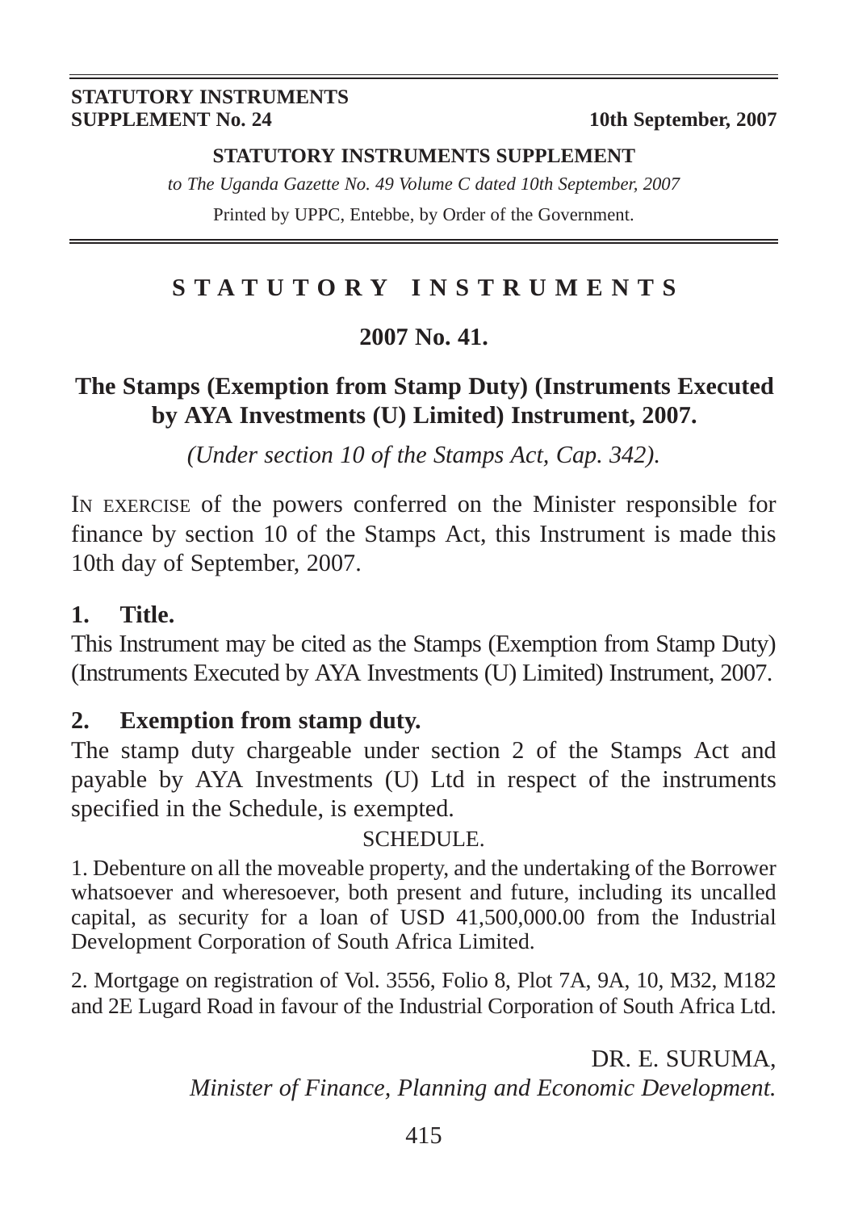**STATUTORY INSTRUMENTS SUPPLEMENT No. 24** — **10th September, 2007**

**STATUTORY INSTRUMENTS SUPPLEMENT**

*to The Uganda Gazette No. 49 Volume C dated 10th September, 2007*

Printed by UPPC, Entebbe, by Order of the Government.

# STATUTORY INSTRUMENTS

## 2007 No. 41.

## The Stamps (Exemption from Stamp Duty) (Instruments Executed by AYA Investments (U) Limited) Instrument, 2007.

*(Under section 10 of the Stamps Act, Cap. 342).*

IN EXERCISE of the powers conferred on the Minister responsible for finance by section 10 of the Stamps Act, this Instrument is made this 10th day of September, 2007.

### 1. Title.

This Instrument may be cited as the Stamps (Exemption from Stamp Duty) (Instruments Executed by AYA Investments (U) Limited) Instrument, 2007.

### 2. Exemption from stamp duty.

The stamp duty chargeable under section 2 of the Stamps Act and payable by AYA Investments (U) Ltd in respect of the instruments specified in the Schedule, is exempted.

SCHEDULE.

1. Debenture on all the moveable property, and the undertaking of the Borrower whatsoever and wheresoever, both present and future, including its uncalled capital, as security for a loan of USD 41,500,000.00 from the Industrial Development Corporation of South Africa Limited.

2. Mortgage on registration of Vol. 3556, Folio 8, Plot 7A, 9A, 10, M32, M182 and 2E Lugard Road in favour of the Industrial Corporation of South Africa Ltd.

DR. E. SURUMA,
*Minister of Finance, Planning and Economic Development.*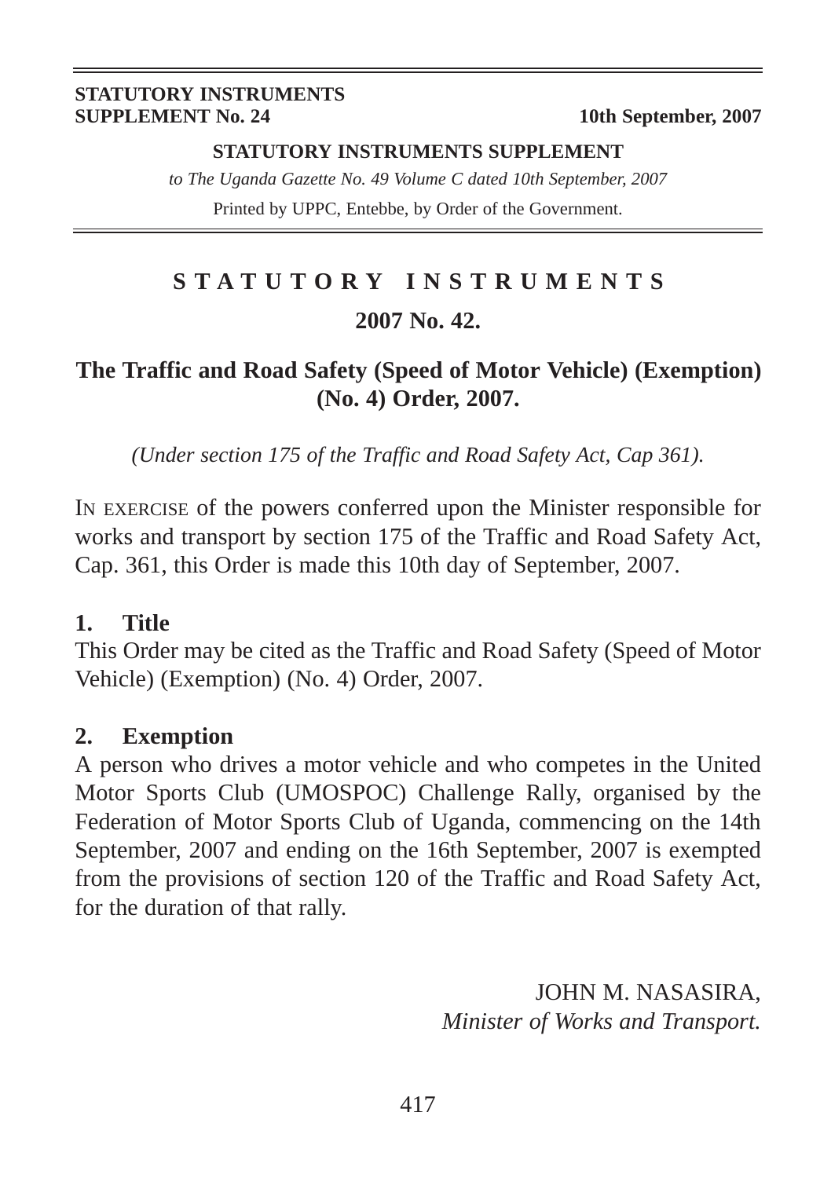STATUTORY INSTRUMENTS
SUPPLEMENT No. 24 — 10th September, 2007

**STATUTORY INSTRUMENTS SUPPLEMENT**

*to The Uganda Gazette No. 49 Volume C dated 10th September, 2007*

Printed by UPPC, Entebbe, by Order of the Government.

# STATUTORY INSTRUMENTS

## 2007 No. 42.

## The Traffic and Road Safety (Speed of Motor Vehicle) (Exemption) (No. 4) Order, 2007.

*(Under section 175 of the Traffic and Road Safety Act, Cap 361).*

IN EXERCISE of the powers conferred upon the Minister responsible for works and transport by section 175 of the Traffic and Road Safety Act, Cap. 361, this Order is made this 10th day of September, 2007.

### 1. Title

This Order may be cited as the Traffic and Road Safety (Speed of Motor Vehicle) (Exemption) (No. 4) Order, 2007.

### 2. Exemption

A person who drives a motor vehicle and who competes in the United Motor Sports Club (UMOSPOC) Challenge Rally, organised by the Federation of Motor Sports Club of Uganda, commencing on the 14th September, 2007 and ending on the 16th September, 2007 is exempted from the provisions of section 120 of the Traffic and Road Safety Act, for the duration of that rally.

JOHN M. NASASIRA,
*Minister of Works and Transport.*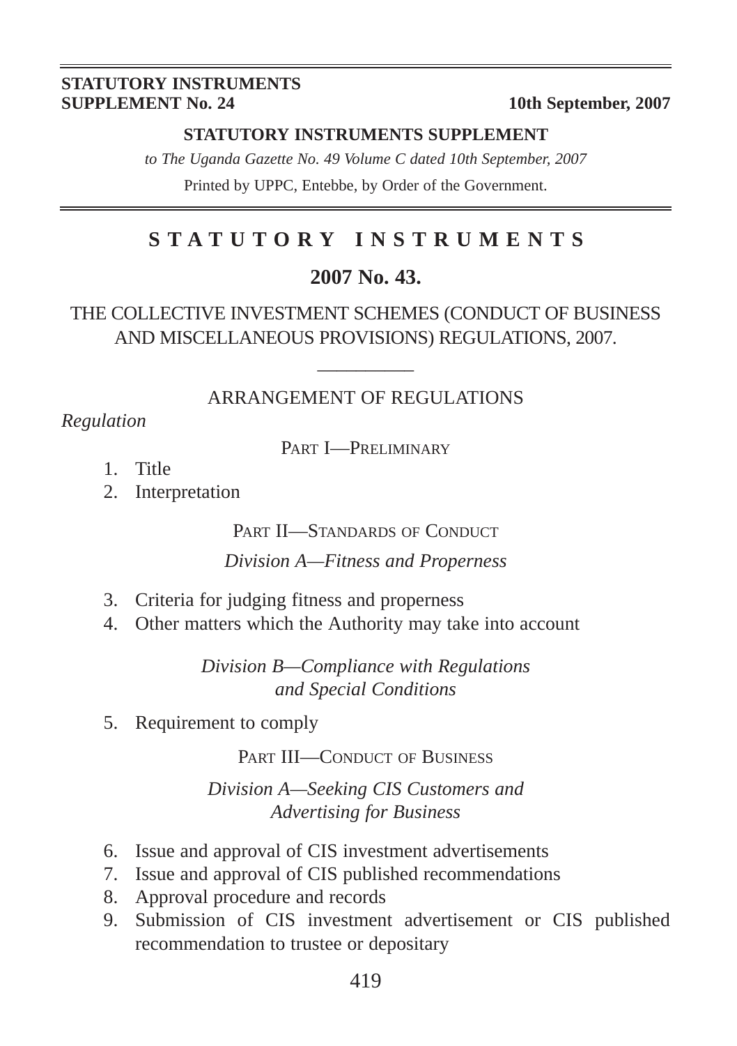**STATUTORY INSTRUMENTS SUPPLEMENT No. 24** **10th September, 2007**

**STATUTORY INSTRUMENTS SUPPLEMENT**

*to The Uganda Gazette No. 49 Volume C dated 10th September, 2007*

Printed by UPPC, Entebbe, by Order of the Government.

# STATUTORY INSTRUMENTS

## 2007 No. 43.

THE COLLECTIVE INVESTMENT SCHEMES (CONDUCT OF BUSINESS AND MISCELLANEOUS PROVISIONS) REGULATIONS, 2007.

ARRANGEMENT OF REGULATIONS

*Regulation*

PART I—PRELIMINARY

1. Title
2. Interpretation

PART II—STANDARDS OF CONDUCT

*Division A—Fitness and Properness*

3. Criteria for judging fitness and properness
4. Other matters which the Authority may take into account

*Division B—Compliance with Regulations and Special Conditions*

5. Requirement to comply

PART III—CONDUCT OF BUSINESS

*Division A—Seeking CIS Customers and Advertising for Business*

6. Issue and approval of CIS investment advertisements
7. Issue and approval of CIS published recommendations
8. Approval procedure and records
9. Submission of CIS investment advertisement or CIS published recommendation to trustee or depositary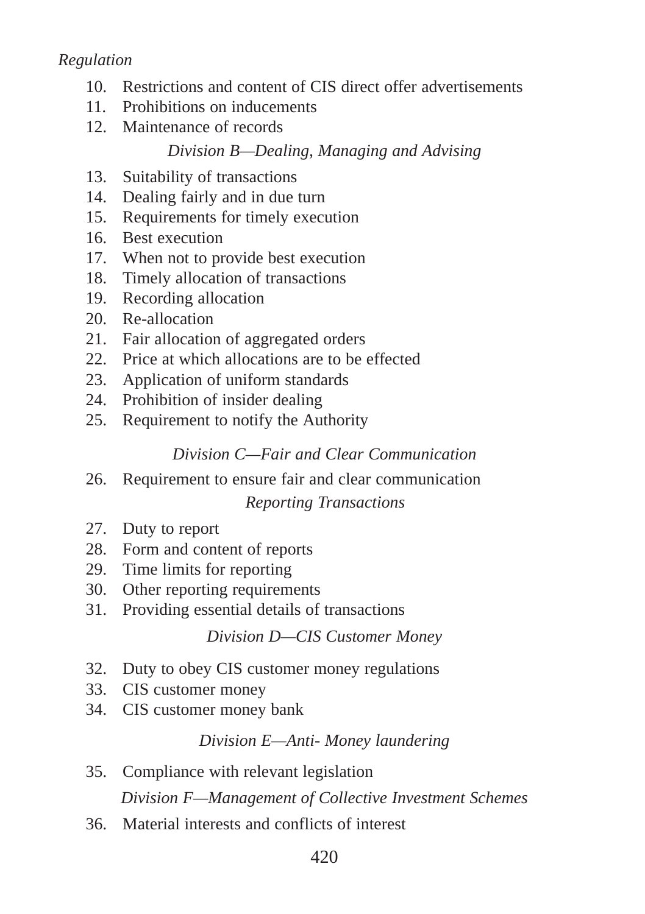*Regulation*

10. Restrictions and content of CIS direct offer advertisements
11. Prohibitions on inducements
12. Maintenance of records

*Division B—Dealing, Managing and Advising*

13. Suitability of transactions
14. Dealing fairly and in due turn
15. Requirements for timely execution
16. Best execution
17. When not to provide best execution
18. Timely allocation of transactions
19. Recording allocation
20. Re-allocation
21. Fair allocation of aggregated orders
22. Price at which allocations are to be effected
23. Application of uniform standards
24. Prohibition of insider dealing
25. Requirement to notify the Authority

*Division C—Fair and Clear Communication*

26. Requirement to ensure fair and clear communication

*Reporting Transactions*

27. Duty to report
28. Form and content of reports
29. Time limits for reporting
30. Other reporting requirements
31. Providing essential details of transactions

*Division D—CIS Customer Money*

32. Duty to obey CIS customer money regulations
33. CIS customer money
34. CIS customer money bank

*Division E—Anti- Money laundering*

35. Compliance with relevant legislation

*Division F—Management of Collective Investment Schemes*

36. Material interests and conflicts of interest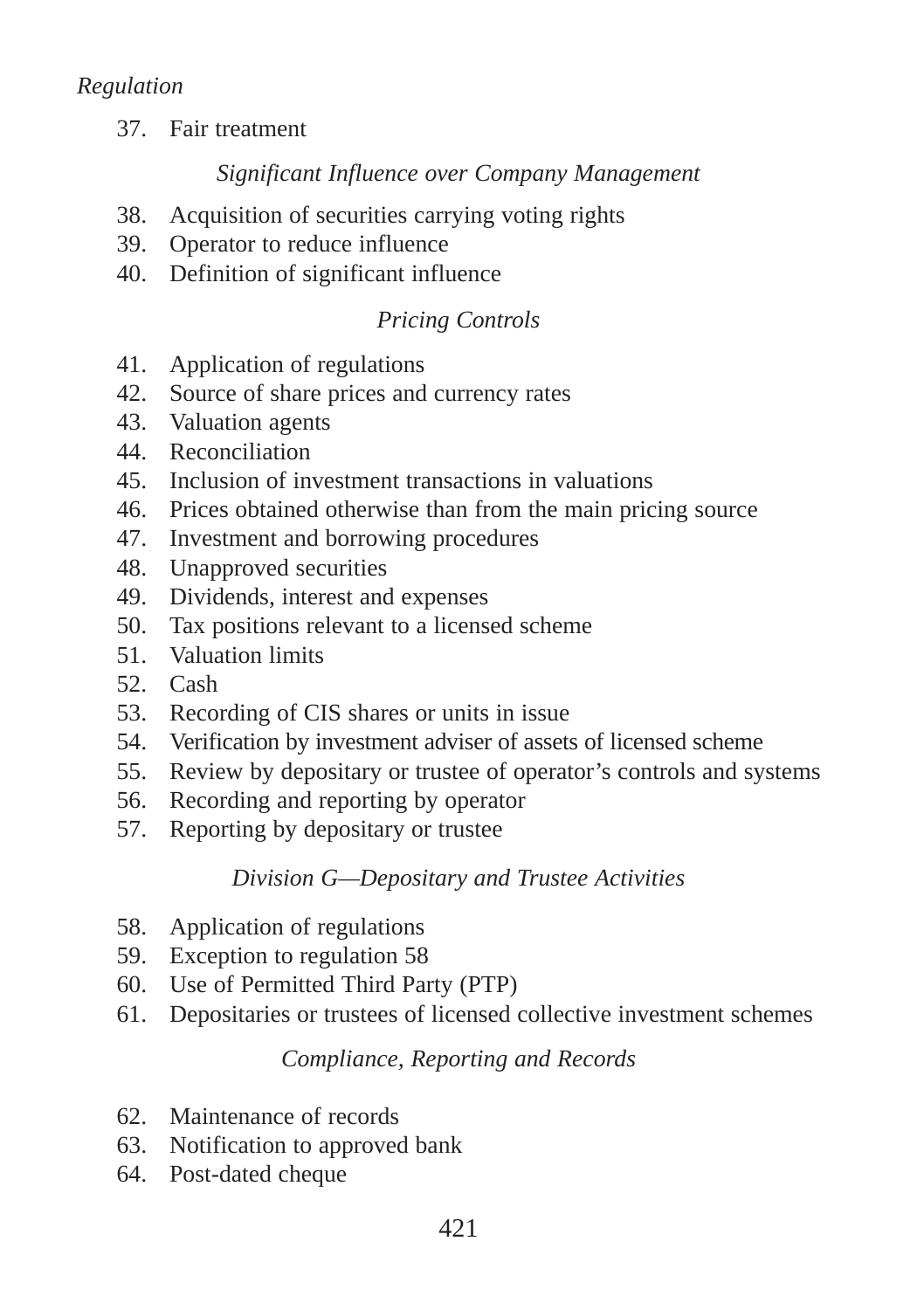*Regulation*

37. Fair treatment

*Significant Influence over Company Management*

38. Acquisition of securities carrying voting rights
39. Operator to reduce influence
40. Definition of significant influence

*Pricing Controls*

41. Application of regulations
42. Source of share prices and currency rates
43. Valuation agents
44. Reconciliation
45. Inclusion of investment transactions in valuations
46. Prices obtained otherwise than from the main pricing source
47. Investment and borrowing procedures
48. Unapproved securities
49. Dividends, interest and expenses
50. Tax positions relevant to a licensed scheme
51. Valuation limits
52. Cash
53. Recording of CIS shares or units in issue
54. Verification by investment adviser of assets of licensed scheme
55. Review by depositary or trustee of operator's controls and systems
56. Recording and reporting by operator
57. Reporting by depositary or trustee

*Division G—Depositary and Trustee Activities*

58. Application of regulations
59. Exception to regulation 58
60. Use of Permitted Third Party (PTP)
61. Depositaries or trustees of licensed collective investment schemes

*Compliance, Reporting and Records*

62. Maintenance of records
63. Notification to approved bank
64. Post-dated cheque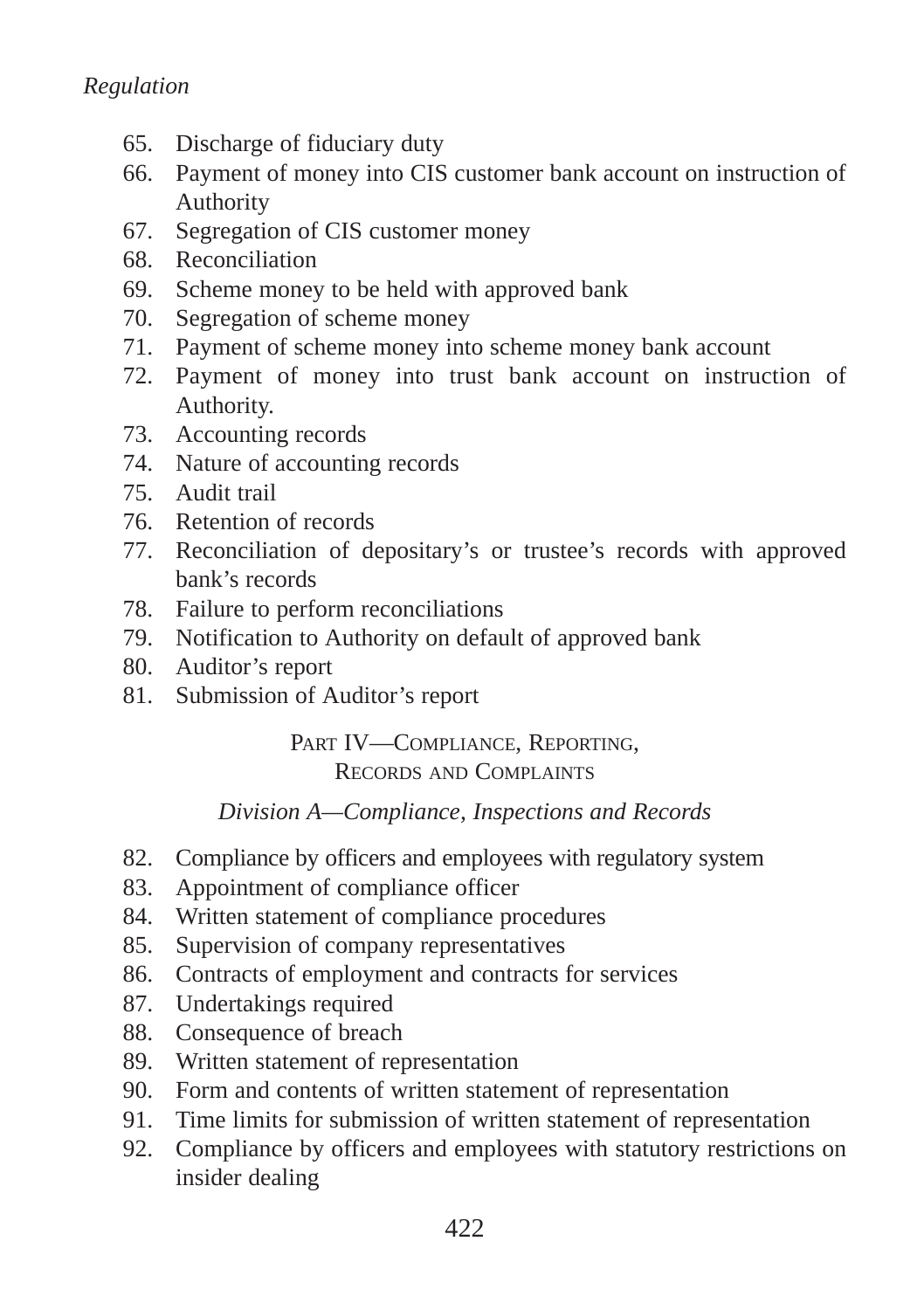*Regulation*

65. Discharge of fiduciary duty
66. Payment of money into CIS customer bank account on instruction of Authority
67. Segregation of CIS customer money
68. Reconciliation
69. Scheme money to be held with approved bank
70. Segregation of scheme money
71. Payment of scheme money into scheme money bank account
72. Payment of money into trust bank account on instruction of Authority.
73. Accounting records
74. Nature of accounting records
75. Audit trail
76. Retention of records
77. Reconciliation of depositary's or trustee's records with approved bank's records
78. Failure to perform reconciliations
79. Notification to Authority on default of approved bank
80. Auditor's report
81. Submission of Auditor's report

## PART IV—COMPLIANCE, REPORTING, RECORDS AND COMPLAINTS

### *Division A—Compliance, Inspections and Records*

82. Compliance by officers and employees with regulatory system
83. Appointment of compliance officer
84. Written statement of compliance procedures
85. Supervision of company representatives
86. Contracts of employment and contracts for services
87. Undertakings required
88. Consequence of breach
89. Written statement of representation
90. Form and contents of written statement of representation
91. Time limits for submission of written statement of representation
92. Compliance by officers and employees with statutory restrictions on insider dealing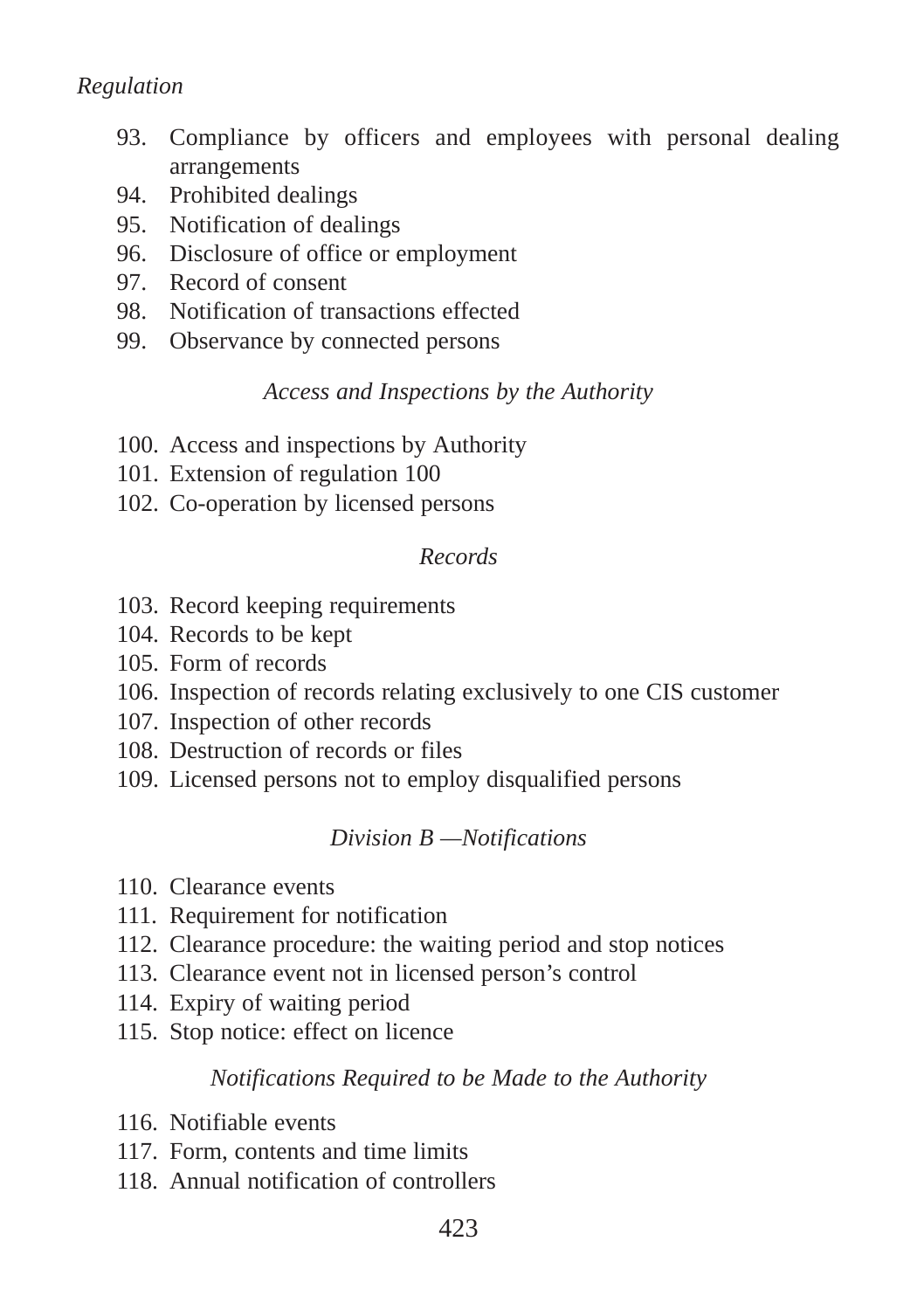*Regulation*

93. Compliance by officers and employees with personal dealing arrangements
94. Prohibited dealings
95. Notification of dealings
96. Disclosure of office or employment
97. Record of consent
98. Notification of transactions effected
99. Observance by connected persons

*Access and Inspections by the Authority*

100. Access and inspections by Authority
101. Extension of regulation 100
102. Co-operation by licensed persons

*Records*

103. Record keeping requirements
104. Records to be kept
105. Form of records
106. Inspection of records relating exclusively to one CIS customer
107. Inspection of other records
108. Destruction of records or files
109. Licensed persons not to employ disqualified persons

*Division B —Notifications*

110. Clearance events
111. Requirement for notification
112. Clearance procedure: the waiting period and stop notices
113. Clearance event not in licensed person's control
114. Expiry of waiting period
115. Stop notice: effect on licence

*Notifications Required to be Made to the Authority*

116. Notifiable events
117. Form, contents and time limits
118. Annual notification of controllers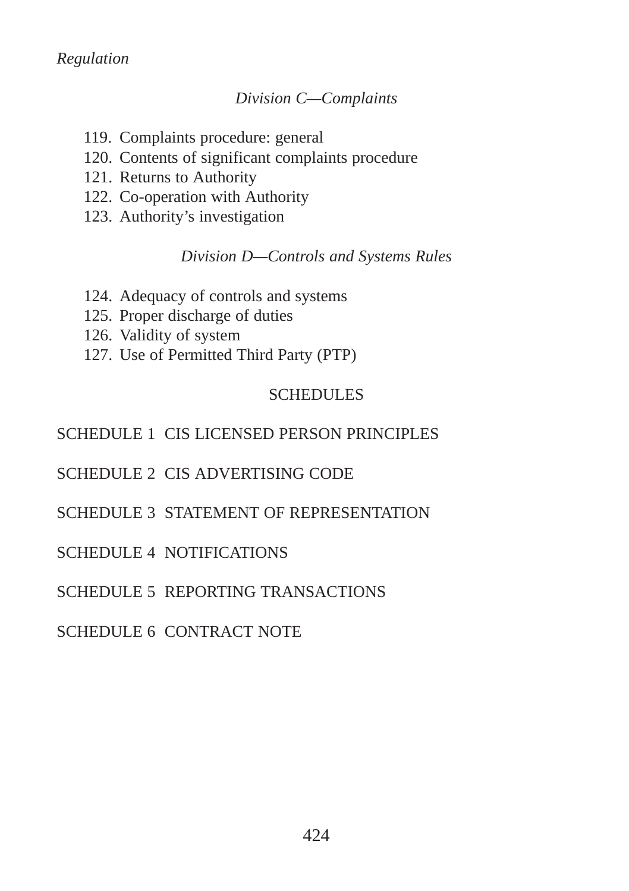*Regulation*

*Division C—Complaints*

119. Complaints procedure: general
120. Contents of significant complaints procedure
121. Returns to Authority
122. Co-operation with Authority
123. Authority's investigation

*Division D—Controls and Systems Rules*

124. Adequacy of controls and systems
125. Proper discharge of duties
126. Validity of system
127. Use of Permitted Third Party (PTP)

SCHEDULES

SCHEDULE 1 CIS LICENSED PERSON PRINCIPLES

SCHEDULE 2 CIS ADVERTISING CODE

SCHEDULE 3 STATEMENT OF REPRESENTATION

SCHEDULE 4 NOTIFICATIONS

SCHEDULE 5 REPORTING TRANSACTIONS

SCHEDULE 6 CONTRACT NOTE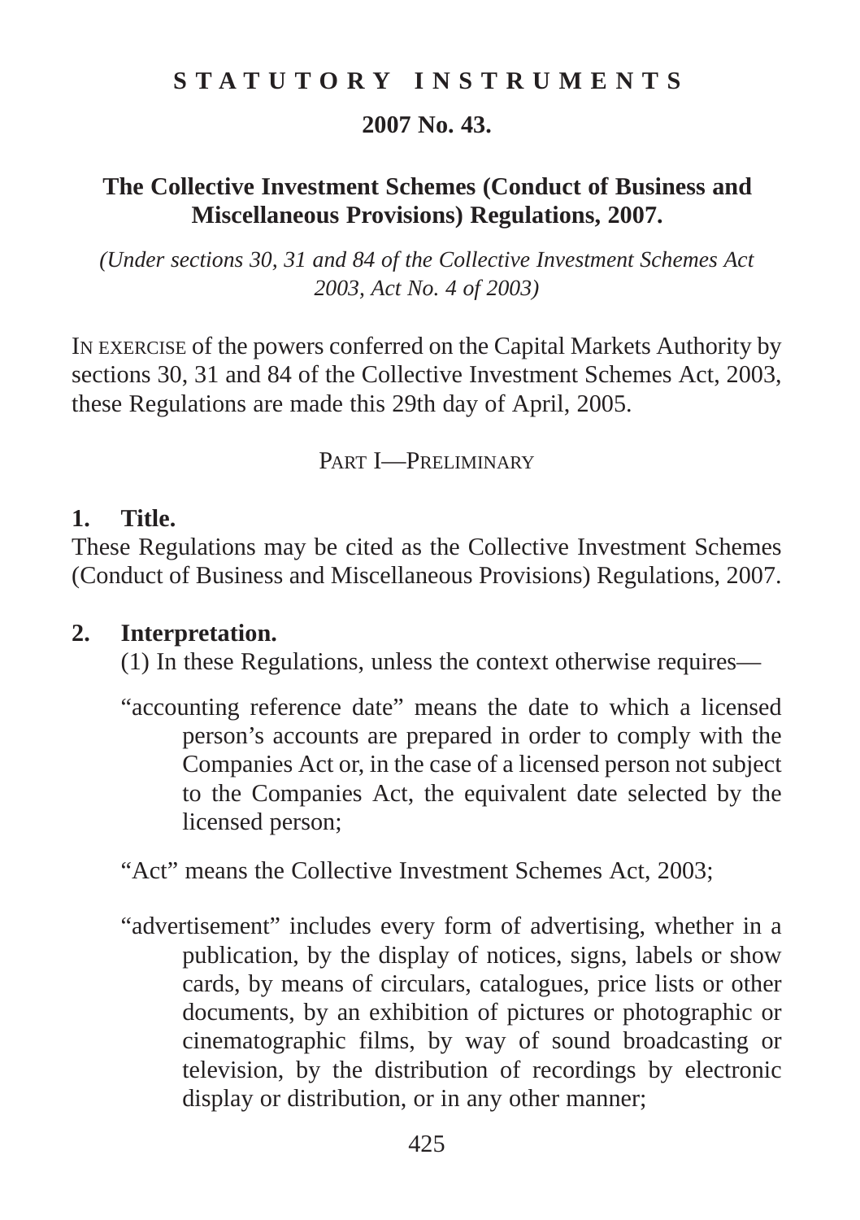**STATUTORY INSTRUMENTS**

**2007 No. 43.**

# The Collective Investment Schemes (Conduct of Business and Miscellaneous Provisions) Regulations, 2007.

*(Under sections 30, 31 and 84 of the Collective Investment Schemes Act 2003, Act No. 4 of 2003)*

IN EXERCISE of the powers conferred on the Capital Markets Authority by sections 30, 31 and 84 of the Collective Investment Schemes Act, 2003, these Regulations are made this 29th day of April, 2005.

## PART I—PRELIMINARY

**1. Title.**

These Regulations may be cited as the Collective Investment Schemes (Conduct of Business and Miscellaneous Provisions) Regulations, 2007.

**2. Interpretation.**

(1) In these Regulations, unless the context otherwise requires—

"accounting reference date" means the date to which a licensed person's accounts are prepared in order to comply with the Companies Act or, in the case of a licensed person not subject to the Companies Act, the equivalent date selected by the licensed person;

"Act" means the Collective Investment Schemes Act, 2003;

"advertisement" includes every form of advertising, whether in a publication, by the display of notices, signs, labels or show cards, by means of circulars, catalogues, price lists or other documents, by an exhibition of pictures or photographic or cinematographic films, by way of sound broadcasting or television, by the distribution of recordings by electronic display or distribution, or in any other manner;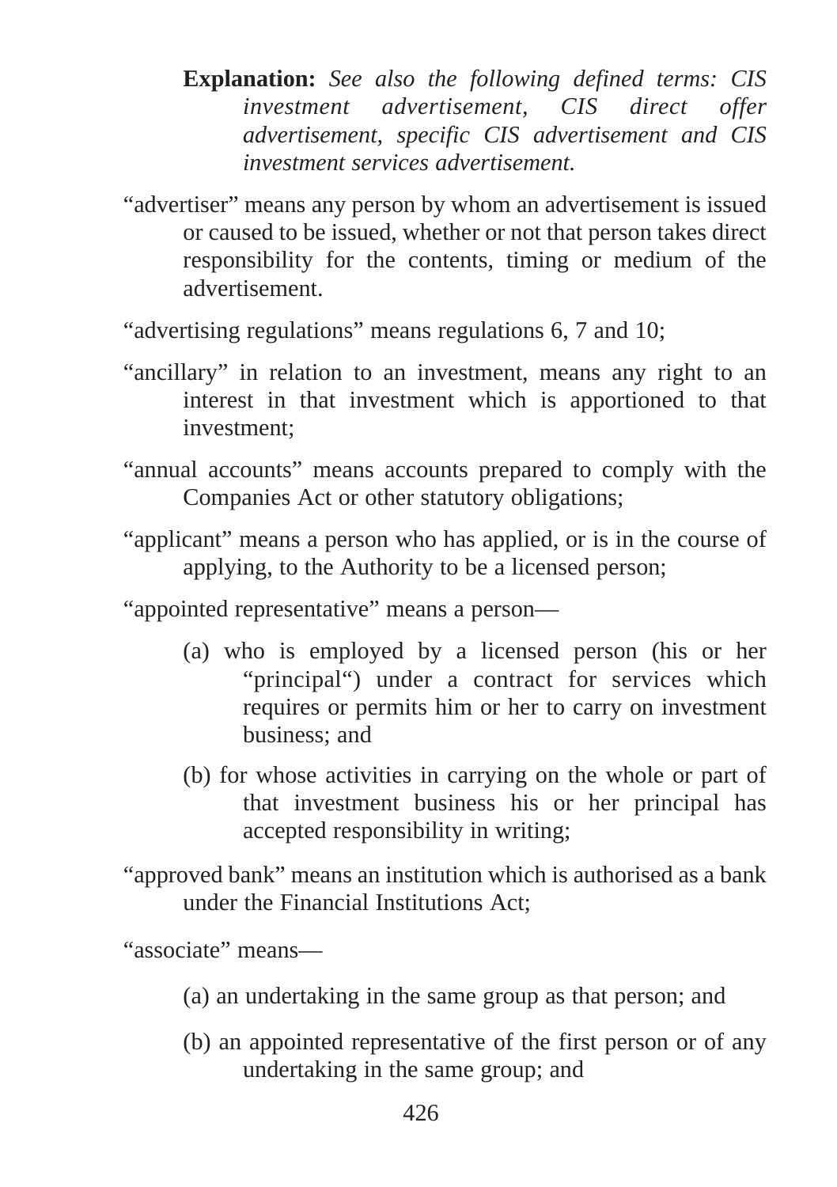**Explanation:** *See also the following defined terms: CIS investment advertisement, CIS direct offer advertisement, specific CIS advertisement and CIS investment services advertisement.*

"advertiser" means any person by whom an advertisement is issued or caused to be issued, whether or not that person takes direct responsibility for the contents, timing or medium of the advertisement.

"advertising regulations" means regulations 6, 7 and 10;

"ancillary" in relation to an investment, means any right to an interest in that investment which is apportioned to that investment;

"annual accounts" means accounts prepared to comply with the Companies Act or other statutory obligations;

"applicant" means a person who has applied, or is in the course of applying, to the Authority to be a licensed person;

"appointed representative" means a person—

(a) who is employed by a licensed person (his or her "principal") under a contract for services which requires or permits him or her to carry on investment business; and

(b) for whose activities in carrying on the whole or part of that investment business his or her principal has accepted responsibility in writing;

"approved bank" means an institution which is authorised as a bank under the Financial Institutions Act;

"associate" means—

(a) an undertaking in the same group as that person; and

(b) an appointed representative of the first person or of any undertaking in the same group; and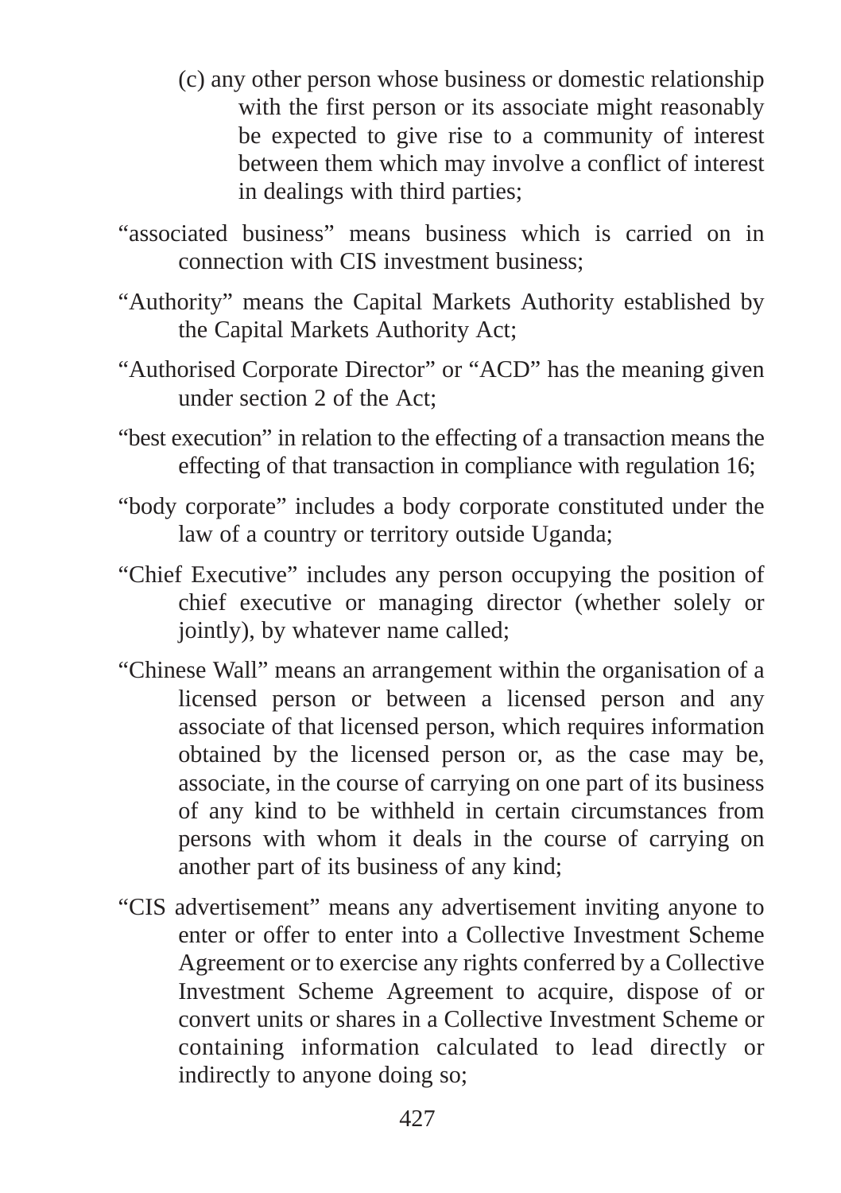(c) any other person whose business or domestic relationship with the first person or its associate might reasonably be expected to give rise to a community of interest between them which may involve a conflict of interest in dealings with third parties;

"associated business" means business which is carried on in connection with CIS investment business;

"Authority" means the Capital Markets Authority established by the Capital Markets Authority Act;

"Authorised Corporate Director" or "ACD" has the meaning given under section 2 of the Act;

"best execution" in relation to the effecting of a transaction means the effecting of that transaction in compliance with regulation 16;

"body corporate" includes a body corporate constituted under the law of a country or territory outside Uganda;

"Chief Executive" includes any person occupying the position of chief executive or managing director (whether solely or jointly), by whatever name called;

"Chinese Wall" means an arrangement within the organisation of a licensed person or between a licensed person and any associate of that licensed person, which requires information obtained by the licensed person or, as the case may be, associate, in the course of carrying on one part of its business of any kind to be withheld in certain circumstances from persons with whom it deals in the course of carrying on another part of its business of any kind;

"CIS advertisement" means any advertisement inviting anyone to enter or offer to enter into a Collective Investment Scheme Agreement or to exercise any rights conferred by a Collective Investment Scheme Agreement to acquire, dispose of or convert units or shares in a Collective Investment Scheme or containing information calculated to lead directly or indirectly to anyone doing so;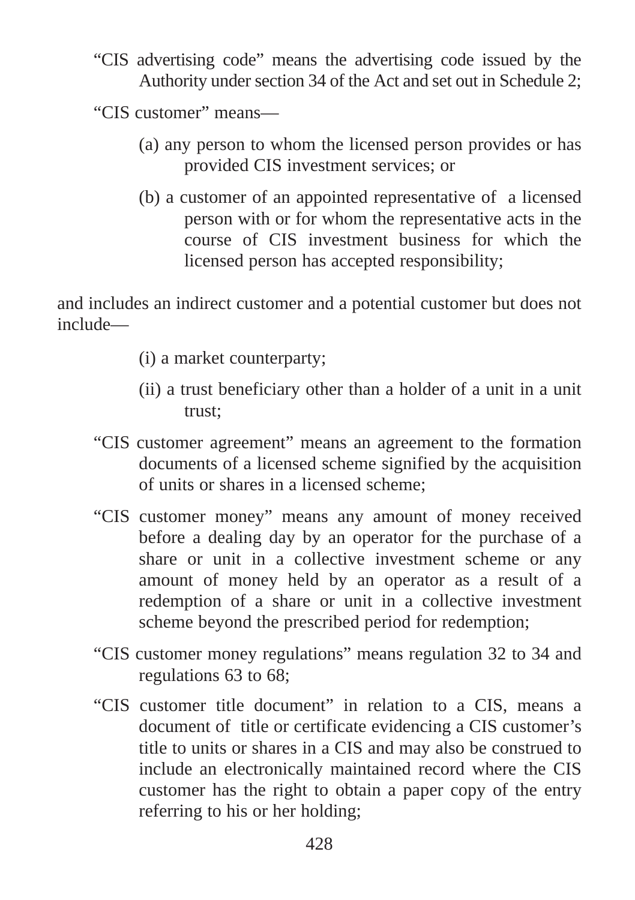"CIS advertising code" means the advertising code issued by the Authority under section 34 of the Act and set out in Schedule 2;

"CIS customer" means—

(a) any person to whom the licensed person provides or has provided CIS investment services; or

(b) a customer of an appointed representative of a licensed person with or for whom the representative acts in the course of CIS investment business for which the licensed person has accepted responsibility;

and includes an indirect customer and a potential customer but does not include—

(i) a market counterparty;

(ii) a trust beneficiary other than a holder of a unit in a unit trust;

"CIS customer agreement" means an agreement to the formation documents of a licensed scheme signified by the acquisition of units or shares in a licensed scheme;

"CIS customer money" means any amount of money received before a dealing day by an operator for the purchase of a share or unit in a collective investment scheme or any amount of money held by an operator as a result of a redemption of a share or unit in a collective investment scheme beyond the prescribed period for redemption;

"CIS customer money regulations" means regulation 32 to 34 and regulations 63 to 68;

"CIS customer title document" in relation to a CIS, means a document of title or certificate evidencing a CIS customer's title to units or shares in a CIS and may also be construed to include an electronically maintained record where the CIS customer has the right to obtain a paper copy of the entry referring to his or her holding;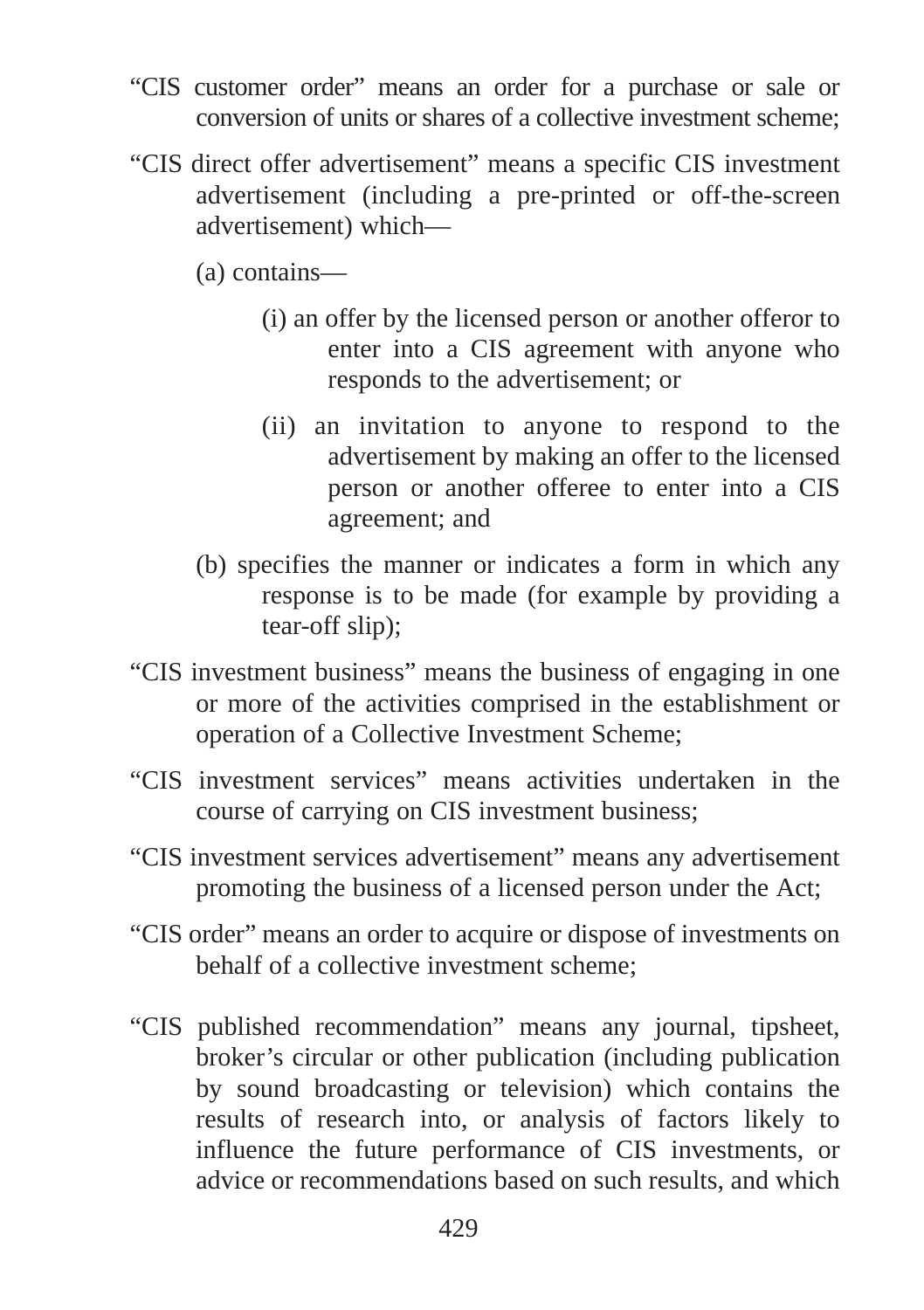"CIS customer order" means an order for a purchase or sale or conversion of units or shares of a collective investment scheme;

"CIS direct offer advertisement" means a specific CIS investment advertisement (including a pre-printed or off-the-screen advertisement) which—

(a) contains—

(i) an offer by the licensed person or another offeror to enter into a CIS agreement with anyone who responds to the advertisement; or

(ii) an invitation to anyone to respond to the advertisement by making an offer to the licensed person or another offeree to enter into a CIS agreement; and

(b) specifies the manner or indicates a form in which any response is to be made (for example by providing a tear-off slip);

"CIS investment business" means the business of engaging in one or more of the activities comprised in the establishment or operation of a Collective Investment Scheme;

"CIS investment services" means activities undertaken in the course of carrying on CIS investment business;

"CIS investment services advertisement" means any advertisement promoting the business of a licensed person under the Act;

"CIS order" means an order to acquire or dispose of investments on behalf of a collective investment scheme;

"CIS published recommendation" means any journal, tipsheet, broker's circular or other publication (including publication by sound broadcasting or television) which contains the results of research into, or analysis of factors likely to influence the future performance of CIS investments, or advice or recommendations based on such results, and which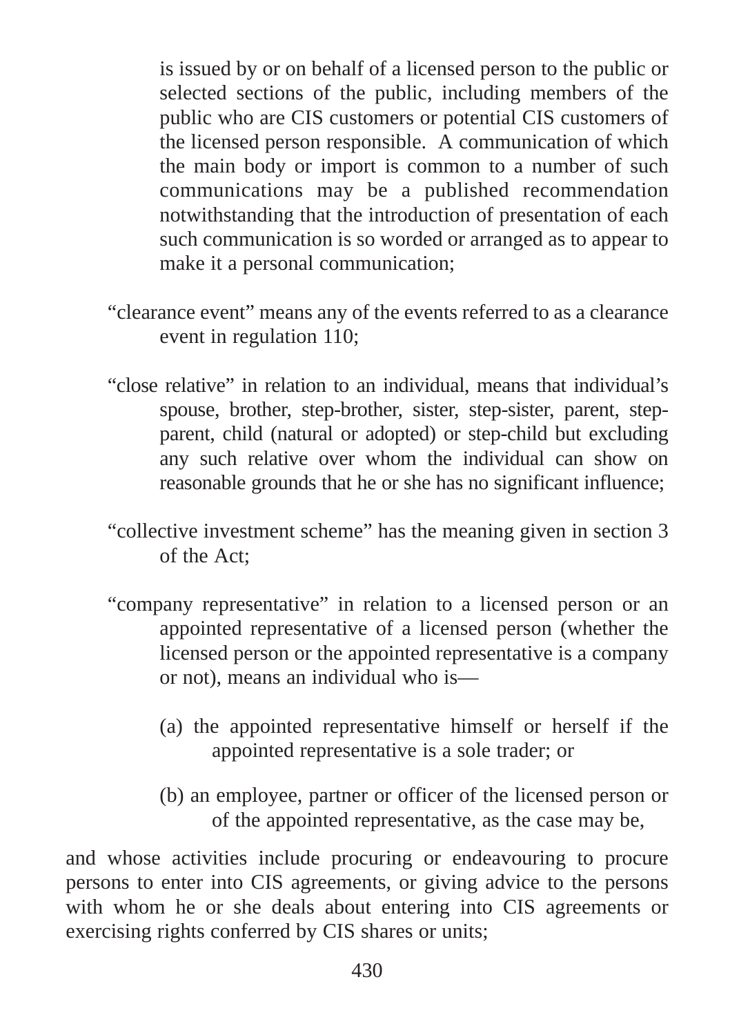is issued by or on behalf of a licensed person to the public or selected sections of the public, including members of the public who are CIS customers or potential CIS customers of the licensed person responsible. A communication of which the main body or import is common to a number of such communications may be a published recommendation notwithstanding that the introduction of presentation of each such communication is so worded or arranged as to appear to make it a personal communication;

"clearance event" means any of the events referred to as a clearance event in regulation 110;

"close relative" in relation to an individual, means that individual's spouse, brother, step-brother, sister, step-sister, parent, step-parent, child (natural or adopted) or step-child but excluding any such relative over whom the individual can show on reasonable grounds that he or she has no significant influence;

"collective investment scheme" has the meaning given in section 3 of the Act;

"company representative" in relation to a licensed person or an appointed representative of a licensed person (whether the licensed person or the appointed representative is a company or not), means an individual who is—

(a) the appointed representative himself or herself if the appointed representative is a sole trader; or

(b) an employee, partner or officer of the licensed person or of the appointed representative, as the case may be,

and whose activities include procuring or endeavouring to procure persons to enter into CIS agreements, or giving advice to the persons with whom he or she deals about entering into CIS agreements or exercising rights conferred by CIS shares or units;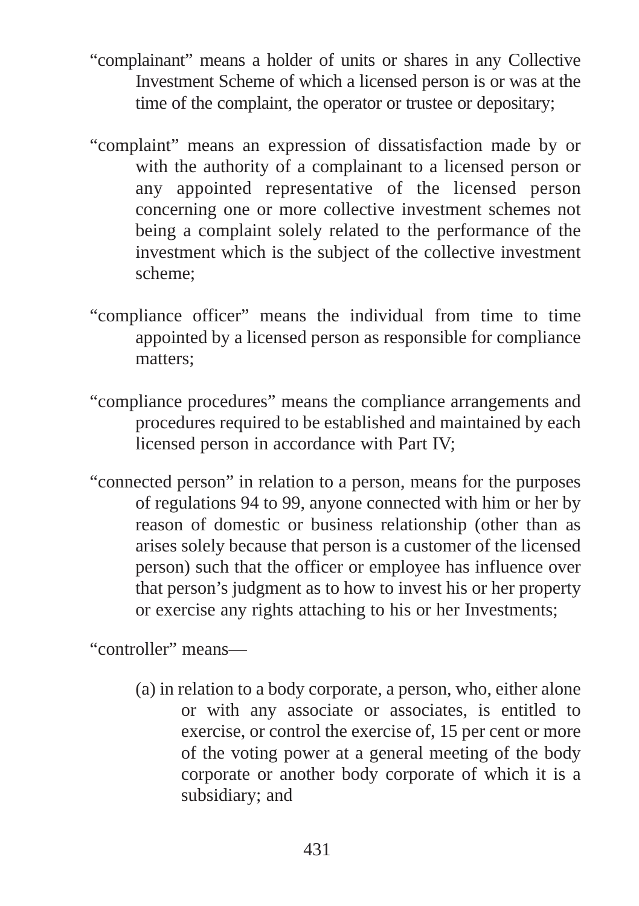"complainant" means a holder of units or shares in any Collective Investment Scheme of which a licensed person is or was at the time of the complaint, the operator or trustee or depositary;

"complaint" means an expression of dissatisfaction made by or with the authority of a complainant to a licensed person or any appointed representative of the licensed person concerning one or more collective investment schemes not being a complaint solely related to the performance of the investment which is the subject of the collective investment scheme;

"compliance officer" means the individual from time to time appointed by a licensed person as responsible for compliance matters;

"compliance procedures" means the compliance arrangements and procedures required to be established and maintained by each licensed person in accordance with Part IV;

"connected person" in relation to a person, means for the purposes of regulations 94 to 99, anyone connected with him or her by reason of domestic or business relationship (other than as arises solely because that person is a customer of the licensed person) such that the officer or employee has influence over that person's judgment as to how to invest his or her property or exercise any rights attaching to his or her Investments;

"controller" means—

(a) in relation to a body corporate, a person, who, either alone or with any associate or associates, is entitled to exercise, or control the exercise of, 15 per cent or more of the voting power at a general meeting of the body corporate or another body corporate of which it is a subsidiary; and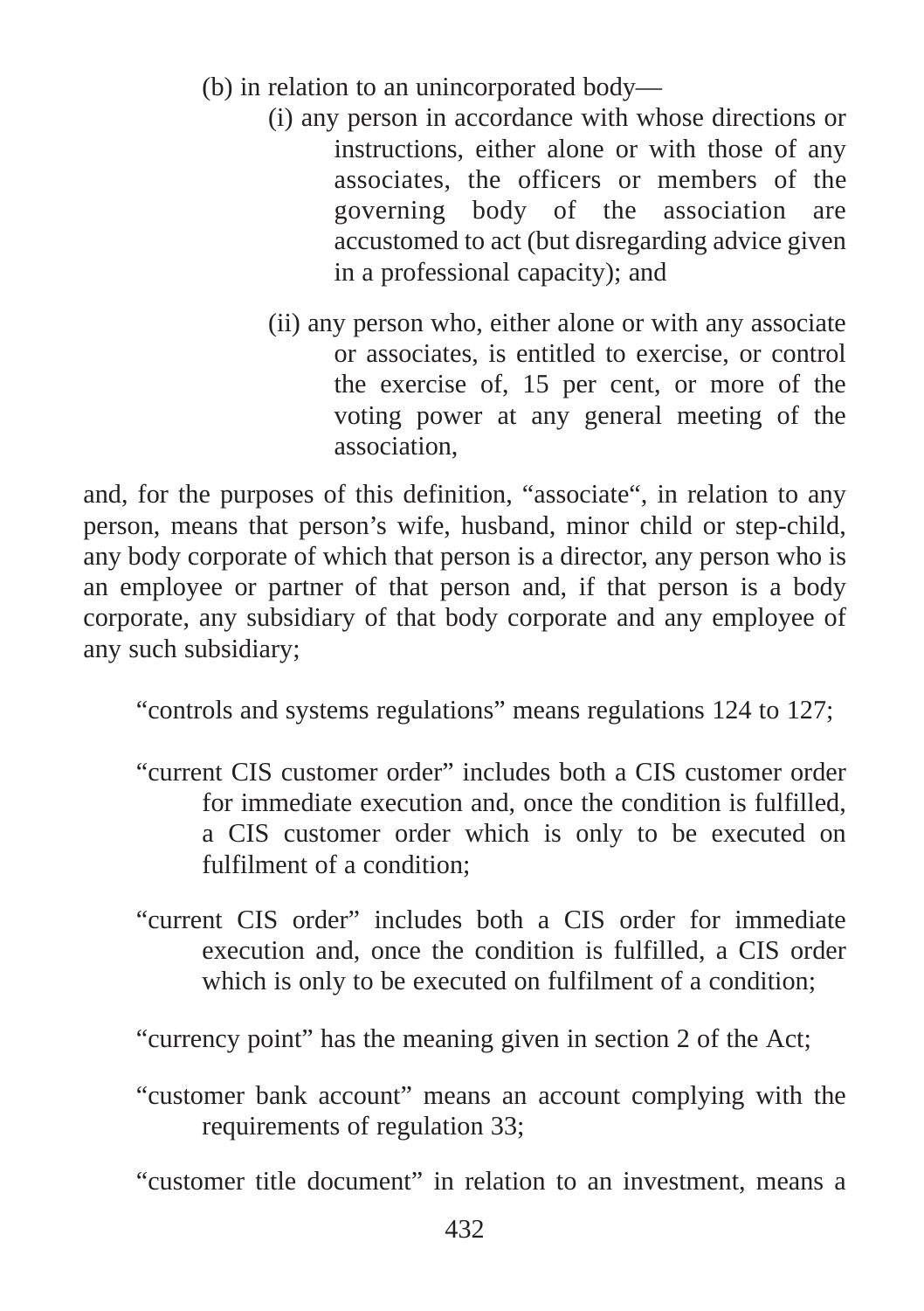(b) in relation to an unincorporated body—

(i) any person in accordance with whose directions or instructions, either alone or with those of any associates, the officers or members of the governing body of the association are accustomed to act (but disregarding advice given in a professional capacity); and

(ii) any person who, either alone or with any associate or associates, is entitled to exercise, or control the exercise of, 15 per cent, or more of the voting power at any general meeting of the association,

and, for the purposes of this definition, “associate“, in relation to any person, means that person’s wife, husband, minor child or step-child, any body corporate of which that person is a director, any person who is an employee or partner of that person and, if that person is a body corporate, any subsidiary of that body corporate and any employee of any such subsidiary;

“controls and systems regulations” means regulations 124 to 127;

“current CIS customer order” includes both a CIS customer order for immediate execution and, once the condition is fulfilled, a CIS customer order which is only to be executed on fulfilment of a condition;

“current CIS order” includes both a CIS order for immediate execution and, once the condition is fulfilled, a CIS order which is only to be executed on fulfilment of a condition;

“currency point” has the meaning given in section 2 of the Act;

“customer bank account” means an account complying with the requirements of regulation 33;

“customer title document” in relation to an investment, means a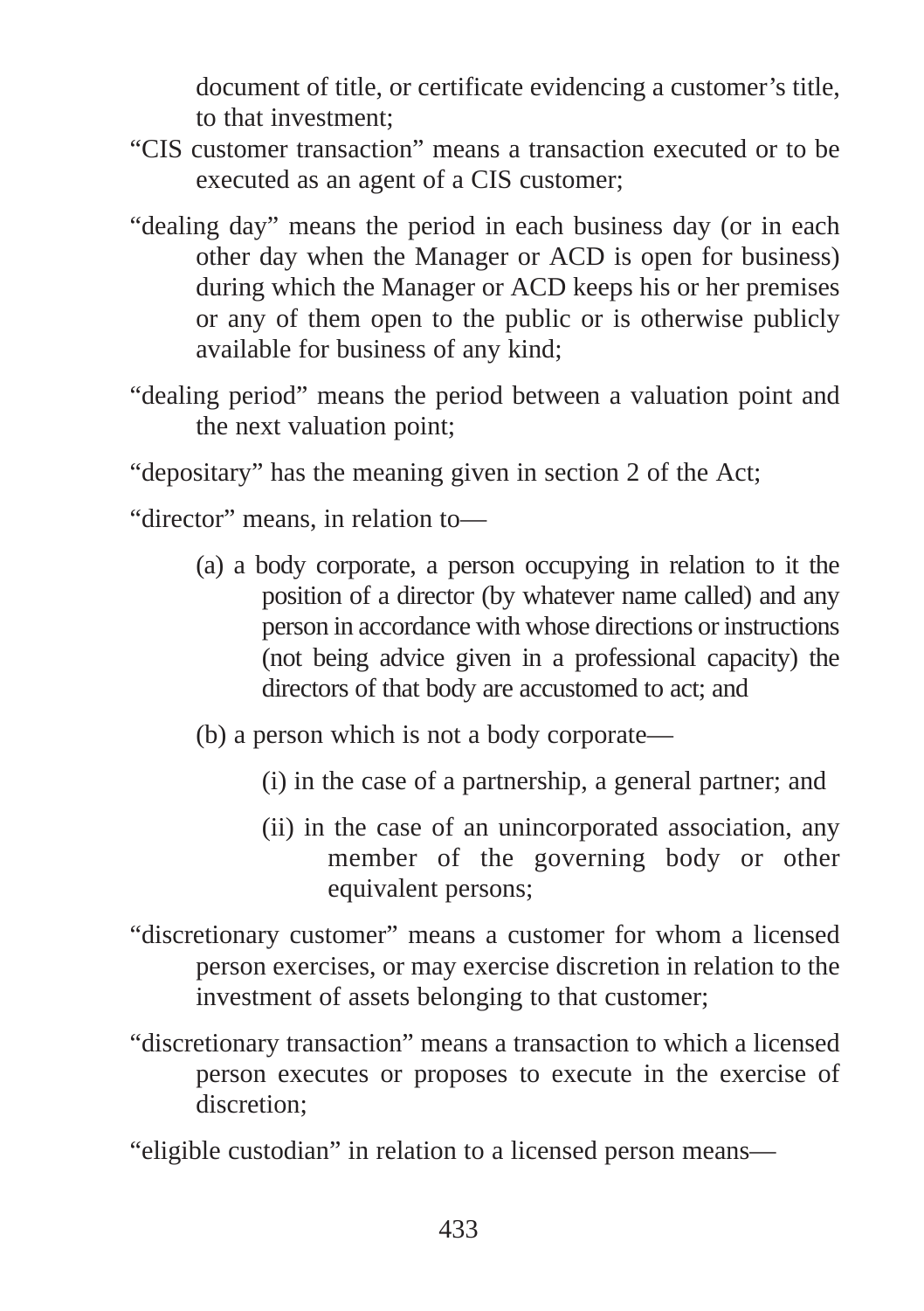document of title, or certificate evidencing a customer's title, to that investment;

"CIS customer transaction" means a transaction executed or to be executed as an agent of a CIS customer;

"dealing day" means the period in each business day (or in each other day when the Manager or ACD is open for business) during which the Manager or ACD keeps his or her premises or any of them open to the public or is otherwise publicly available for business of any kind;

"dealing period" means the period between a valuation point and the next valuation point;

"depositary" has the meaning given in section 2 of the Act;

"director" means, in relation to—

(a) a body corporate, a person occupying in relation to it the position of a director (by whatever name called) and any person in accordance with whose directions or instructions (not being advice given in a professional capacity) the directors of that body are accustomed to act; and

(b) a person which is not a body corporate—

(i) in the case of a partnership, a general partner; and

(ii) in the case of an unincorporated association, any member of the governing body or other equivalent persons;

"discretionary customer" means a customer for whom a licensed person exercises, or may exercise discretion in relation to the investment of assets belonging to that customer;

"discretionary transaction" means a transaction to which a licensed person executes or proposes to execute in the exercise of discretion;

"eligible custodian" in relation to a licensed person means—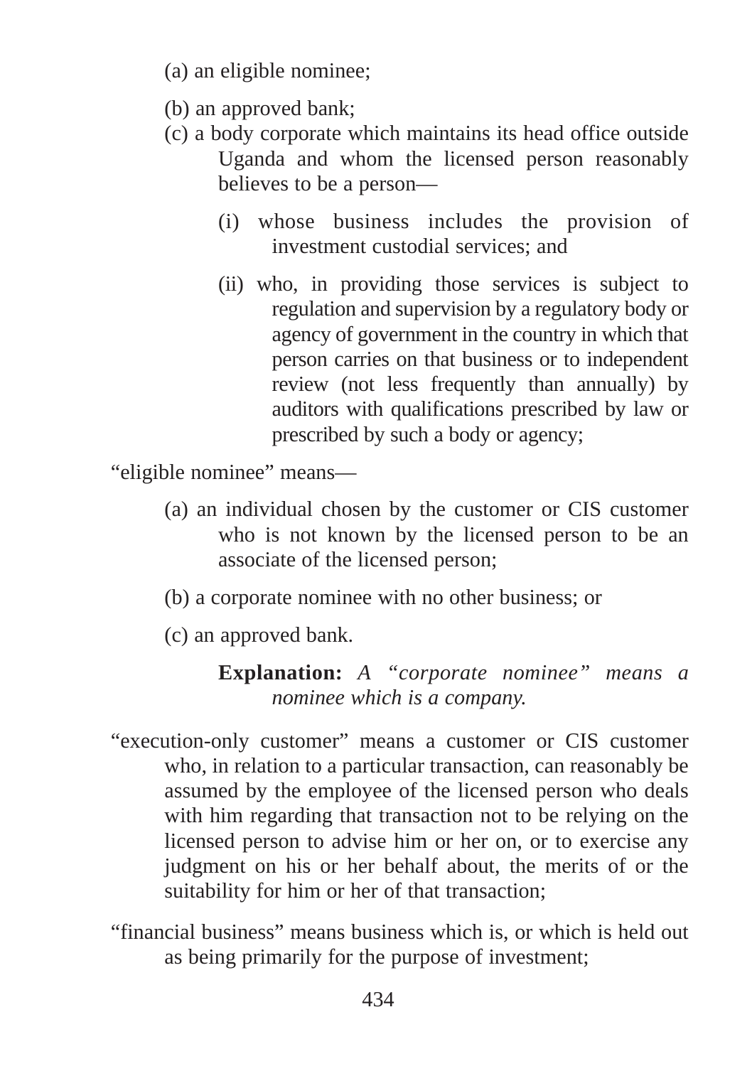(a) an eligible nominee;

(b) an approved bank;

(c) a body corporate which maintains its head office outside Uganda and whom the licensed person reasonably believes to be a person—

(i) whose business includes the provision of investment custodial services; and

(ii) who, in providing those services is subject to regulation and supervision by a regulatory body or agency of government in the country in which that person carries on that business or to independent review (not less frequently than annually) by auditors with qualifications prescribed by law or prescribed by such a body or agency;

"eligible nominee" means—

(a) an individual chosen by the customer or CIS customer who is not known by the licensed person to be an associate of the licensed person;

(b) a corporate nominee with no other business; or

(c) an approved bank.

**Explanation:** *A "corporate nominee" means a nominee which is a company.*

"execution-only customer" means a customer or CIS customer who, in relation to a particular transaction, can reasonably be assumed by the employee of the licensed person who deals with him regarding that transaction not to be relying on the licensed person to advise him or her on, or to exercise any judgment on his or her behalf about, the merits of or the suitability for him or her of that transaction;

"financial business" means business which is, or which is held out as being primarily for the purpose of investment;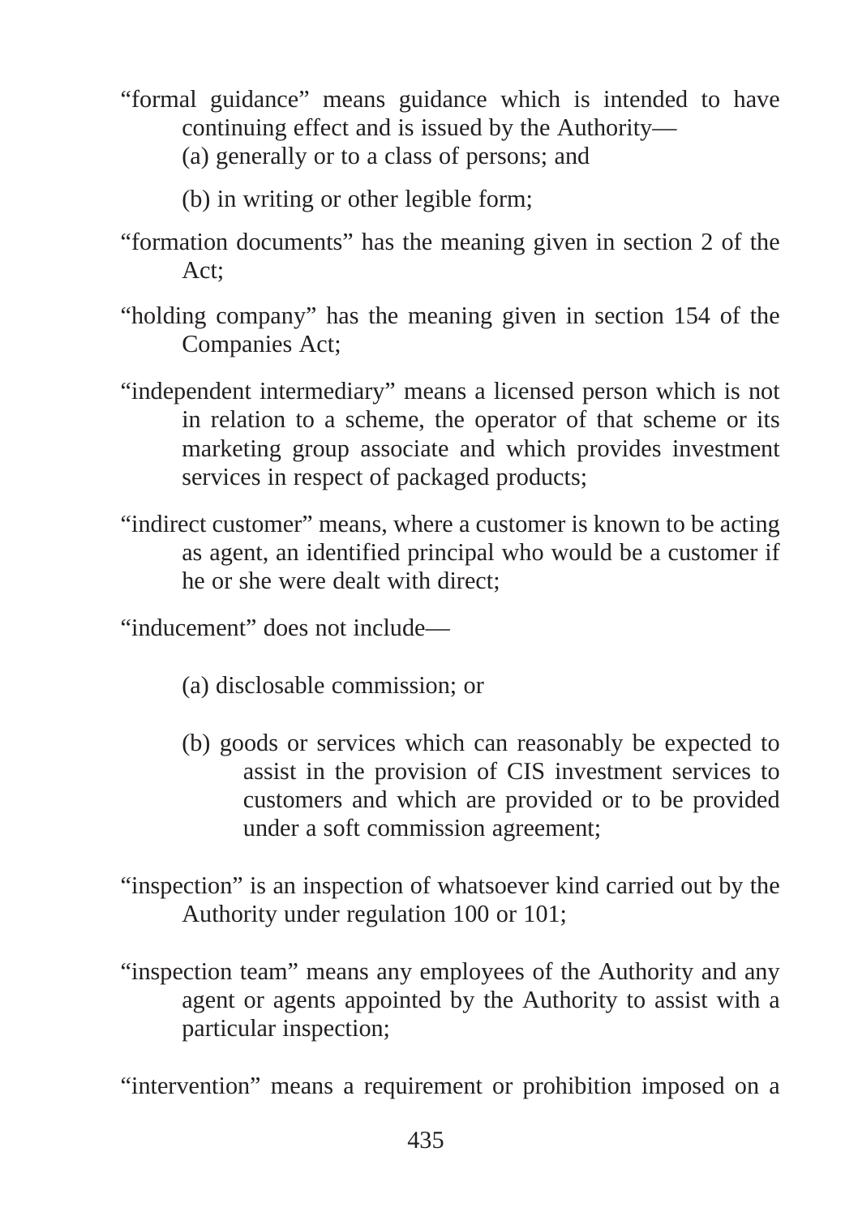"formal guidance" means guidance which is intended to have continuing effect and is issued by the Authority—

(a) generally or to a class of persons; and

(b) in writing or other legible form;

"formation documents" has the meaning given in section 2 of the Act;

"holding company" has the meaning given in section 154 of the Companies Act;

"independent intermediary" means a licensed person which is not in relation to a scheme, the operator of that scheme or its marketing group associate and which provides investment services in respect of packaged products;

"indirect customer" means, where a customer is known to be acting as agent, an identified principal who would be a customer if he or she were dealt with direct;

"inducement" does not include—

(a) disclosable commission; or

(b) goods or services which can reasonably be expected to assist in the provision of CIS investment services to customers and which are provided or to be provided under a soft commission agreement;

"inspection" is an inspection of whatsoever kind carried out by the Authority under regulation 100 or 101;

"inspection team" means any employees of the Authority and any agent or agents appointed by the Authority to assist with a particular inspection;

"intervention" means a requirement or prohibition imposed on a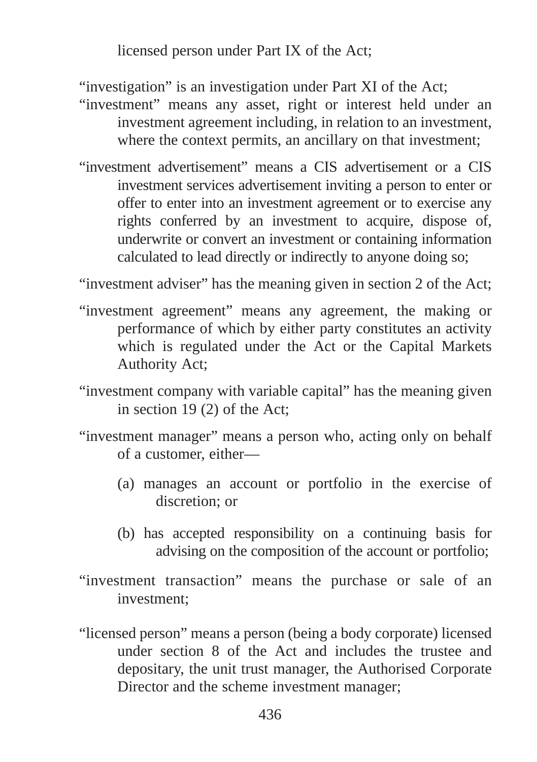licensed person under Part IX of the Act;

"investigation" is an investigation under Part XI of the Act;

"investment" means any asset, right or interest held under an investment agreement including, in relation to an investment, where the context permits, an ancillary on that investment;

"investment advertisement" means a CIS advertisement or a CIS investment services advertisement inviting a person to enter or offer to enter into an investment agreement or to exercise any rights conferred by an investment to acquire, dispose of, underwrite or convert an investment or containing information calculated to lead directly or indirectly to anyone doing so;

"investment adviser" has the meaning given in section 2 of the Act;

"investment agreement" means any agreement, the making or performance of which by either party constitutes an activity which is regulated under the Act or the Capital Markets Authority Act;

"investment company with variable capital" has the meaning given in section 19 (2) of the Act;

"investment manager" means a person who, acting only on behalf of a customer, either—

(a) manages an account or portfolio in the exercise of discretion; or

(b) has accepted responsibility on a continuing basis for advising on the composition of the account or portfolio;

"investment transaction" means the purchase or sale of an investment;

"licensed person" means a person (being a body corporate) licensed under section 8 of the Act and includes the trustee and depositary, the unit trust manager, the Authorised Corporate Director and the scheme investment manager;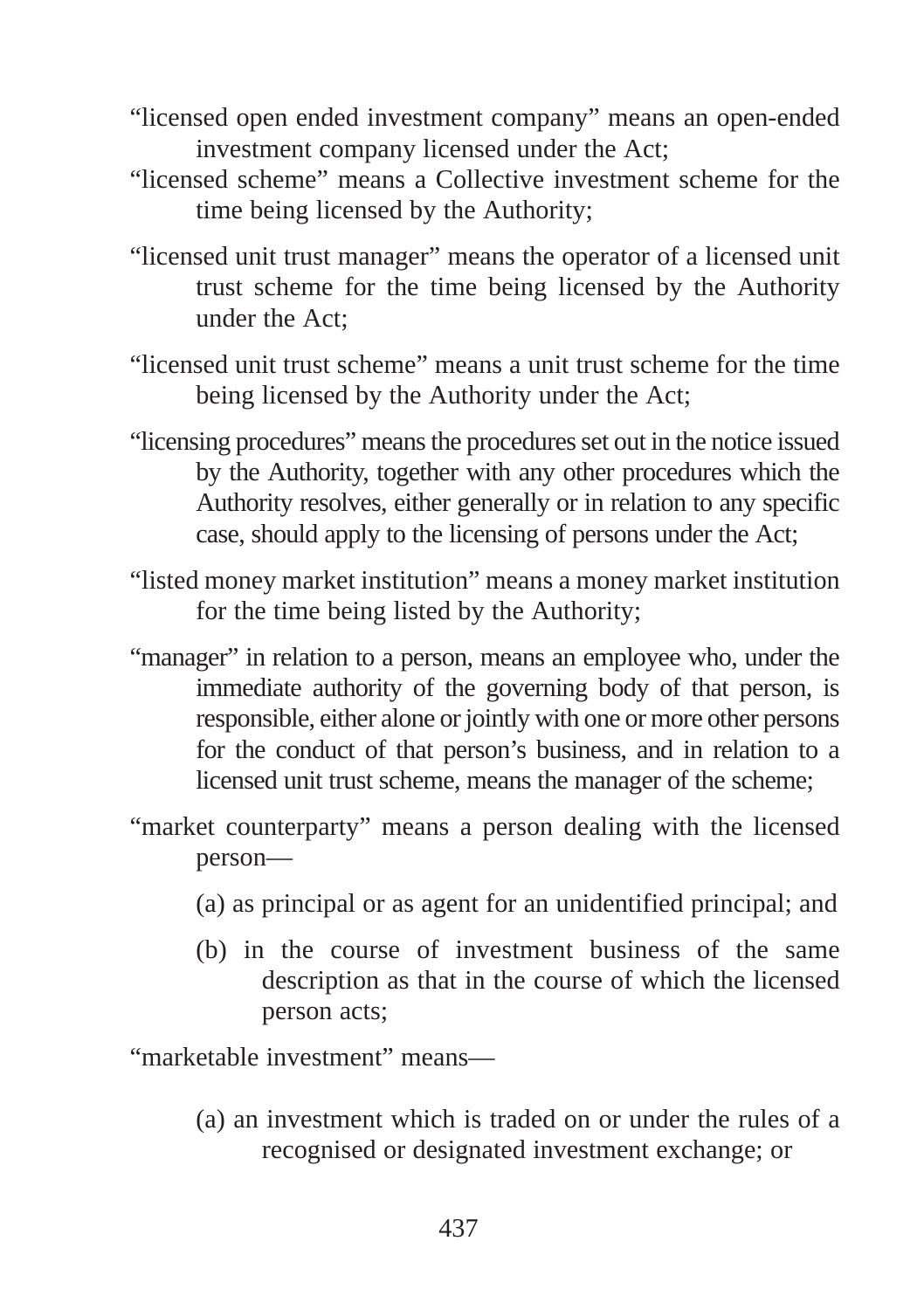"licensed open ended investment company" means an open-ended investment company licensed under the Act;

"licensed scheme" means a Collective investment scheme for the time being licensed by the Authority;

"licensed unit trust manager" means the operator of a licensed unit trust scheme for the time being licensed by the Authority under the Act;

"licensed unit trust scheme" means a unit trust scheme for the time being licensed by the Authority under the Act;

"licensing procedures" means the procedures set out in the notice issued by the Authority, together with any other procedures which the Authority resolves, either generally or in relation to any specific case, should apply to the licensing of persons under the Act;

"listed money market institution" means a money market institution for the time being listed by the Authority;

"manager" in relation to a person, means an employee who, under the immediate authority of the governing body of that person, is responsible, either alone or jointly with one or more other persons for the conduct of that person's business, and in relation to a licensed unit trust scheme, means the manager of the scheme;

"market counterparty" means a person dealing with the licensed person—

(a) as principal or as agent for an unidentified principal; and

(b) in the course of investment business of the same description as that in the course of which the licensed person acts;

"marketable investment" means—

(a) an investment which is traded on or under the rules of a recognised or designated investment exchange; or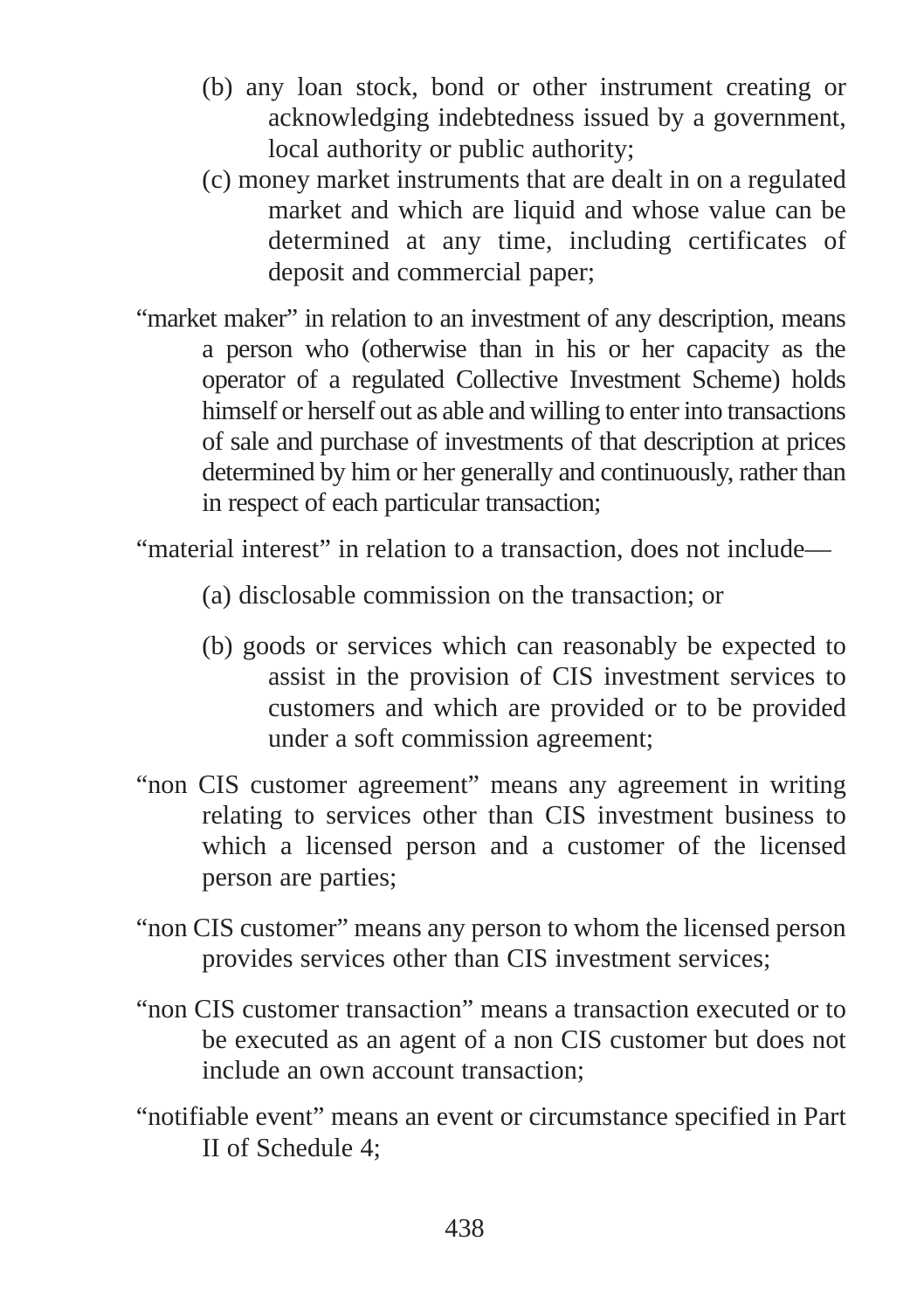(b) any loan stock, bond or other instrument creating or acknowledging indebtedness issued by a government, local authority or public authority;

(c) money market instruments that are dealt in on a regulated market and which are liquid and whose value can be determined at any time, including certificates of deposit and commercial paper;

"market maker" in relation to an investment of any description, means a person who (otherwise than in his or her capacity as the operator of a regulated Collective Investment Scheme) holds himself or herself out as able and willing to enter into transactions of sale and purchase of investments of that description at prices determined by him or her generally and continuously, rather than in respect of each particular transaction;

"material interest" in relation to a transaction, does not include—

(a) disclosable commission on the transaction; or

(b) goods or services which can reasonably be expected to assist in the provision of CIS investment services to customers and which are provided or to be provided under a soft commission agreement;

"non CIS customer agreement" means any agreement in writing relating to services other than CIS investment business to which a licensed person and a customer of the licensed person are parties;

"non CIS customer" means any person to whom the licensed person provides services other than CIS investment services;

"non CIS customer transaction" means a transaction executed or to be executed as an agent of a non CIS customer but does not include an own account transaction;

"notifiable event" means an event or circumstance specified in Part II of Schedule 4;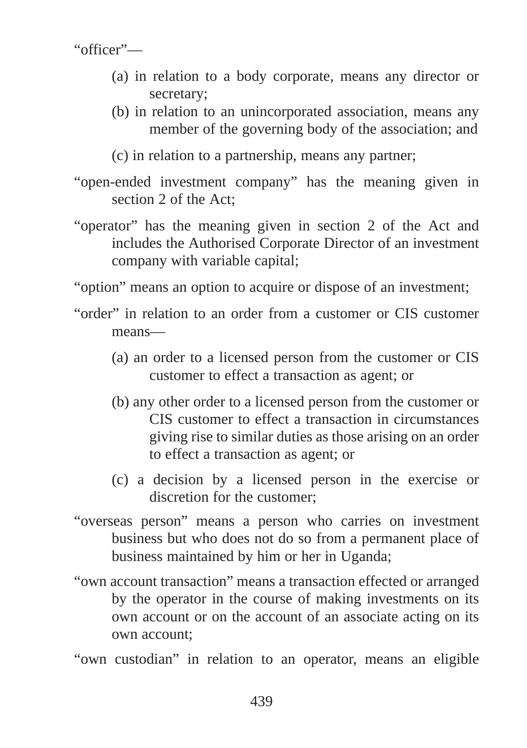"officer"—

(a) in relation to a body corporate, means any director or secretary;

(b) in relation to an unincorporated association, means any member of the governing body of the association; and

(c) in relation to a partnership, means any partner;

"open-ended investment company" has the meaning given in section 2 of the Act;

"operator" has the meaning given in section 2 of the Act and includes the Authorised Corporate Director of an investment company with variable capital;

"option" means an option to acquire or dispose of an investment;

"order" in relation to an order from a customer or CIS customer means—

(a) an order to a licensed person from the customer or CIS customer to effect a transaction as agent; or

(b) any other order to a licensed person from the customer or CIS customer to effect a transaction in circumstances giving rise to similar duties as those arising on an order to effect a transaction as agent; or

(c) a decision by a licensed person in the exercise or discretion for the customer;

"overseas person" means a person who carries on investment business but who does not do so from a permanent place of business maintained by him or her in Uganda;

"own account transaction" means a transaction effected or arranged by the operator in the course of making investments on its own account or on the account of an associate acting on its own account;

"own custodian" in relation to an operator, means an eligible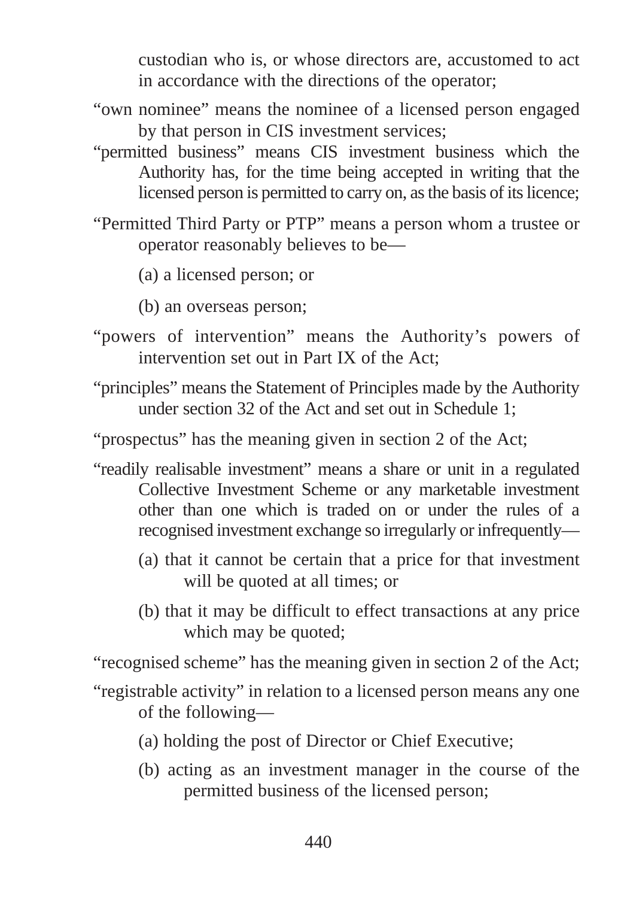custodian who is, or whose directors are, accustomed to act in accordance with the directions of the operator;

"own nominee" means the nominee of a licensed person engaged by that person in CIS investment services;

"permitted business" means CIS investment business which the Authority has, for the time being accepted in writing that the licensed person is permitted to carry on, as the basis of its licence;

"Permitted Third Party or PTP" means a person whom a trustee or operator reasonably believes to be—

(a) a licensed person; or

(b) an overseas person;

"powers of intervention" means the Authority's powers of intervention set out in Part IX of the Act;

"principles" means the Statement of Principles made by the Authority under section 32 of the Act and set out in Schedule 1;

"prospectus" has the meaning given in section 2 of the Act;

"readily realisable investment" means a share or unit in a regulated Collective Investment Scheme or any marketable investment other than one which is traded on or under the rules of a recognised investment exchange so irregularly or infrequently—

(a) that it cannot be certain that a price for that investment will be quoted at all times; or

(b) that it may be difficult to effect transactions at any price which may be quoted;

"recognised scheme" has the meaning given in section 2 of the Act;

"registrable activity" in relation to a licensed person means any one of the following—

(a) holding the post of Director or Chief Executive;

(b) acting as an investment manager in the course of the permitted business of the licensed person;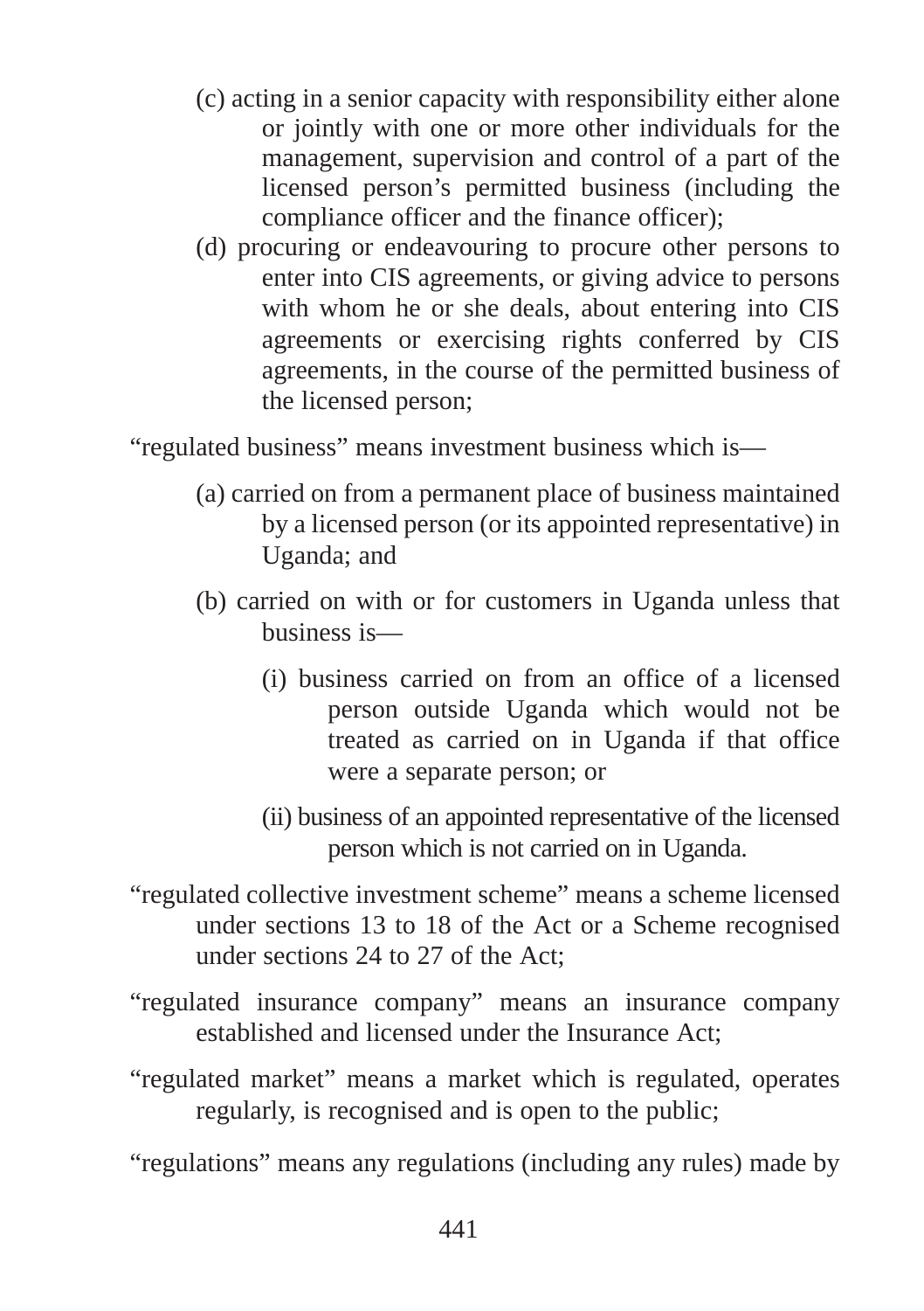(c) acting in a senior capacity with responsibility either alone or jointly with one or more other individuals for the management, supervision and control of a part of the licensed person's permitted business (including the compliance officer and the finance officer);

(d) procuring or endeavouring to procure other persons to enter into CIS agreements, or giving advice to persons with whom he or she deals, about entering into CIS agreements or exercising rights conferred by CIS agreements, in the course of the permitted business of the licensed person;

"regulated business" means investment business which is—

(a) carried on from a permanent place of business maintained by a licensed person (or its appointed representative) in Uganda; and

(b) carried on with or for customers in Uganda unless that business is—

(i) business carried on from an office of a licensed person outside Uganda which would not be treated as carried on in Uganda if that office were a separate person; or

(ii) business of an appointed representative of the licensed person which is not carried on in Uganda.

"regulated collective investment scheme" means a scheme licensed under sections 13 to 18 of the Act or a Scheme recognised under sections 24 to 27 of the Act;

"regulated insurance company" means an insurance company established and licensed under the Insurance Act;

"regulated market" means a market which is regulated, operates regularly, is recognised and is open to the public;

"regulations" means any regulations (including any rules) made by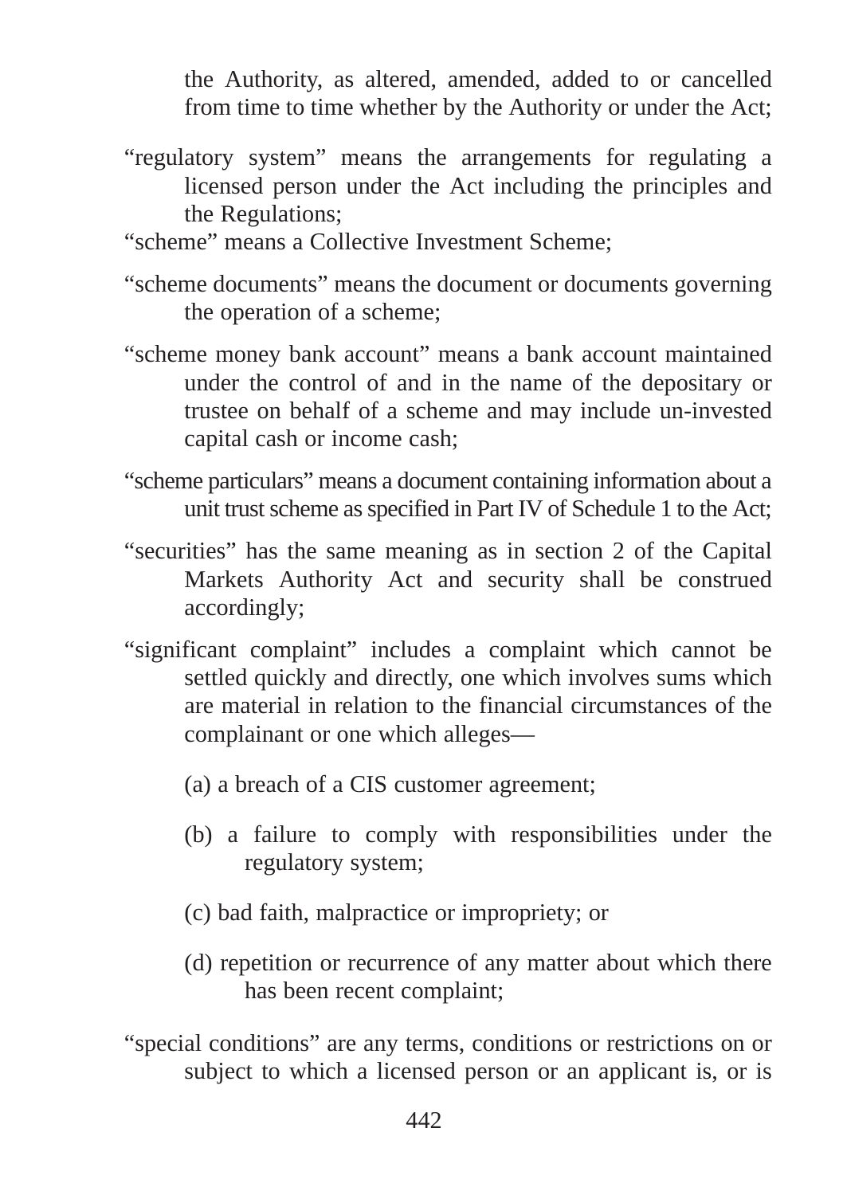the Authority, as altered, amended, added to or cancelled from time to time whether by the Authority or under the Act;

"regulatory system" means the arrangements for regulating a licensed person under the Act including the principles and the Regulations;

"scheme" means a Collective Investment Scheme;

"scheme documents" means the document or documents governing the operation of a scheme;

"scheme money bank account" means a bank account maintained under the control of and in the name of the depositary or trustee on behalf of a scheme and may include un-invested capital cash or income cash;

"scheme particulars" means a document containing information about a unit trust scheme as specified in Part IV of Schedule 1 to the Act;

"securities" has the same meaning as in section 2 of the Capital Markets Authority Act and security shall be construed accordingly;

"significant complaint" includes a complaint which cannot be settled quickly and directly, one which involves sums which are material in relation to the financial circumstances of the complainant or one which alleges—

(a) a breach of a CIS customer agreement;

(b) a failure to comply with responsibilities under the regulatory system;

(c) bad faith, malpractice or impropriety; or

(d) repetition or recurrence of any matter about which there has been recent complaint;

"special conditions" are any terms, conditions or restrictions on or subject to which a licensed person or an applicant is, or is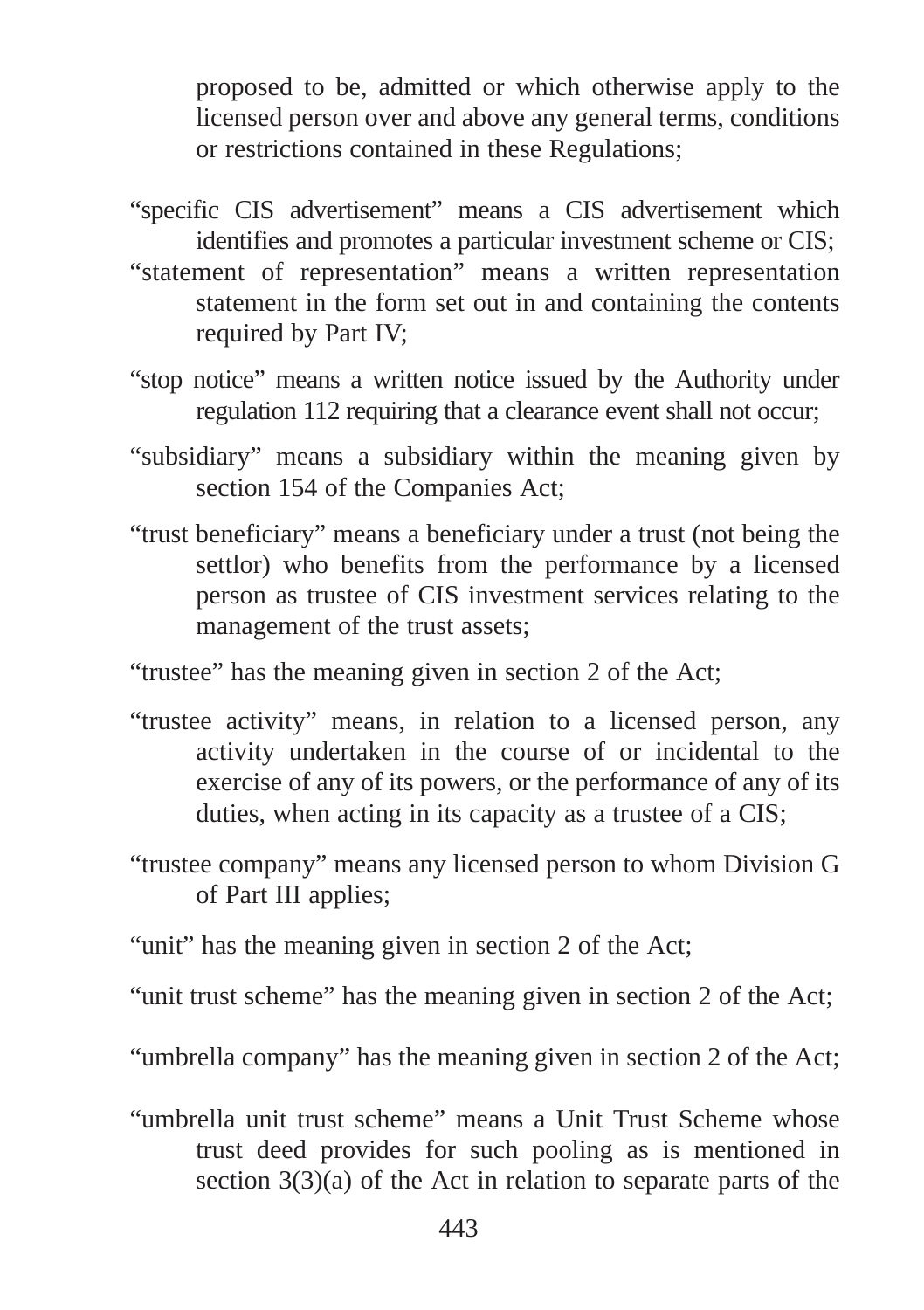proposed to be, admitted or which otherwise apply to the licensed person over and above any general terms, conditions or restrictions contained in these Regulations;

"specific CIS advertisement" means a CIS advertisement which identifies and promotes a particular investment scheme or CIS;

"statement of representation" means a written representation statement in the form set out in and containing the contents required by Part IV;

"stop notice" means a written notice issued by the Authority under regulation 112 requiring that a clearance event shall not occur;

"subsidiary" means a subsidiary within the meaning given by section 154 of the Companies Act;

"trust beneficiary" means a beneficiary under a trust (not being the settlor) who benefits from the performance by a licensed person as trustee of CIS investment services relating to the management of the trust assets;

"trustee" has the meaning given in section 2 of the Act;

"trustee activity" means, in relation to a licensed person, any activity undertaken in the course of or incidental to the exercise of any of its powers, or the performance of any of its duties, when acting in its capacity as a trustee of a CIS;

"trustee company" means any licensed person to whom Division G of Part III applies;

"unit" has the meaning given in section 2 of the Act;

"unit trust scheme" has the meaning given in section 2 of the Act;

"umbrella company" has the meaning given in section 2 of the Act;

"umbrella unit trust scheme" means a Unit Trust Scheme whose trust deed provides for such pooling as is mentioned in section 3(3)(a) of the Act in relation to separate parts of the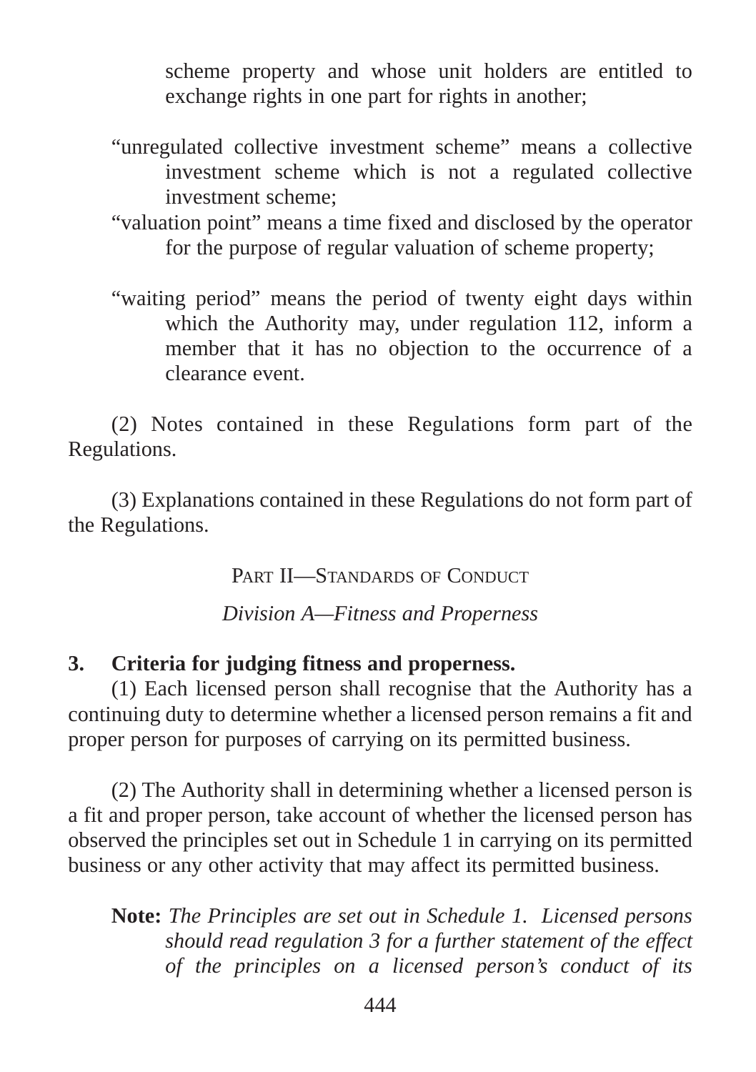scheme property and whose unit holders are entitled to exchange rights in one part for rights in another;

"unregulated collective investment scheme" means a collective investment scheme which is not a regulated collective investment scheme;

"valuation point" means a time fixed and disclosed by the operator for the purpose of regular valuation of scheme property;

"waiting period" means the period of twenty eight days within which the Authority may, under regulation 112, inform a member that it has no objection to the occurrence of a clearance event.

(2) Notes contained in these Regulations form part of the Regulations.

(3) Explanations contained in these Regulations do not form part of the Regulations.

## PART II—STANDARDS OF CONDUCT

### *Division A—Fitness and Properness*

**3. Criteria for judging fitness and properness.**

(1) Each licensed person shall recognise that the Authority has a continuing duty to determine whether a licensed person remains a fit and proper person for purposes of carrying on its permitted business.

(2) The Authority shall in determining whether a licensed person is a fit and proper person, take account of whether the licensed person has observed the principles set out in Schedule 1 in carrying on its permitted business or any other activity that may affect its permitted business.

**Note:** *The Principles are set out in Schedule 1. Licensed persons should read regulation 3 for a further statement of the effect of the principles on a licensed person's conduct of its*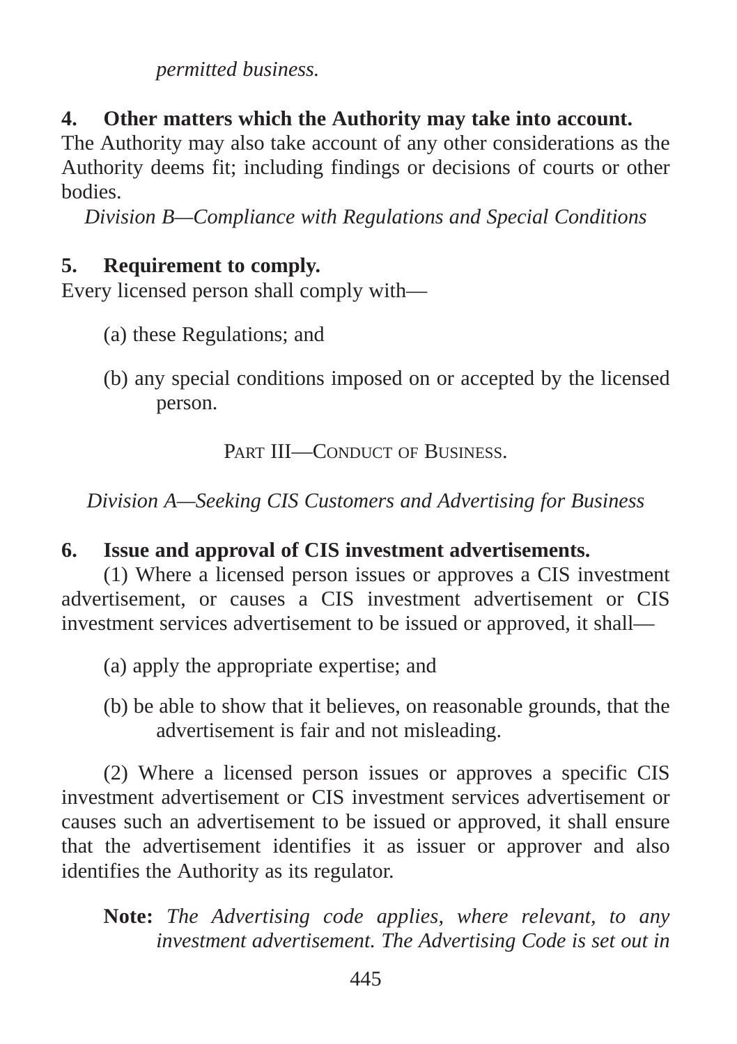*permitted business.*

**4. Other matters which the Authority may take into account.**

The Authority may also take account of any other considerations as the Authority deems fit; including findings or decisions of courts or other bodies.

*Division B—Compliance with Regulations and Special Conditions*

**5. Requirement to comply.**

Every licensed person shall comply with—

(a) these Regulations; and

(b) any special conditions imposed on or accepted by the licensed person.

PART III—CONDUCT OF BUSINESS.

*Division A—Seeking CIS Customers and Advertising for Business*

**6. Issue and approval of CIS investment advertisements.**

(1) Where a licensed person issues or approves a CIS investment advertisement, or causes a CIS investment advertisement or CIS investment services advertisement to be issued or approved, it shall—

(a) apply the appropriate expertise; and

(b) be able to show that it believes, on reasonable grounds, that the advertisement is fair and not misleading.

(2) Where a licensed person issues or approves a specific CIS investment advertisement or CIS investment services advertisement or causes such an advertisement to be issued or approved, it shall ensure that the advertisement identifies it as issuer or approver and also identifies the Authority as its regulator.

**Note:** *The Advertising code applies, where relevant, to any investment advertisement. The Advertising Code is set out in*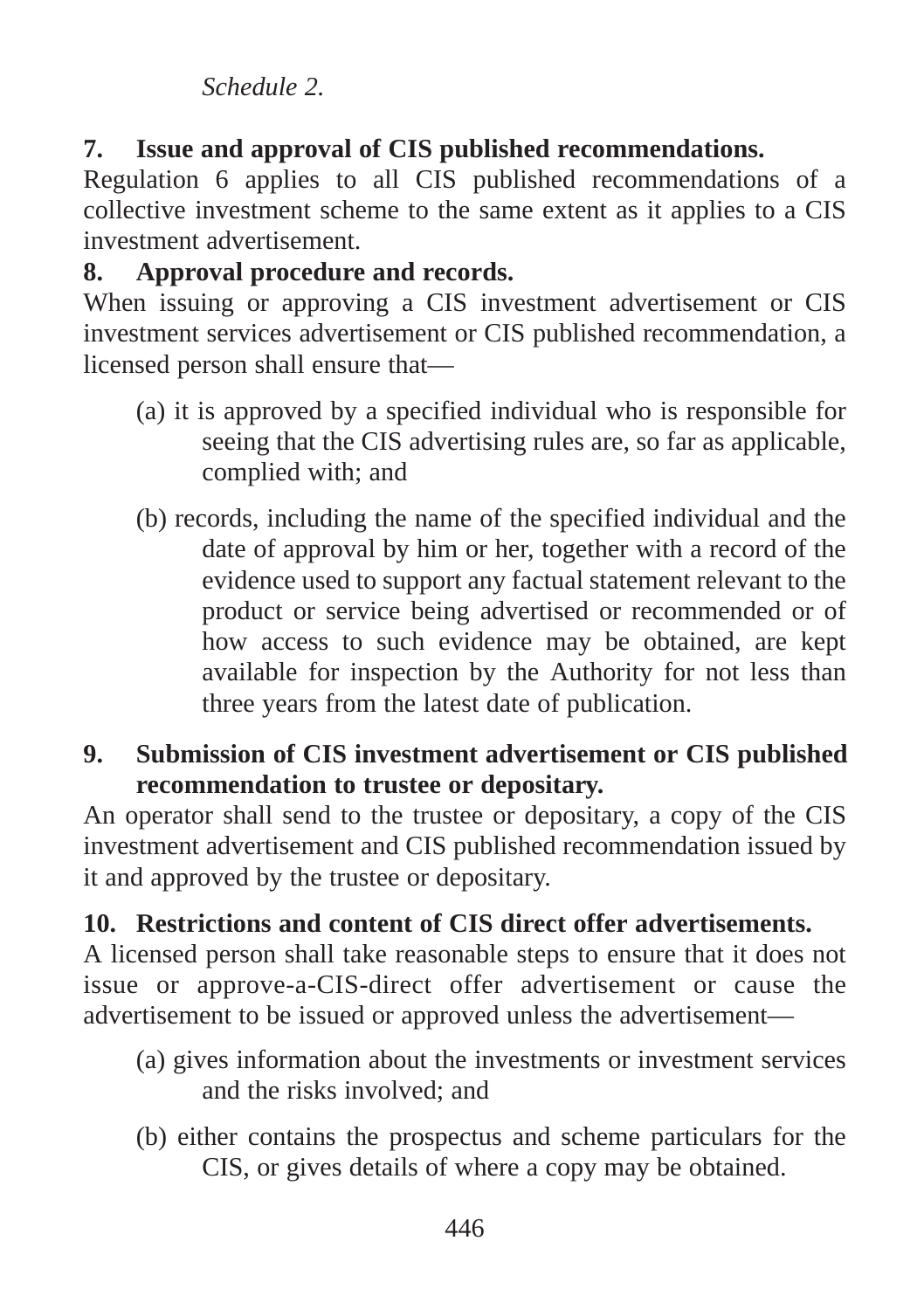*Schedule 2.*

**7. Issue and approval of CIS published recommendations.**

Regulation 6 applies to all CIS published recommendations of a collective investment scheme to the same extent as it applies to a CIS investment advertisement.

**8. Approval procedure and records.**

When issuing or approving a CIS investment advertisement or CIS investment services advertisement or CIS published recommendation, a licensed person shall ensure that—

(a) it is approved by a specified individual who is responsible for seeing that the CIS advertising rules are, so far as applicable, complied with; and

(b) records, including the name of the specified individual and the date of approval by him or her, together with a record of the evidence used to support any factual statement relevant to the product or service being advertised or recommended or of how access to such evidence may be obtained, are kept available for inspection by the Authority for not less than three years from the latest date of publication.

**9. Submission of CIS investment advertisement or CIS published recommendation to trustee or depositary.**

An operator shall send to the trustee or depositary, a copy of the CIS investment advertisement and CIS published recommendation issued by it and approved by the trustee or depositary.

**10. Restrictions and content of CIS direct offer advertisements.**

A licensed person shall take reasonable steps to ensure that it does not issue or approve-a-CIS-direct offer advertisement or cause the advertisement to be issued or approved unless the advertisement—

(a) gives information about the investments or investment services and the risks involved; and

(b) either contains the prospectus and scheme particulars for the CIS, or gives details of where a copy may be obtained.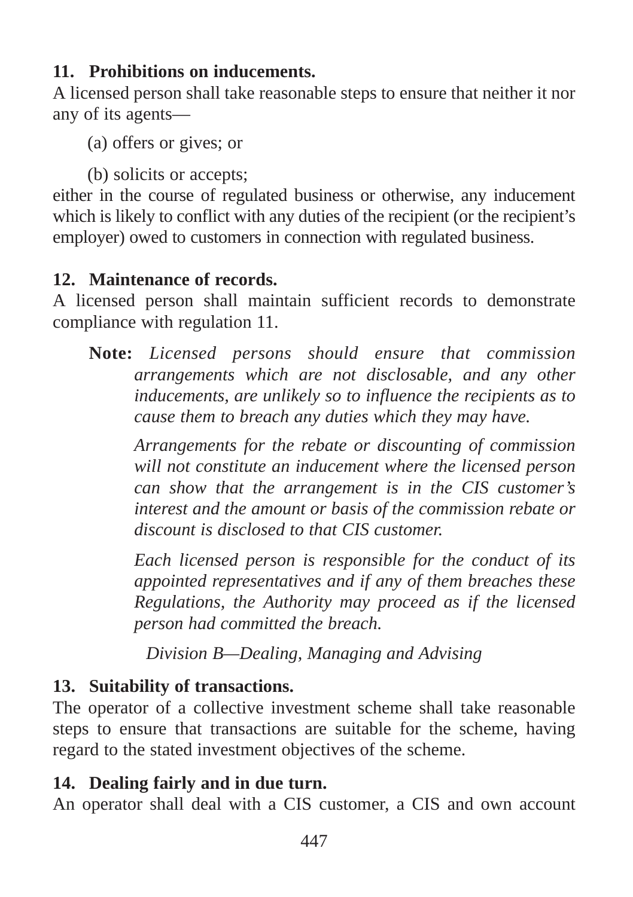**11. Prohibitions on inducements.**

A licensed person shall take reasonable steps to ensure that neither it nor any of its agents—

(a) offers or gives; or

(b) solicits or accepts;

either in the course of regulated business or otherwise, any inducement which is likely to conflict with any duties of the recipient (or the recipient's employer) owed to customers in connection with regulated business.

**12. Maintenance of records.**

A licensed person shall maintain sufficient records to demonstrate compliance with regulation 11.

> **Note:** *Licensed persons should ensure that commission arrangements which are not disclosable, and any other inducements, are unlikely so to influence the recipients as to cause them to breach any duties which they may have.*
>
> *Arrangements for the rebate or discounting of commission will not constitute an inducement where the licensed person can show that the arrangement is in the CIS customer's interest and the amount or basis of the commission rebate or discount is disclosed to that CIS customer.*
>
> *Each licensed person is responsible for the conduct of its appointed representatives and if any of them breaches these Regulations, the Authority may proceed as if the licensed person had committed the breach.*

*Division B—Dealing, Managing and Advising*

**13. Suitability of transactions.**

The operator of a collective investment scheme shall take reasonable steps to ensure that transactions are suitable for the scheme, having regard to the stated investment objectives of the scheme.

**14. Dealing fairly and in due turn.**

An operator shall deal with a CIS customer, a CIS and own account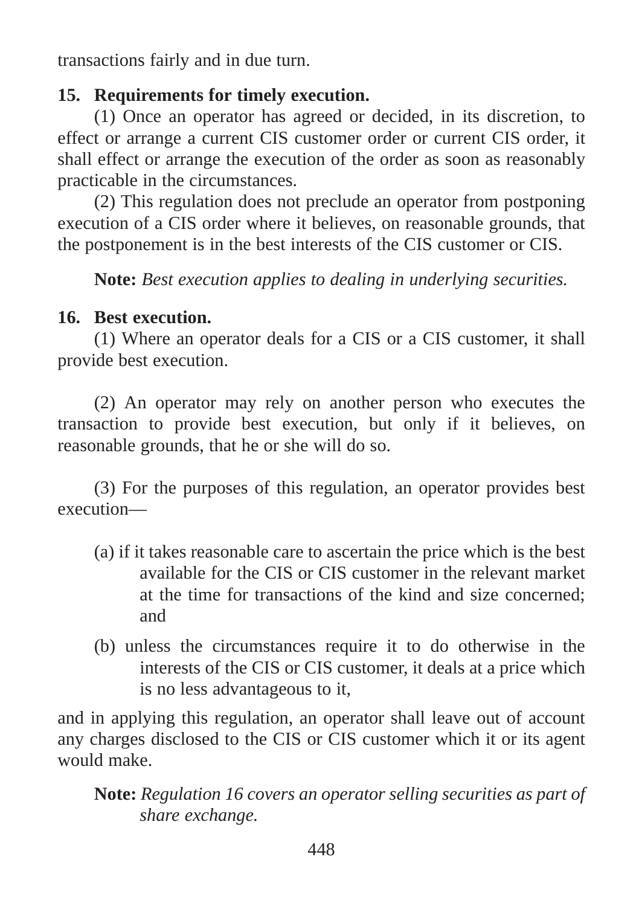transactions fairly and in due turn.

**15. Requirements for timely execution.**

(1) Once an operator has agreed or decided, in its discretion, to effect or arrange a current CIS customer order or current CIS order, it shall effect or arrange the execution of the order as soon as reasonably practicable in the circumstances.

(2) This regulation does not preclude an operator from postponing execution of a CIS order where it believes, on reasonable grounds, that the postponement is in the best interests of the CIS customer or CIS.

**Note:** *Best execution applies to dealing in underlying securities.*

**16. Best execution.**

(1) Where an operator deals for a CIS or a CIS customer, it shall provide best execution.

(2) An operator may rely on another person who executes the transaction to provide best execution, but only if it believes, on reasonable grounds, that he or she will do so.

(3) For the purposes of this regulation, an operator provides best execution—

(a) if it takes reasonable care to ascertain the price which is the best available for the CIS or CIS customer in the relevant market at the time for transactions of the kind and size concerned; and

(b) unless the circumstances require it to do otherwise in the interests of the CIS or CIS customer, it deals at a price which is no less advantageous to it,

and in applying this regulation, an operator shall leave out of account any charges disclosed to the CIS or CIS customer which it or its agent would make.

**Note:** *Regulation 16 covers an operator selling securities as part of share exchange.*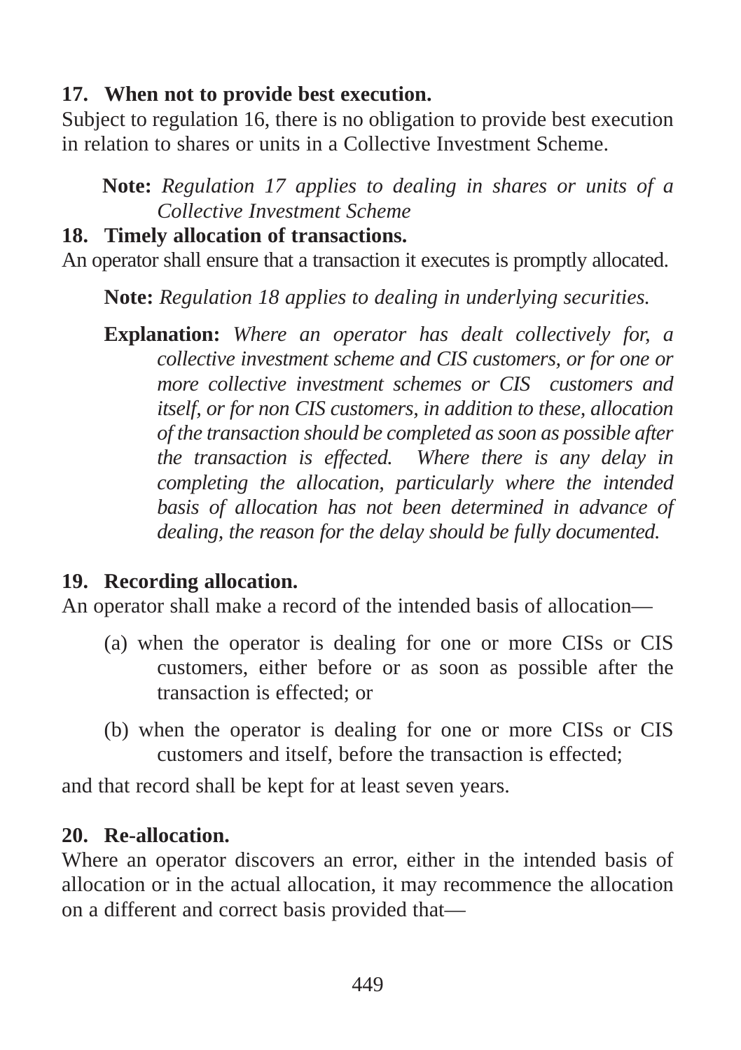**17. When not to provide best execution.**

Subject to regulation 16, there is no obligation to provide best execution in relation to shares or units in a Collective Investment Scheme.

> **Note:** *Regulation 17 applies to dealing in shares or units of a Collective Investment Scheme*

**18. Timely allocation of transactions.**

An operator shall ensure that a transaction it executes is promptly allocated.

> **Note:** *Regulation 18 applies to dealing in underlying securities.*
>
> **Explanation:** *Where an operator has dealt collectively for, a collective investment scheme and CIS customers, or for one or more collective investment schemes or CIS customers and itself, or for non CIS customers, in addition to these, allocation of the transaction should be completed as soon as possible after the transaction is effected. Where there is any delay in completing the allocation, particularly where the intended basis of allocation has not been determined in advance of dealing, the reason for the delay should be fully documented.*

**19. Recording allocation.**

An operator shall make a record of the intended basis of allocation—

(a) when the operator is dealing for one or more CISs or CIS customers, either before or as soon as possible after the transaction is effected; or

(b) when the operator is dealing for one or more CISs or CIS customers and itself, before the transaction is effected;

and that record shall be kept for at least seven years.

**20. Re-allocation.**

Where an operator discovers an error, either in the intended basis of allocation or in the actual allocation, it may recommence the allocation on a different and correct basis provided that—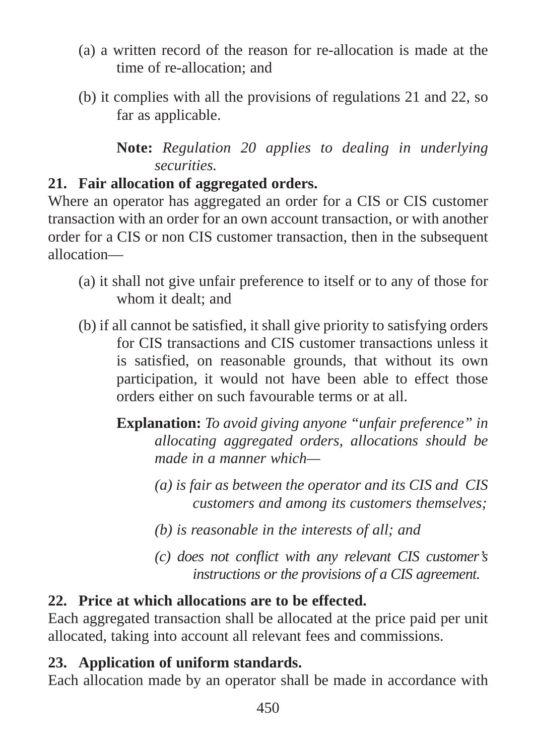(a) a written record of the reason for re-allocation is made at the time of re-allocation; and

(b) it complies with all the provisions of regulations 21 and 22, so far as applicable.

**Note:** *Regulation 20 applies to dealing in underlying securities.*

**21. Fair allocation of aggregated orders.**

Where an operator has aggregated an order for a CIS or CIS customer transaction with an order for an own account transaction, or with another order for a CIS or non CIS customer transaction, then in the subsequent allocation—

(a) it shall not give unfair preference to itself or to any of those for whom it dealt; and

(b) if all cannot be satisfied, it shall give priority to satisfying orders for CIS transactions and CIS customer transactions unless it is satisfied, on reasonable grounds, that without its own participation, it would not have been able to effect those orders either on such favourable terms or at all.

**Explanation:** *To avoid giving anyone "unfair preference" in allocating aggregated orders, allocations should be made in a manner which—*

*(a) is fair as between the operator and its CIS and CIS customers and among its customers themselves;*

*(b) is reasonable in the interests of all; and*

*(c) does not conflict with any relevant CIS customer's instructions or the provisions of a CIS agreement.*

**22. Price at which allocations are to be effected.**

Each aggregated transaction shall be allocated at the price paid per unit allocated, taking into account all relevant fees and commissions.

**23. Application of uniform standards.**

Each allocation made by an operator shall be made in accordance with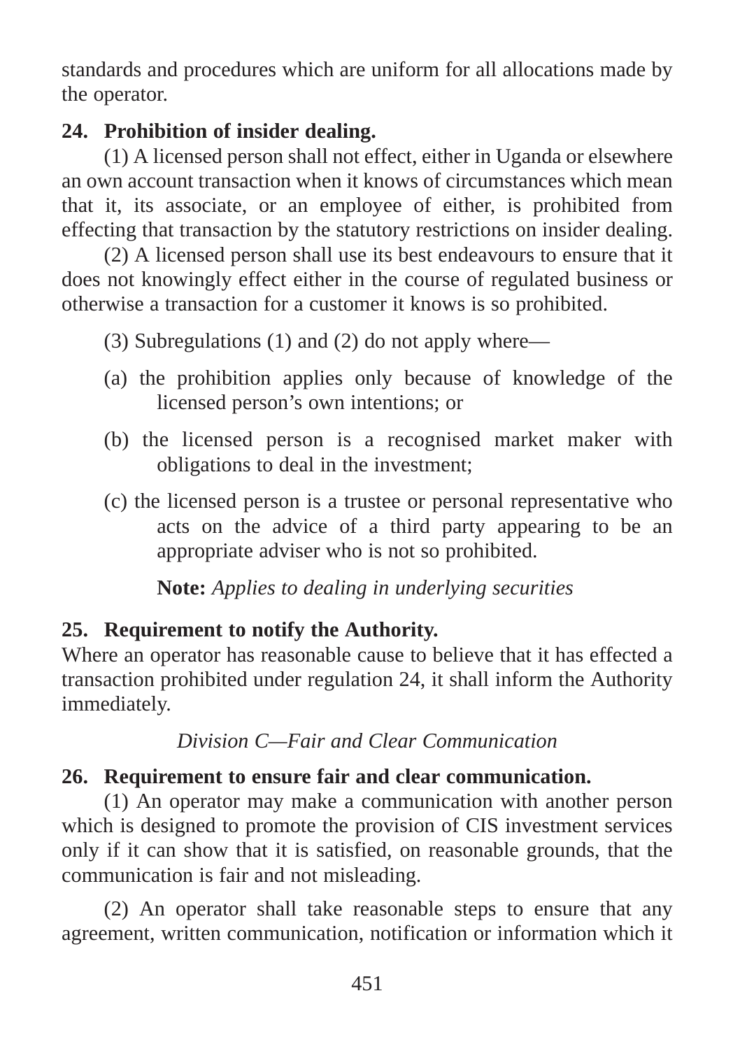standards and procedures which are uniform for all allocations made by the operator.

**24. Prohibition of insider dealing.**

(1) A licensed person shall not effect, either in Uganda or elsewhere an own account transaction when it knows of circumstances which mean that it, its associate, or an employee of either, is prohibited from effecting that transaction by the statutory restrictions on insider dealing.

(2) A licensed person shall use its best endeavours to ensure that it does not knowingly effect either in the course of regulated business or otherwise a transaction for a customer it knows is so prohibited.

(3) Subregulations (1) and (2) do not apply where—

(a) the prohibition applies only because of knowledge of the licensed person's own intentions; or

(b) the licensed person is a recognised market maker with obligations to deal in the investment;

(c) the licensed person is a trustee or personal representative who acts on the advice of a third party appearing to be an appropriate adviser who is not so prohibited.

**Note:** *Applies to dealing in underlying securities*

**25. Requirement to notify the Authority.**

Where an operator has reasonable cause to believe that it has effected a transaction prohibited under regulation 24, it shall inform the Authority immediately.

*Division C—Fair and Clear Communication*

**26. Requirement to ensure fair and clear communication.**

(1) An operator may make a communication with another person which is designed to promote the provision of CIS investment services only if it can show that it is satisfied, on reasonable grounds, that the communication is fair and not misleading.

(2) An operator shall take reasonable steps to ensure that any agreement, written communication, notification or information which it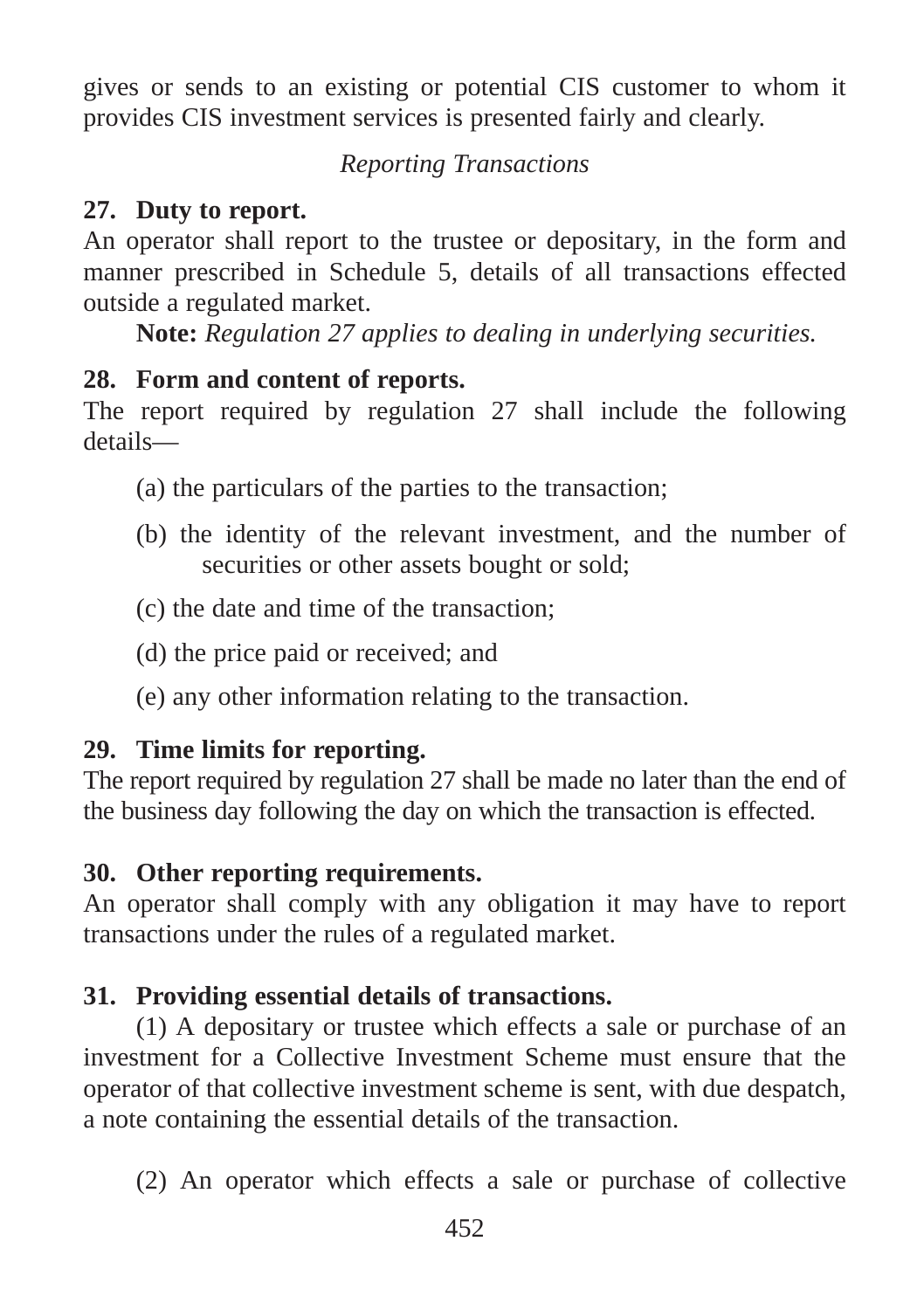gives or sends to an existing or potential CIS customer to whom it provides CIS investment services is presented fairly and clearly.

*Reporting Transactions*

**27. Duty to report.**

An operator shall report to the trustee or depositary, in the form and manner prescribed in Schedule 5, details of all transactions effected outside a regulated market.

**Note:** *Regulation 27 applies to dealing in underlying securities.*

**28. Form and content of reports.**

The report required by regulation 27 shall include the following details—

(a) the particulars of the parties to the transaction;

(b) the identity of the relevant investment, and the number of securities or other assets bought or sold;

(c) the date and time of the transaction;

(d) the price paid or received; and

(e) any other information relating to the transaction.

**29. Time limits for reporting.**

The report required by regulation 27 shall be made no later than the end of the business day following the day on which the transaction is effected.

**30. Other reporting requirements.**

An operator shall comply with any obligation it may have to report transactions under the rules of a regulated market.

**31. Providing essential details of transactions.**

(1) A depositary or trustee which effects a sale or purchase of an investment for a Collective Investment Scheme must ensure that the operator of that collective investment scheme is sent, with due despatch, a note containing the essential details of the transaction.

(2) An operator which effects a sale or purchase of collective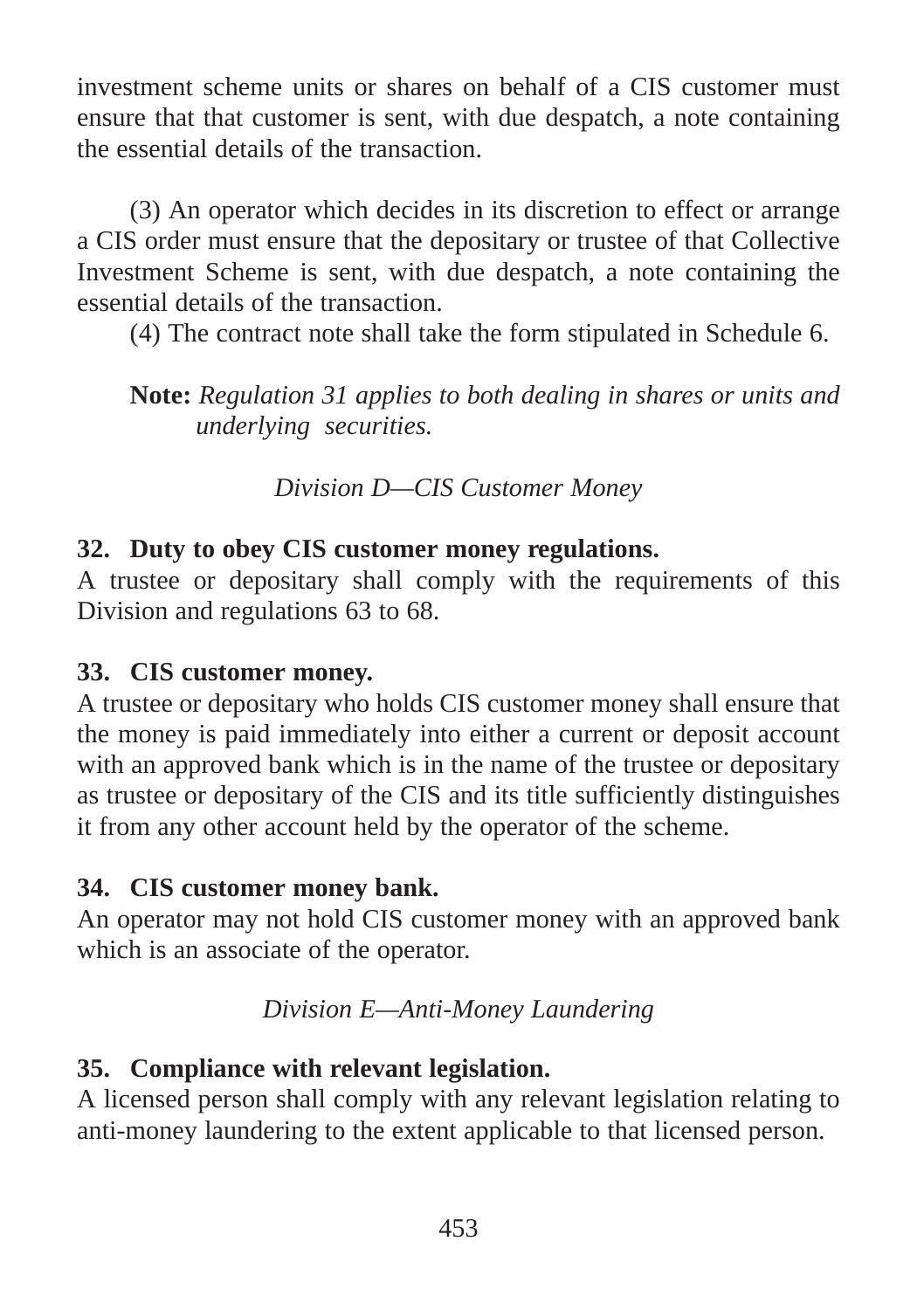investment scheme units or shares on behalf of a CIS customer must ensure that that customer is sent, with due despatch, a note containing the essential details of the transaction.

(3) An operator which decides in its discretion to effect or arrange a CIS order must ensure that the depositary or trustee of that Collective Investment Scheme is sent, with due despatch, a note containing the essential details of the transaction.

(4) The contract note shall take the form stipulated in Schedule 6.

**Note:** *Regulation 31 applies to both dealing in shares or units and underlying securities.*

*Division D—CIS Customer Money*

**32. Duty to obey CIS customer money regulations.**

A trustee or depositary shall comply with the requirements of this Division and regulations 63 to 68.

**33. CIS customer money.**

A trustee or depositary who holds CIS customer money shall ensure that the money is paid immediately into either a current or deposit account with an approved bank which is in the name of the trustee or depositary as trustee or depositary of the CIS and its title sufficiently distinguishes it from any other account held by the operator of the scheme.

**34. CIS customer money bank.**

An operator may not hold CIS customer money with an approved bank which is an associate of the operator.

*Division E—Anti-Money Laundering*

**35. Compliance with relevant legislation.**

A licensed person shall comply with any relevant legislation relating to anti-money laundering to the extent applicable to that licensed person.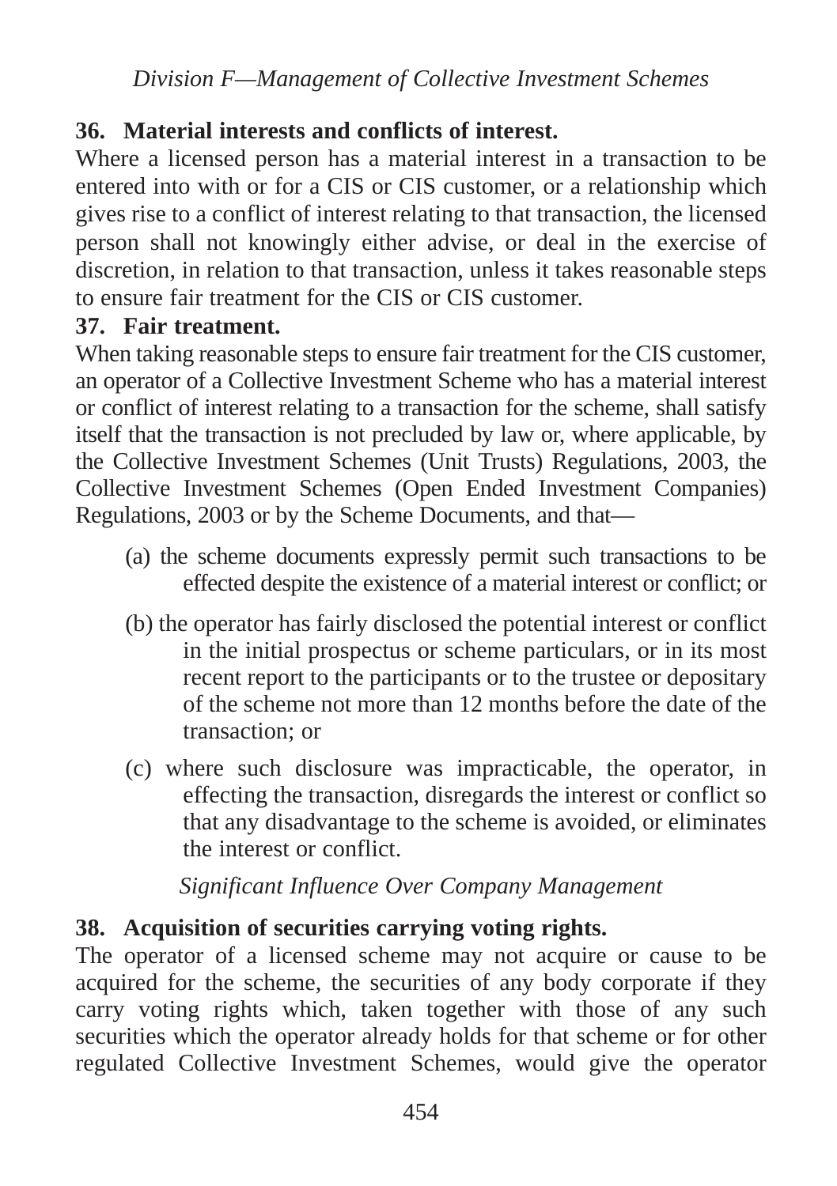*Division F—Management of Collective Investment Schemes*

**36. Material interests and conflicts of interest.**

Where a licensed person has a material interest in a transaction to be entered into with or for a CIS or CIS customer, or a relationship which gives rise to a conflict of interest relating to that transaction, the licensed person shall not knowingly either advise, or deal in the exercise of discretion, in relation to that transaction, unless it takes reasonable steps to ensure fair treatment for the CIS or CIS customer.

**37. Fair treatment.**

When taking reasonable steps to ensure fair treatment for the CIS customer, an operator of a Collective Investment Scheme who has a material interest or conflict of interest relating to a transaction for the scheme, shall satisfy itself that the transaction is not precluded by law or, where applicable, by the Collective Investment Schemes (Unit Trusts) Regulations, 2003, the Collective Investment Schemes (Open Ended Investment Companies) Regulations, 2003 or by the Scheme Documents, and that—

(a) the scheme documents expressly permit such transactions to be effected despite the existence of a material interest or conflict; or

(b) the operator has fairly disclosed the potential interest or conflict in the initial prospectus or scheme particulars, or in its most recent report to the participants or to the trustee or depositary of the scheme not more than 12 months before the date of the transaction; or

(c) where such disclosure was impracticable, the operator, in effecting the transaction, disregards the interest or conflict so that any disadvantage to the scheme is avoided, or eliminates the interest or conflict.

*Significant Influence Over Company Management*

**38. Acquisition of securities carrying voting rights.**

The operator of a licensed scheme may not acquire or cause to be acquired for the scheme, the securities of any body corporate if they carry voting rights which, taken together with those of any such securities which the operator already holds for that scheme or for other regulated Collective Investment Schemes, would give the operator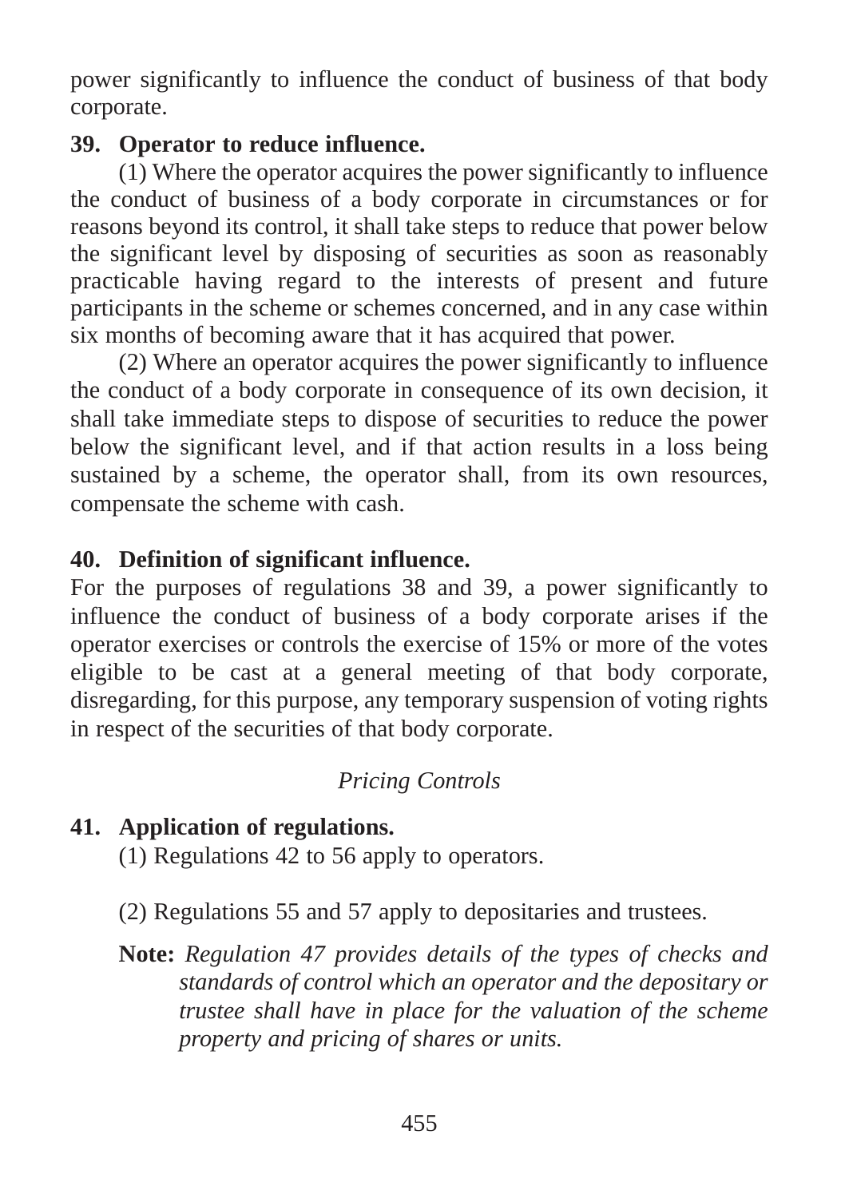power significantly to influence the conduct of business of that body corporate.

**39. Operator to reduce influence.**

(1) Where the operator acquires the power significantly to influence the conduct of business of a body corporate in circumstances or for reasons beyond its control, it shall take steps to reduce that power below the significant level by disposing of securities as soon as reasonably practicable having regard to the interests of present and future participants in the scheme or schemes concerned, and in any case within six months of becoming aware that it has acquired that power.

(2) Where an operator acquires the power significantly to influence the conduct of a body corporate in consequence of its own decision, it shall take immediate steps to dispose of securities to reduce the power below the significant level, and if that action results in a loss being sustained by a scheme, the operator shall, from its own resources, compensate the scheme with cash.

**40. Definition of significant influence.**

For the purposes of regulations 38 and 39, a power significantly to influence the conduct of business of a body corporate arises if the operator exercises or controls the exercise of 15% or more of the votes eligible to be cast at a general meeting of that body corporate, disregarding, for this purpose, any temporary suspension of voting rights in respect of the securities of that body corporate.

*Pricing Controls*

**41. Application of regulations.**

(1) Regulations 42 to 56 apply to operators.

(2) Regulations 55 and 57 apply to depositaries and trustees.

**Note:** *Regulation 47 provides details of the types of checks and standards of control which an operator and the depositary or trustee shall have in place for the valuation of the scheme property and pricing of shares or units.*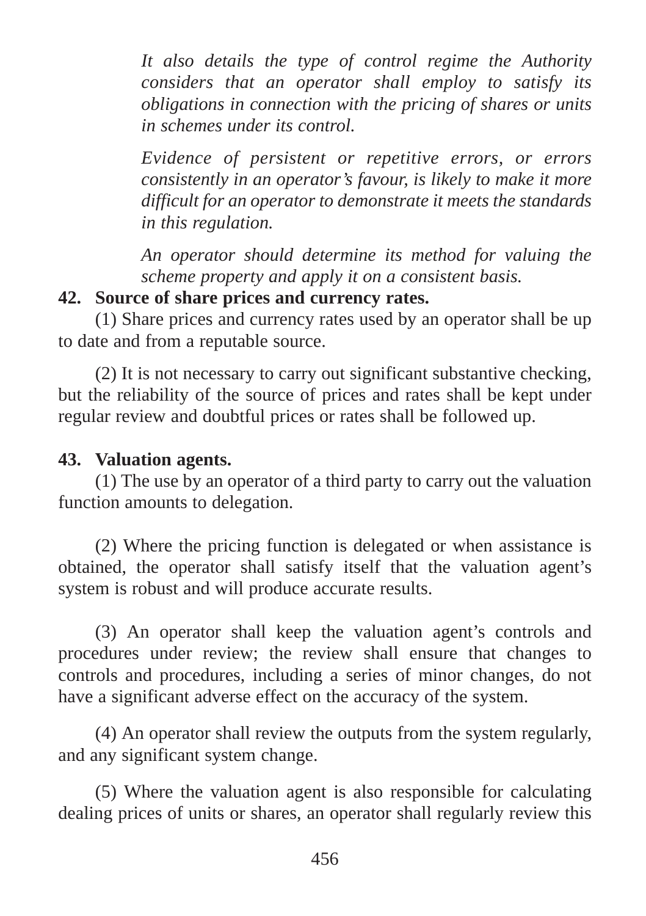*It also details the type of control regime the Authority considers that an operator shall employ to satisfy its obligations in connection with the pricing of shares or units in schemes under its control.*

*Evidence of persistent or repetitive errors, or errors consistently in an operator's favour, is likely to make it more difficult for an operator to demonstrate it meets the standards in this regulation.*

*An operator should determine its method for valuing the scheme property and apply it on a consistent basis.*

**42. Source of share prices and currency rates.**

(1) Share prices and currency rates used by an operator shall be up to date and from a reputable source.

(2) It is not necessary to carry out significant substantive checking, but the reliability of the source of prices and rates shall be kept under regular review and doubtful prices or rates shall be followed up.

**43. Valuation agents.**

(1) The use by an operator of a third party to carry out the valuation function amounts to delegation.

(2) Where the pricing function is delegated or when assistance is obtained, the operator shall satisfy itself that the valuation agent's system is robust and will produce accurate results.

(3) An operator shall keep the valuation agent's controls and procedures under review; the review shall ensure that changes to controls and procedures, including a series of minor changes, do not have a significant adverse effect on the accuracy of the system.

(4) An operator shall review the outputs from the system regularly, and any significant system change.

(5) Where the valuation agent is also responsible for calculating dealing prices of units or shares, an operator shall regularly review this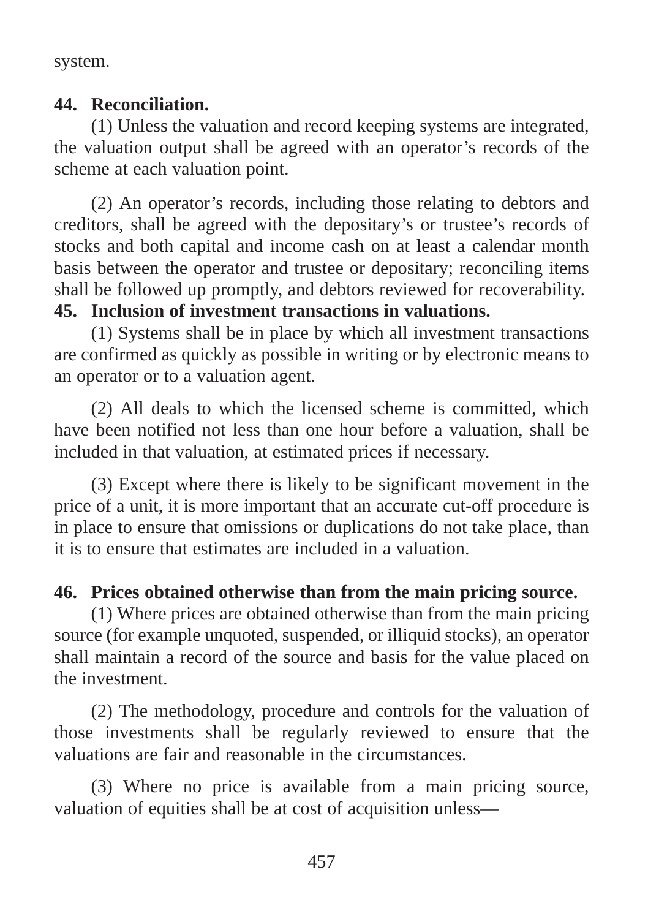system.

**44. Reconciliation.**

(1) Unless the valuation and record keeping systems are integrated, the valuation output shall be agreed with an operator's records of the scheme at each valuation point.

(2) An operator's records, including those relating to debtors and creditors, shall be agreed with the depositary's or trustee's records of stocks and both capital and income cash on at least a calendar month basis between the operator and trustee or depositary; reconciling items shall be followed up promptly, and debtors reviewed for recoverability.

**45. Inclusion of investment transactions in valuations.**

(1) Systems shall be in place by which all investment transactions are confirmed as quickly as possible in writing or by electronic means to an operator or to a valuation agent.

(2) All deals to which the licensed scheme is committed, which have been notified not less than one hour before a valuation, shall be included in that valuation, at estimated prices if necessary.

(3) Except where there is likely to be significant movement in the price of a unit, it is more important that an accurate cut-off procedure is in place to ensure that omissions or duplications do not take place, than it is to ensure that estimates are included in a valuation.

**46. Prices obtained otherwise than from the main pricing source.**

(1) Where prices are obtained otherwise than from the main pricing source (for example unquoted, suspended, or illiquid stocks), an operator shall maintain a record of the source and basis for the value placed on the investment.

(2) The methodology, procedure and controls for the valuation of those investments shall be regularly reviewed to ensure that the valuations are fair and reasonable in the circumstances.

(3) Where no price is available from a main pricing source, valuation of equities shall be at cost of acquisition unless—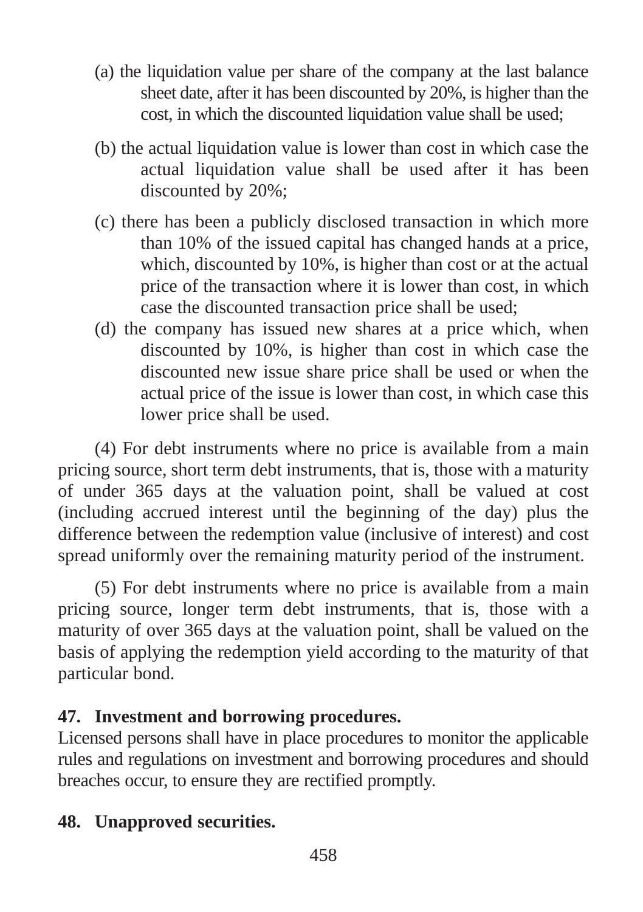(a) the liquidation value per share of the company at the last balance sheet date, after it has been discounted by 20%, is higher than the cost, in which the discounted liquidation value shall be used;

(b) the actual liquidation value is lower than cost in which case the actual liquidation value shall be used after it has been discounted by 20%;

(c) there has been a publicly disclosed transaction in which more than 10% of the issued capital has changed hands at a price, which, discounted by 10%, is higher than cost or at the actual price of the transaction where it is lower than cost, in which case the discounted transaction price shall be used;

(d) the company has issued new shares at a price which, when discounted by 10%, is higher than cost in which case the discounted new issue share price shall be used or when the actual price of the issue is lower than cost, in which case this lower price shall be used.

(4) For debt instruments where no price is available from a main pricing source, short term debt instruments, that is, those with a maturity of under 365 days at the valuation point, shall be valued at cost (including accrued interest until the beginning of the day) plus the difference between the redemption value (inclusive of interest) and cost spread uniformly over the remaining maturity period of the instrument.

(5) For debt instruments where no price is available from a main pricing source, longer term debt instruments, that is, those with a maturity of over 365 days at the valuation point, shall be valued on the basis of applying the redemption yield according to the maturity of that particular bond.

**47. Investment and borrowing procedures.**

Licensed persons shall have in place procedures to monitor the applicable rules and regulations on investment and borrowing procedures and should breaches occur, to ensure they are rectified promptly.

**48. Unapproved securities.**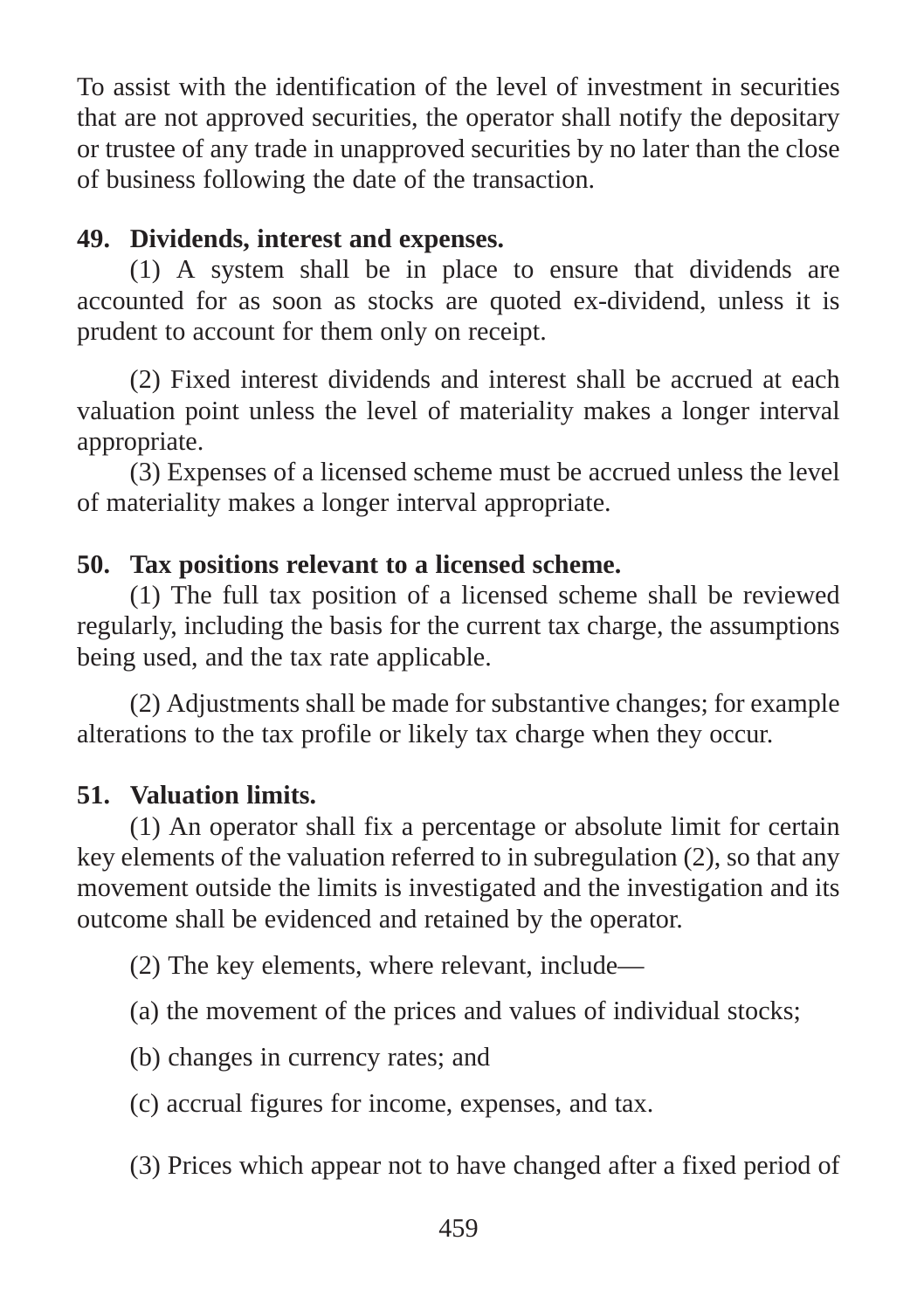To assist with the identification of the level of investment in securities that are not approved securities, the operator shall notify the depositary or trustee of any trade in unapproved securities by no later than the close of business following the date of the transaction.

**49. Dividends, interest and expenses.**

(1) A system shall be in place to ensure that dividends are accounted for as soon as stocks are quoted ex-dividend, unless it is prudent to account for them only on receipt.

(2) Fixed interest dividends and interest shall be accrued at each valuation point unless the level of materiality makes a longer interval appropriate.

(3) Expenses of a licensed scheme must be accrued unless the level of materiality makes a longer interval appropriate.

**50. Tax positions relevant to a licensed scheme.**

(1) The full tax position of a licensed scheme shall be reviewed regularly, including the basis for the current tax charge, the assumptions being used, and the tax rate applicable.

(2) Adjustments shall be made for substantive changes; for example alterations to the tax profile or likely tax charge when they occur.

**51. Valuation limits.**

(1) An operator shall fix a percentage or absolute limit for certain key elements of the valuation referred to in subregulation (2), so that any movement outside the limits is investigated and the investigation and its outcome shall be evidenced and retained by the operator.

(2) The key elements, where relevant, include—

(a) the movement of the prices and values of individual stocks;

(b) changes in currency rates; and

(c) accrual figures for income, expenses, and tax.

(3) Prices which appear not to have changed after a fixed period of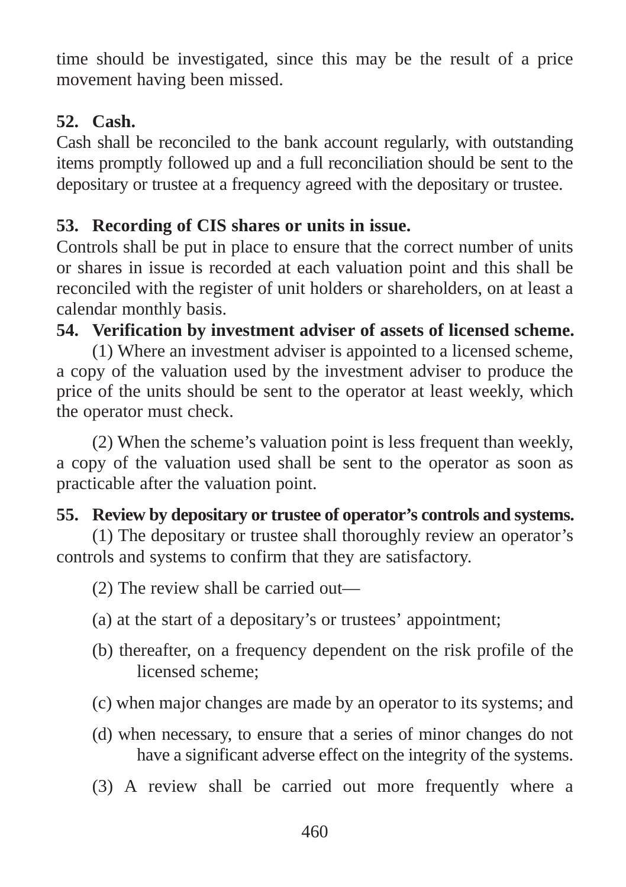time should be investigated, since this may be the result of a price movement having been missed.

**52. Cash.**

Cash shall be reconciled to the bank account regularly, with outstanding items promptly followed up and a full reconciliation should be sent to the depositary or trustee at a frequency agreed with the depositary or trustee.

**53. Recording of CIS shares or units in issue.**

Controls shall be put in place to ensure that the correct number of units or shares in issue is recorded at each valuation point and this shall be reconciled with the register of unit holders or shareholders, on at least a calendar monthly basis.

**54. Verification by investment adviser of assets of licensed scheme.**

(1) Where an investment adviser is appointed to a licensed scheme, a copy of the valuation used by the investment adviser to produce the price of the units should be sent to the operator at least weekly, which the operator must check.

(2) When the scheme's valuation point is less frequent than weekly, a copy of the valuation used shall be sent to the operator as soon as practicable after the valuation point.

**55. Review by depositary or trustee of operator's controls and systems.**

(1) The depositary or trustee shall thoroughly review an operator's controls and systems to confirm that they are satisfactory.

(2) The review shall be carried out—

(a) at the start of a depositary's or trustees' appointment;

(b) thereafter, on a frequency dependent on the risk profile of the licensed scheme;

(c) when major changes are made by an operator to its systems; and

(d) when necessary, to ensure that a series of minor changes do not have a significant adverse effect on the integrity of the systems.

(3) A review shall be carried out more frequently where a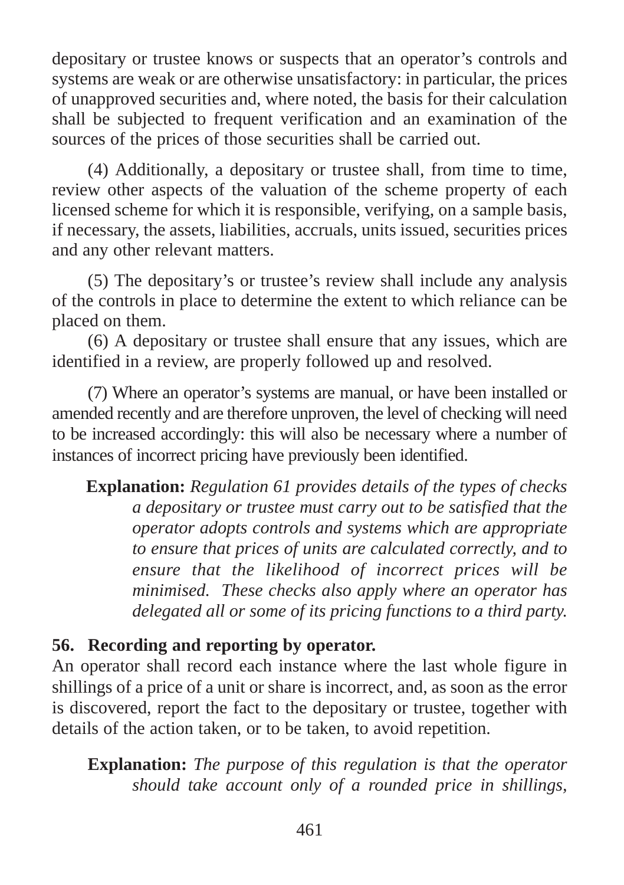depositary or trustee knows or suspects that an operator's controls and systems are weak or are otherwise unsatisfactory: in particular, the prices of unapproved securities and, where noted, the basis for their calculation shall be subjected to frequent verification and an examination of the sources of the prices of those securities shall be carried out.

(4) Additionally, a depositary or trustee shall, from time to time, review other aspects of the valuation of the scheme property of each licensed scheme for which it is responsible, verifying, on a sample basis, if necessary, the assets, liabilities, accruals, units issued, securities prices and any other relevant matters.

(5) The depositary's or trustee's review shall include any analysis of the controls in place to determine the extent to which reliance can be placed on them.

(6) A depositary or trustee shall ensure that any issues, which are identified in a review, are properly followed up and resolved.

(7) Where an operator's systems are manual, or have been installed or amended recently and are therefore unproven, the level of checking will need to be increased accordingly: this will also be necessary where a number of instances of incorrect pricing have previously been identified.

**Explanation:** *Regulation 61 provides details of the types of checks a depositary or trustee must carry out to be satisfied that the operator adopts controls and systems which are appropriate to ensure that prices of units are calculated correctly, and to ensure that the likelihood of incorrect prices will be minimised. These checks also apply where an operator has delegated all or some of its pricing functions to a third party.*

**56. Recording and reporting by operator.**

An operator shall record each instance where the last whole figure in shillings of a price of a unit or share is incorrect, and, as soon as the error is discovered, report the fact to the depositary or trustee, together with details of the action taken, or to be taken, to avoid repetition.

**Explanation:** *The purpose of this regulation is that the operator should take account only of a rounded price in shillings,*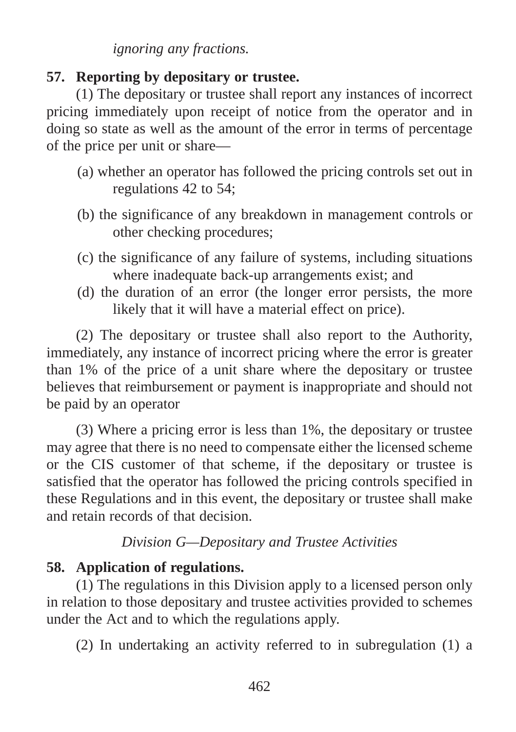*ignoring any fractions.*

**57. Reporting by depositary or trustee.**

(1) The depositary or trustee shall report any instances of incorrect pricing immediately upon receipt of notice from the operator and in doing so state as well as the amount of the error in terms of percentage of the price per unit or share—

(a) whether an operator has followed the pricing controls set out in regulations 42 to 54;

(b) the significance of any breakdown in management controls or other checking procedures;

(c) the significance of any failure of systems, including situations where inadequate back-up arrangements exist; and

(d) the duration of an error (the longer error persists, the more likely that it will have a material effect on price).

(2) The depositary or trustee shall also report to the Authority, immediately, any instance of incorrect pricing where the error is greater than 1% of the price of a unit share where the depositary or trustee believes that reimbursement or payment is inappropriate and should not be paid by an operator

(3) Where a pricing error is less than 1%, the depositary or trustee may agree that there is no need to compensate either the licensed scheme or the CIS customer of that scheme, if the depositary or trustee is satisfied that the operator has followed the pricing controls specified in these Regulations and in this event, the depositary or trustee shall make and retain records of that decision.

*Division G—Depositary and Trustee Activities*

**58. Application of regulations.**

(1) The regulations in this Division apply to a licensed person only in relation to those depositary and trustee activities provided to schemes under the Act and to which the regulations apply.

(2) In undertaking an activity referred to in subregulation (1) a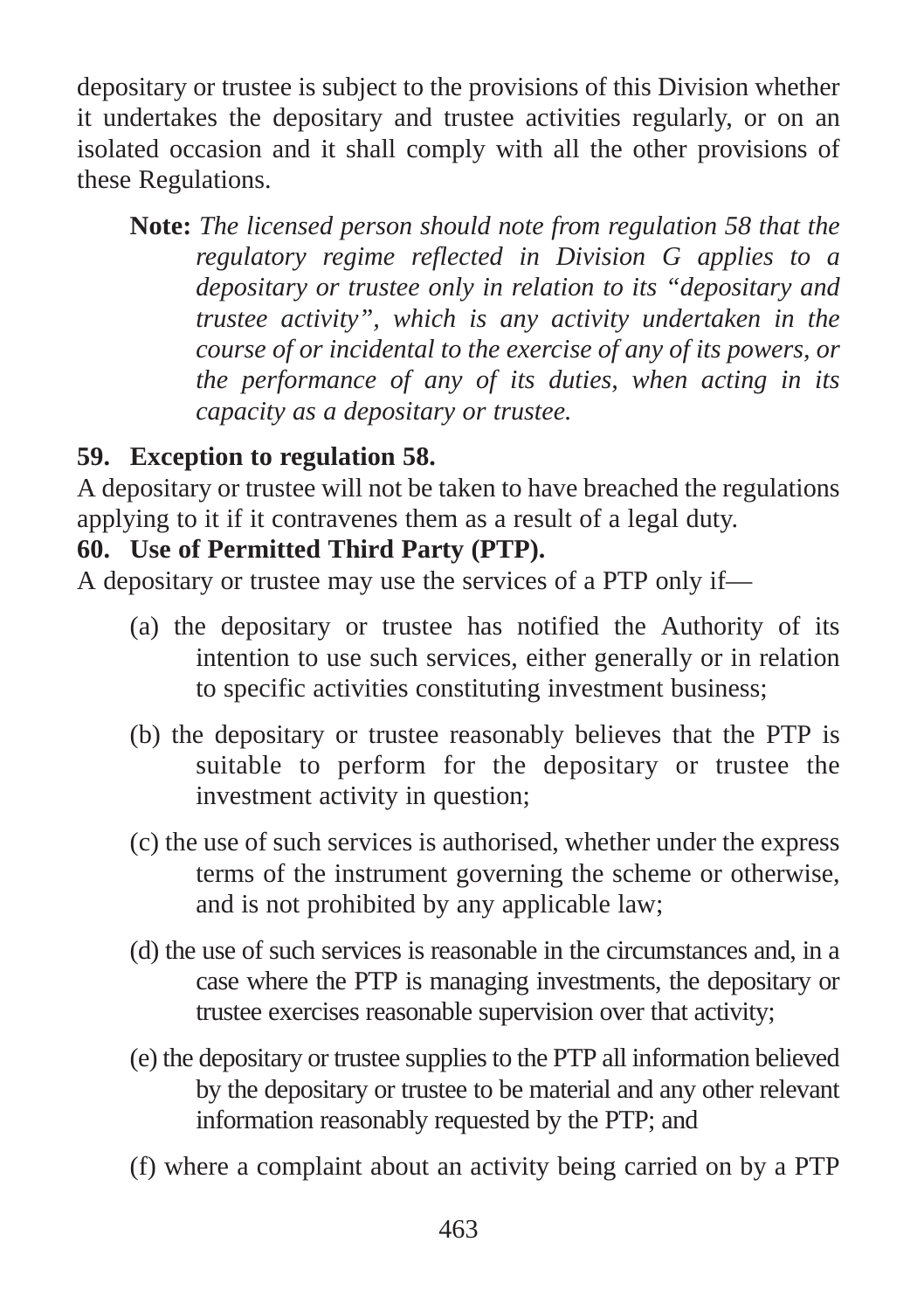depositary or trustee is subject to the provisions of this Division whether it undertakes the depositary and trustee activities regularly, or on an isolated occasion and it shall comply with all the other provisions of these Regulations.

> **Note:** *The licensed person should note from regulation 58 that the regulatory regime reflected in Division G applies to a depositary or trustee only in relation to its "depositary and trustee activity", which is any activity undertaken in the course of or incidental to the exercise of any of its powers, or the performance of any of its duties, when acting in its capacity as a depositary or trustee.*

**59. Exception to regulation 58.**

A depositary or trustee will not be taken to have breached the regulations applying to it if it contravenes them as a result of a legal duty.

**60. Use of Permitted Third Party (PTP).**

A depositary or trustee may use the services of a PTP only if—

(a) the depositary or trustee has notified the Authority of its intention to use such services, either generally or in relation to specific activities constituting investment business;

(b) the depositary or trustee reasonably believes that the PTP is suitable to perform for the depositary or trustee the investment activity in question;

(c) the use of such services is authorised, whether under the express terms of the instrument governing the scheme or otherwise, and is not prohibited by any applicable law;

(d) the use of such services is reasonable in the circumstances and, in a case where the PTP is managing investments, the depositary or trustee exercises reasonable supervision over that activity;

(e) the depositary or trustee supplies to the PTP all information believed by the depositary or trustee to be material and any other relevant information reasonably requested by the PTP; and

(f) where a complaint about an activity being carried on by a PTP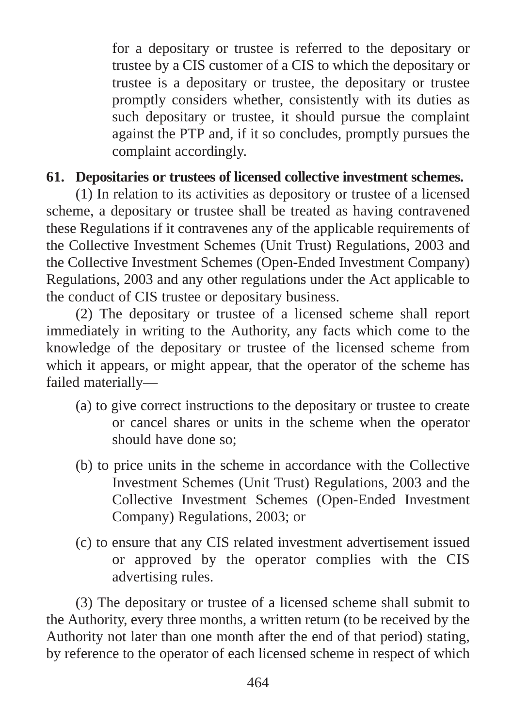for a depositary or trustee is referred to the depositary or trustee by a CIS customer of a CIS to which the depositary or trustee is a depositary or trustee, the depositary or trustee promptly considers whether, consistently with its duties as such depositary or trustee, it should pursue the complaint against the PTP and, if it so concludes, promptly pursues the complaint accordingly.

**61. Depositaries or trustees of licensed collective investment schemes.**

(1) In relation to its activities as depository or trustee of a licensed scheme, a depositary or trustee shall be treated as having contravened these Regulations if it contravenes any of the applicable requirements of the Collective Investment Schemes (Unit Trust) Regulations, 2003 and the Collective Investment Schemes (Open-Ended Investment Company) Regulations, 2003 and any other regulations under the Act applicable to the conduct of CIS trustee or depositary business.

(2) The depositary or trustee of a licensed scheme shall report immediately in writing to the Authority, any facts which come to the knowledge of the depositary or trustee of the licensed scheme from which it appears, or might appear, that the operator of the scheme has failed materially—

(a) to give correct instructions to the depositary or trustee to create or cancel shares or units in the scheme when the operator should have done so;

(b) to price units in the scheme in accordance with the Collective Investment Schemes (Unit Trust) Regulations, 2003 and the Collective Investment Schemes (Open-Ended Investment Company) Regulations, 2003; or

(c) to ensure that any CIS related investment advertisement issued or approved by the operator complies with the CIS advertising rules.

(3) The depositary or trustee of a licensed scheme shall submit to the Authority, every three months, a written return (to be received by the Authority not later than one month after the end of that period) stating, by reference to the operator of each licensed scheme in respect of which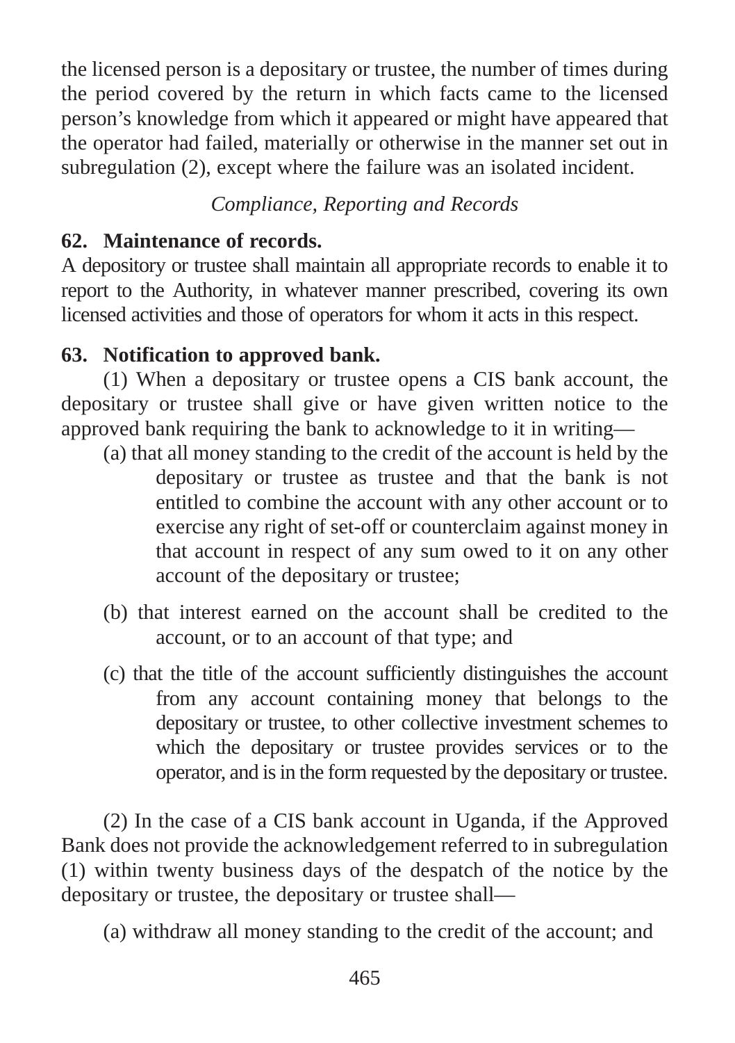the licensed person is a depositary or trustee, the number of times during the period covered by the return in which facts came to the licensed person's knowledge from which it appeared or might have appeared that the operator had failed, materially or otherwise in the manner set out in subregulation (2), except where the failure was an isolated incident.

*Compliance, Reporting and Records*

**62. Maintenance of records.**

A depository or trustee shall maintain all appropriate records to enable it to report to the Authority, in whatever manner prescribed, covering its own licensed activities and those of operators for whom it acts in this respect.

**63. Notification to approved bank.**

(1) When a depositary or trustee opens a CIS bank account, the depositary or trustee shall give or have given written notice to the approved bank requiring the bank to acknowledge to it in writing—

(a) that all money standing to the credit of the account is held by the depositary or trustee as trustee and that the bank is not entitled to combine the account with any other account or to exercise any right of set-off or counterclaim against money in that account in respect of any sum owed to it on any other account of the depositary or trustee;

(b) that interest earned on the account shall be credited to the account, or to an account of that type; and

(c) that the title of the account sufficiently distinguishes the account from any account containing money that belongs to the depositary or trustee, to other collective investment schemes to which the depositary or trustee provides services or to the operator, and is in the form requested by the depositary or trustee.

(2) In the case of a CIS bank account in Uganda, if the Approved Bank does not provide the acknowledgement referred to in subregulation (1) within twenty business days of the despatch of the notice by the depositary or trustee, the depositary or trustee shall—

(a) withdraw all money standing to the credit of the account; and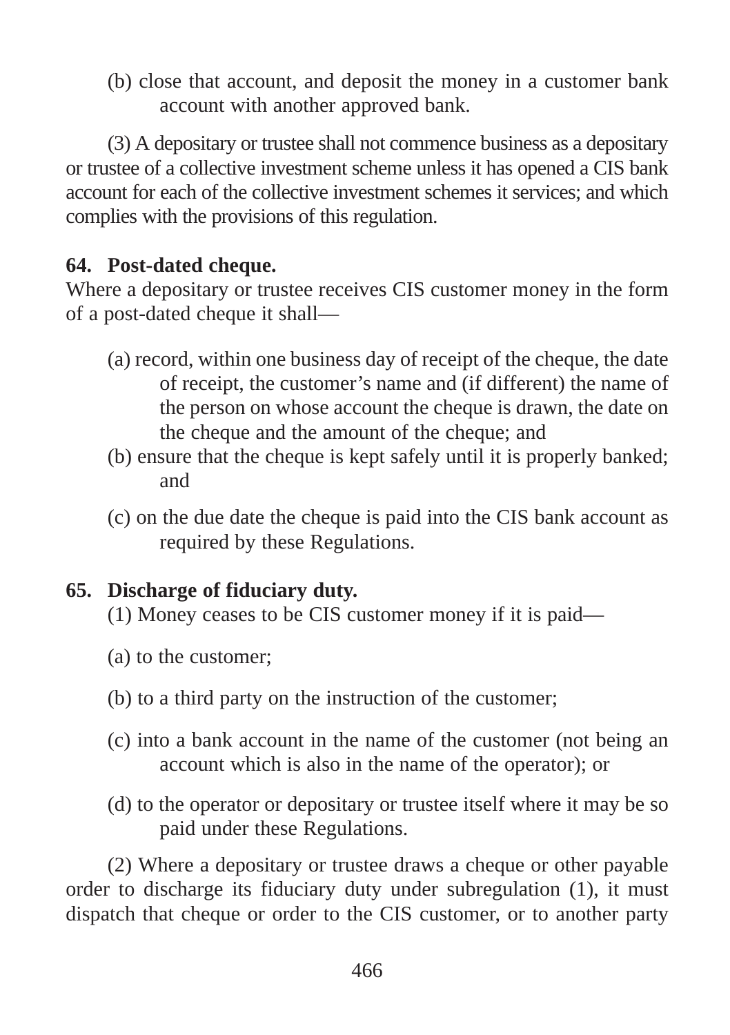(b) close that account, and deposit the money in a customer bank account with another approved bank.

(3) A depositary or trustee shall not commence business as a depositary or trustee of a collective investment scheme unless it has opened a CIS bank account for each of the collective investment schemes it services; and which complies with the provisions of this regulation.

**64. Post-dated cheque.**

Where a depositary or trustee receives CIS customer money in the form of a post-dated cheque it shall—

(a) record, within one business day of receipt of the cheque, the date of receipt, the customer's name and (if different) the name of the person on whose account the cheque is drawn, the date on the cheque and the amount of the cheque; and

(b) ensure that the cheque is kept safely until it is properly banked; and

(c) on the due date the cheque is paid into the CIS bank account as required by these Regulations.

**65. Discharge of fiduciary duty.**

(1) Money ceases to be CIS customer money if it is paid—

(a) to the customer;

(b) to a third party on the instruction of the customer;

(c) into a bank account in the name of the customer (not being an account which is also in the name of the operator); or

(d) to the operator or depositary or trustee itself where it may be so paid under these Regulations.

(2) Where a depositary or trustee draws a cheque or other payable order to discharge its fiduciary duty under subregulation (1), it must dispatch that cheque or order to the CIS customer, or to another party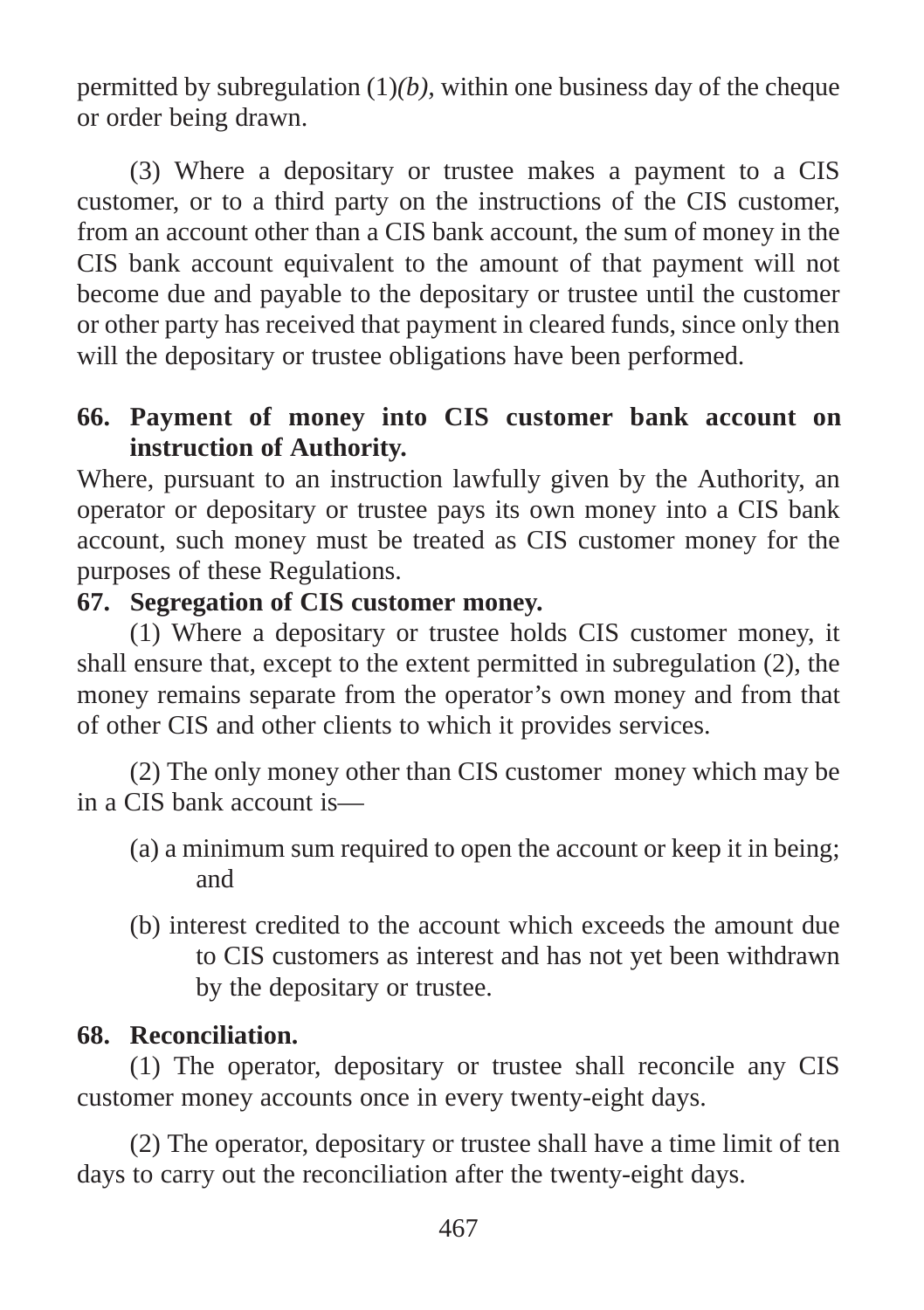permitted by subregulation (1)*(b)*, within one business day of the cheque or order being drawn.

(3) Where a depositary or trustee makes a payment to a CIS customer, or to a third party on the instructions of the CIS customer, from an account other than a CIS bank account, the sum of money in the CIS bank account equivalent to the amount of that payment will not become due and payable to the depositary or trustee until the customer or other party has received that payment in cleared funds, since only then will the depositary or trustee obligations have been performed.

**66. Payment of money into CIS customer bank account on instruction of Authority.**

Where, pursuant to an instruction lawfully given by the Authority, an operator or depositary or trustee pays its own money into a CIS bank account, such money must be treated as CIS customer money for the purposes of these Regulations.

**67. Segregation of CIS customer money.**

(1) Where a depositary or trustee holds CIS customer money, it shall ensure that, except to the extent permitted in subregulation (2), the money remains separate from the operator's own money and from that of other CIS and other clients to which it provides services.

(2) The only money other than CIS customer money which may be in a CIS bank account is—

(a) a minimum sum required to open the account or keep it in being; and

(b) interest credited to the account which exceeds the amount due to CIS customers as interest and has not yet been withdrawn by the depositary or trustee.

**68. Reconciliation.**

(1) The operator, depositary or trustee shall reconcile any CIS customer money accounts once in every twenty-eight days.

(2) The operator, depositary or trustee shall have a time limit of ten days to carry out the reconciliation after the twenty-eight days.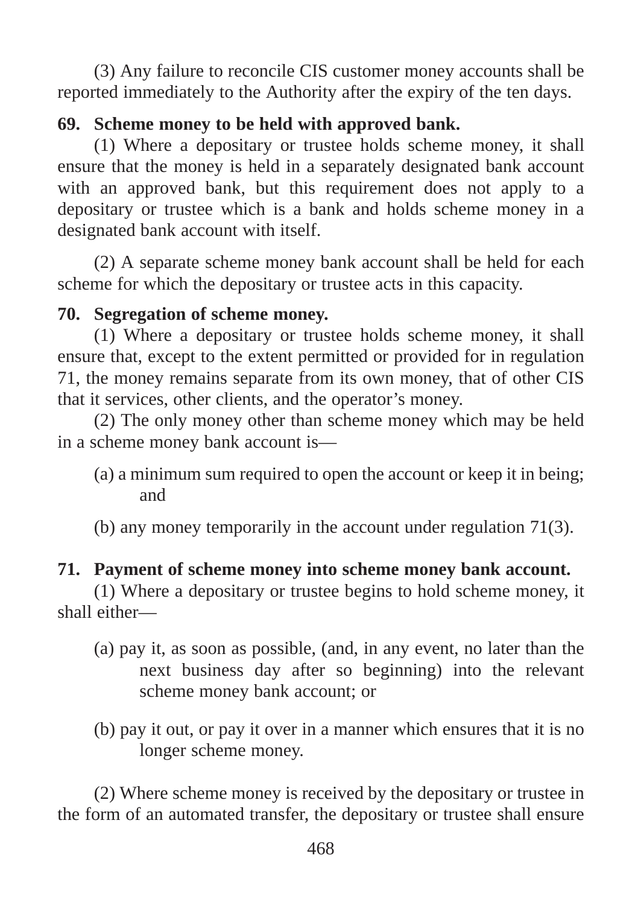(3) Any failure to reconcile CIS customer money accounts shall be reported immediately to the Authority after the expiry of the ten days.

**69. Scheme money to be held with approved bank.**

(1) Where a depositary or trustee holds scheme money, it shall ensure that the money is held in a separately designated bank account with an approved bank, but this requirement does not apply to a depositary or trustee which is a bank and holds scheme money in a designated bank account with itself.

(2) A separate scheme money bank account shall be held for each scheme for which the depositary or trustee acts in this capacity.

**70. Segregation of scheme money.**

(1) Where a depositary or trustee holds scheme money, it shall ensure that, except to the extent permitted or provided for in regulation 71, the money remains separate from its own money, that of other CIS that it services, other clients, and the operator's money.

(2) The only money other than scheme money which may be held in a scheme money bank account is—

(a) a minimum sum required to open the account or keep it in being; and

(b) any money temporarily in the account under regulation 71(3).

**71. Payment of scheme money into scheme money bank account.**

(1) Where a depositary or trustee begins to hold scheme money, it shall either—

(a) pay it, as soon as possible, (and, in any event, no later than the next business day after so beginning) into the relevant scheme money bank account; or

(b) pay it out, or pay it over in a manner which ensures that it is no longer scheme money.

(2) Where scheme money is received by the depositary or trustee in the form of an automated transfer, the depositary or trustee shall ensure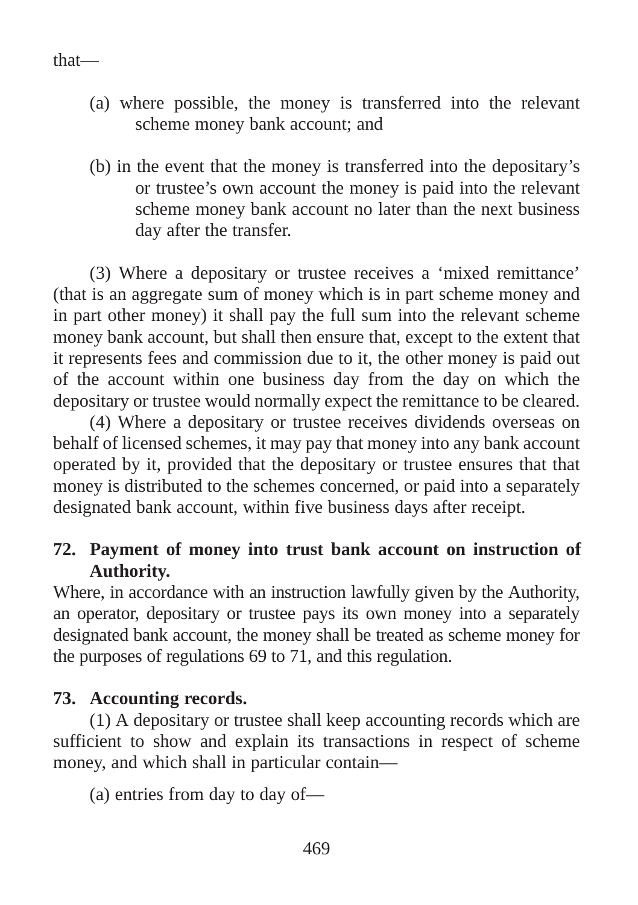that—

(a) where possible, the money is transferred into the relevant scheme money bank account; and

(b) in the event that the money is transferred into the depositary's or trustee's own account the money is paid into the relevant scheme money bank account no later than the next business day after the transfer.

(3) Where a depositary or trustee receives a 'mixed remittance' (that is an aggregate sum of money which is in part scheme money and in part other money) it shall pay the full sum into the relevant scheme money bank account, but shall then ensure that, except to the extent that it represents fees and commission due to it, the other money is paid out of the account within one business day from the day on which the depositary or trustee would normally expect the remittance to be cleared.

(4) Where a depositary or trustee receives dividends overseas on behalf of licensed schemes, it may pay that money into any bank account operated by it, provided that the depositary or trustee ensures that that money is distributed to the schemes concerned, or paid into a separately designated bank account, within five business days after receipt.

**72. Payment of money into trust bank account on instruction of Authority.**

Where, in accordance with an instruction lawfully given by the Authority, an operator, depositary or trustee pays its own money into a separately designated bank account, the money shall be treated as scheme money for the purposes of regulations 69 to 71, and this regulation.

**73. Accounting records.**

(1) A depositary or trustee shall keep accounting records which are sufficient to show and explain its transactions in respect of scheme money, and which shall in particular contain—

(a) entries from day to day of—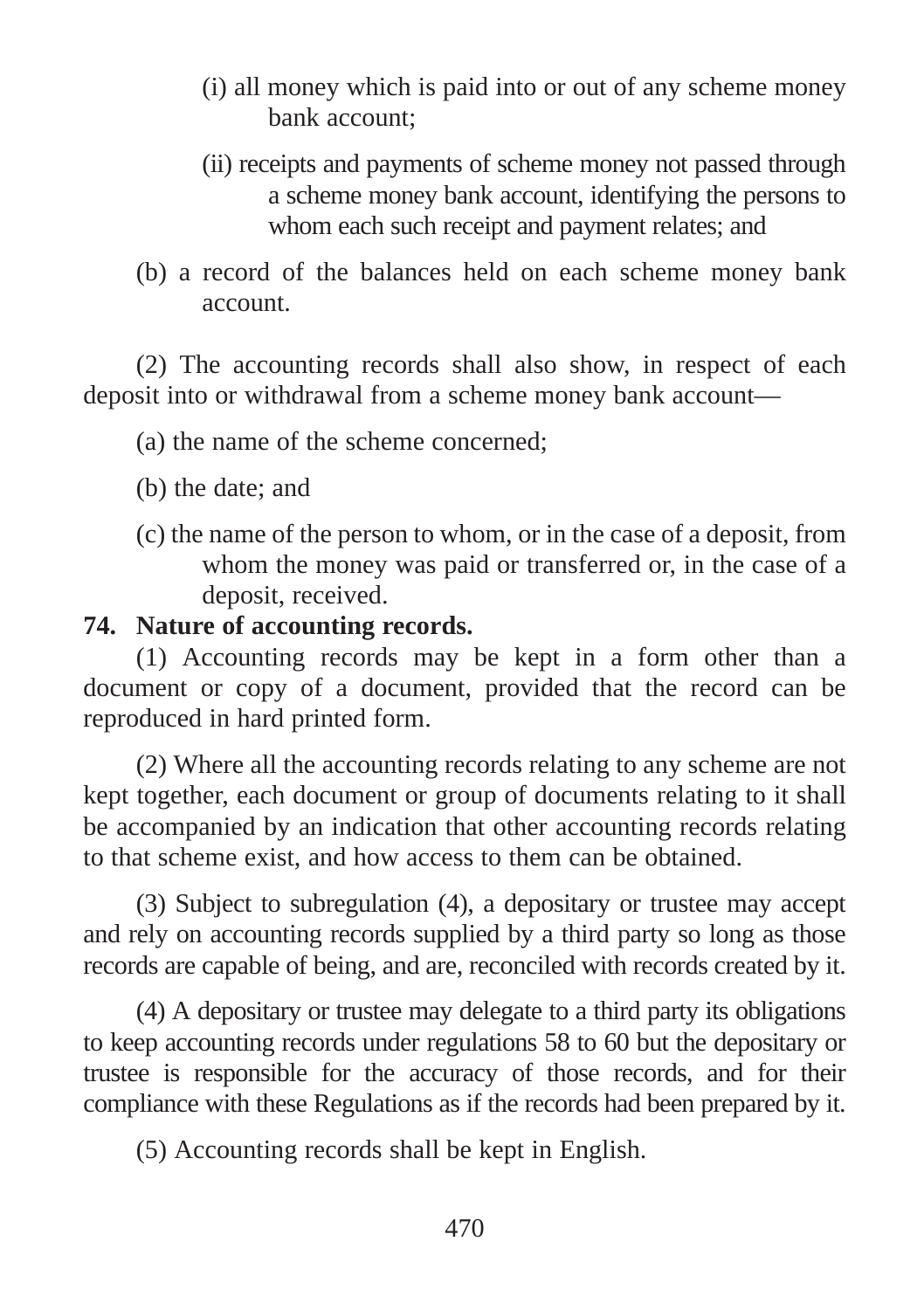(i) all money which is paid into or out of any scheme money bank account;

(ii) receipts and payments of scheme money not passed through a scheme money bank account, identifying the persons to whom each such receipt and payment relates; and

(b) a record of the balances held on each scheme money bank account.

(2) The accounting records shall also show, in respect of each deposit into or withdrawal from a scheme money bank account—

(a) the name of the scheme concerned;

(b) the date; and

(c) the name of the person to whom, or in the case of a deposit, from whom the money was paid or transferred or, in the case of a deposit, received.

**74. Nature of accounting records.**

(1) Accounting records may be kept in a form other than a document or copy of a document, provided that the record can be reproduced in hard printed form.

(2) Where all the accounting records relating to any scheme are not kept together, each document or group of documents relating to it shall be accompanied by an indication that other accounting records relating to that scheme exist, and how access to them can be obtained.

(3) Subject to subregulation (4), a depositary or trustee may accept and rely on accounting records supplied by a third party so long as those records are capable of being, and are, reconciled with records created by it.

(4) A depositary or trustee may delegate to a third party its obligations to keep accounting records under regulations 58 to 60 but the depositary or trustee is responsible for the accuracy of those records, and for their compliance with these Regulations as if the records had been prepared by it.

(5) Accounting records shall be kept in English.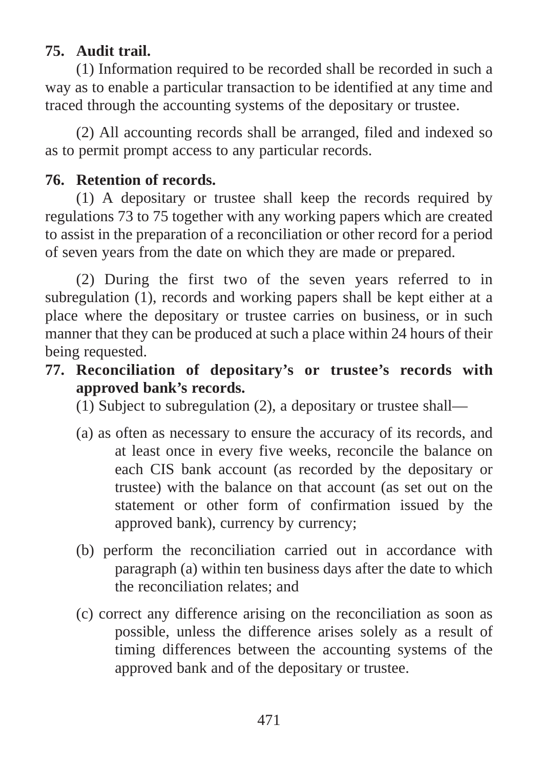**75. Audit trail.**

(1) Information required to be recorded shall be recorded in such a way as to enable a particular transaction to be identified at any time and traced through the accounting systems of the depositary or trustee.

(2) All accounting records shall be arranged, filed and indexed so as to permit prompt access to any particular records.

**76. Retention of records.**

(1) A depositary or trustee shall keep the records required by regulations 73 to 75 together with any working papers which are created to assist in the preparation of a reconciliation or other record for a period of seven years from the date on which they are made or prepared.

(2) During the first two of the seven years referred to in subregulation (1), records and working papers shall be kept either at a place where the depositary or trustee carries on business, or in such manner that they can be produced at such a place within 24 hours of their being requested.

**77. Reconciliation of depositary's or trustee's records with approved bank's records.**

(1) Subject to subregulation (2), a depositary or trustee shall—

(a) as often as necessary to ensure the accuracy of its records, and at least once in every five weeks, reconcile the balance on each CIS bank account (as recorded by the depositary or trustee) with the balance on that account (as set out on the statement or other form of confirmation issued by the approved bank), currency by currency;

(b) perform the reconciliation carried out in accordance with paragraph (a) within ten business days after the date to which the reconciliation relates; and

(c) correct any difference arising on the reconciliation as soon as possible, unless the difference arises solely as a result of timing differences between the accounting systems of the approved bank and of the depositary or trustee.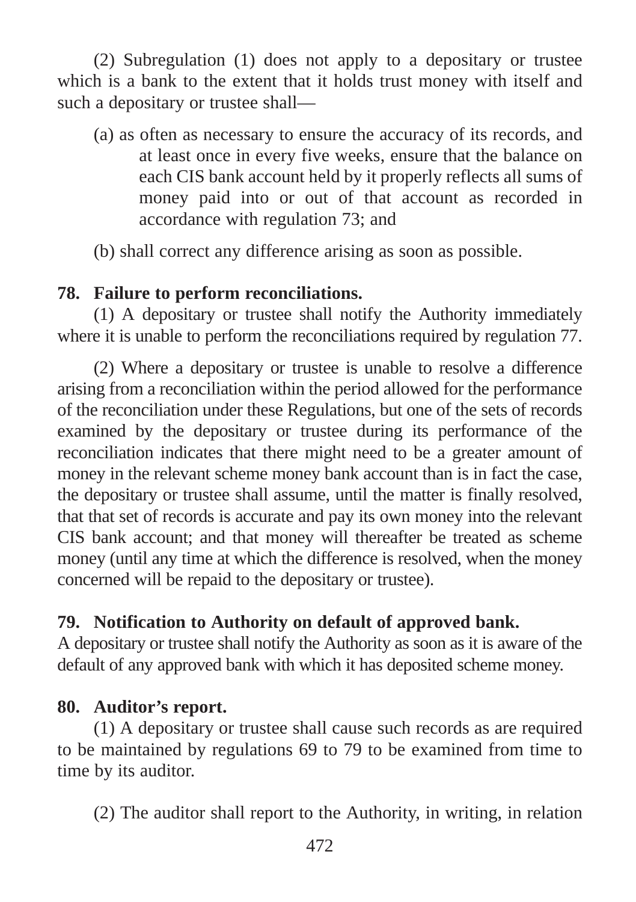(2) Subregulation (1) does not apply to a depositary or trustee which is a bank to the extent that it holds trust money with itself and such a depositary or trustee shall—

(a) as often as necessary to ensure the accuracy of its records, and at least once in every five weeks, ensure that the balance on each CIS bank account held by it properly reflects all sums of money paid into or out of that account as recorded in accordance with regulation 73; and

(b) shall correct any difference arising as soon as possible.

**78. Failure to perform reconciliations.**

(1) A depositary or trustee shall notify the Authority immediately where it is unable to perform the reconciliations required by regulation 77.

(2) Where a depositary or trustee is unable to resolve a difference arising from a reconciliation within the period allowed for the performance of the reconciliation under these Regulations, but one of the sets of records examined by the depositary or trustee during its performance of the reconciliation indicates that there might need to be a greater amount of money in the relevant scheme money bank account than is in fact the case, the depositary or trustee shall assume, until the matter is finally resolved, that that set of records is accurate and pay its own money into the relevant CIS bank account; and that money will thereafter be treated as scheme money (until any time at which the difference is resolved, when the money concerned will be repaid to the depositary or trustee).

**79. Notification to Authority on default of approved bank.**

A depositary or trustee shall notify the Authority as soon as it is aware of the default of any approved bank with which it has deposited scheme money.

**80. Auditor's report.**

(1) A depositary or trustee shall cause such records as are required to be maintained by regulations 69 to 79 to be examined from time to time by its auditor.

(2) The auditor shall report to the Authority, in writing, in relation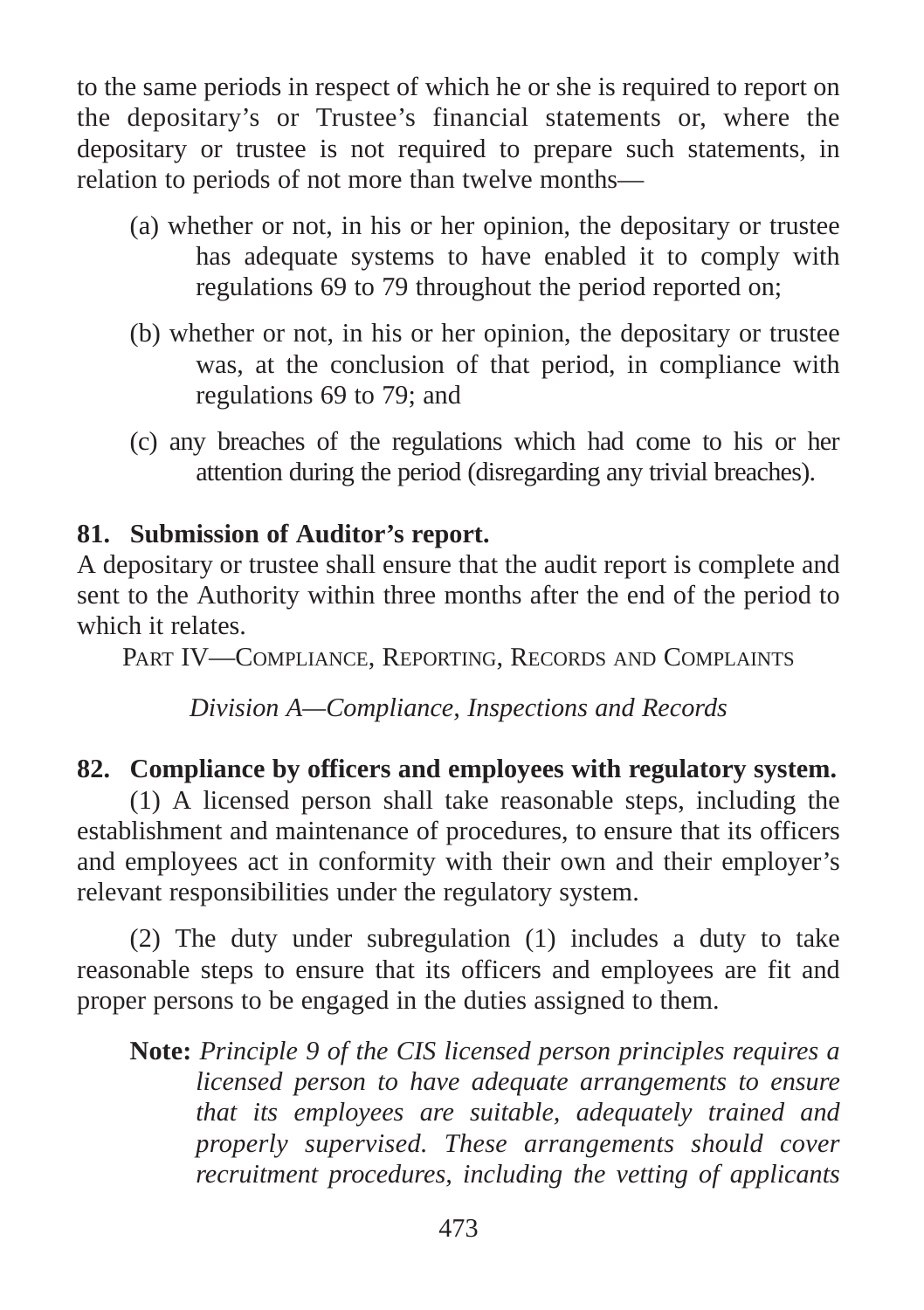to the same periods in respect of which he or she is required to report on the depositary's or Trustee's financial statements or, where the depositary or trustee is not required to prepare such statements, in relation to periods of not more than twelve months—

(a) whether or not, in his or her opinion, the depositary or trustee has adequate systems to have enabled it to comply with regulations 69 to 79 throughout the period reported on;

(b) whether or not, in his or her opinion, the depositary or trustee was, at the conclusion of that period, in compliance with regulations 69 to 79; and

(c) any breaches of the regulations which had come to his or her attention during the period (disregarding any trivial breaches).

**81. Submission of Auditor's report.**

A depositary or trustee shall ensure that the audit report is complete and sent to the Authority within three months after the end of the period to which it relates.

## PART IV—COMPLIANCE, REPORTING, RECORDS AND COMPLAINTS

### *Division A—Compliance, Inspections and Records*

**82. Compliance by officers and employees with regulatory system.**

(1) A licensed person shall take reasonable steps, including the establishment and maintenance of procedures, to ensure that its officers and employees act in conformity with their own and their employer's relevant responsibilities under the regulatory system.

(2) The duty under subregulation (1) includes a duty to take reasonable steps to ensure that its officers and employees are fit and proper persons to be engaged in the duties assigned to them.

**Note:** *Principle 9 of the CIS licensed person principles requires a licensed person to have adequate arrangements to ensure that its employees are suitable, adequately trained and properly supervised. These arrangements should cover recruitment procedures, including the vetting of applicants*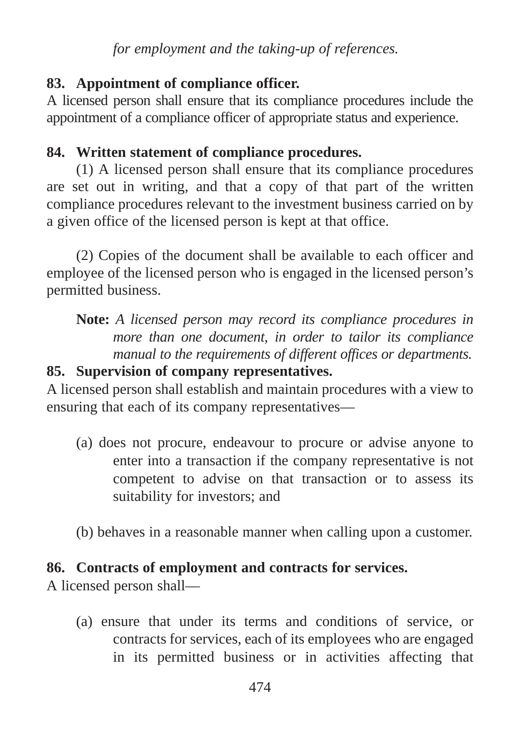*for employment and the taking-up of references.*

**83. Appointment of compliance officer.**

A licensed person shall ensure that its compliance procedures include the appointment of a compliance officer of appropriate status and experience.

**84. Written statement of compliance procedures.**

(1) A licensed person shall ensure that its compliance procedures are set out in writing, and that a copy of that part of the written compliance procedures relevant to the investment business carried on by a given office of the licensed person is kept at that office.

(2) Copies of the document shall be available to each officer and employee of the licensed person who is engaged in the licensed person's permitted business.

**Note:** *A licensed person may record its compliance procedures in more than one document, in order to tailor its compliance manual to the requirements of different offices or departments.*

**85. Supervision of company representatives.**

A licensed person shall establish and maintain procedures with a view to ensuring that each of its company representatives—

(a) does not procure, endeavour to procure or advise anyone to enter into a transaction if the company representative is not competent to advise on that transaction or to assess its suitability for investors; and

(b) behaves in a reasonable manner when calling upon a customer.

**86. Contracts of employment and contracts for services.**

A licensed person shall—

(a) ensure that under its terms and conditions of service, or contracts for services, each of its employees who are engaged in its permitted business or in activities affecting that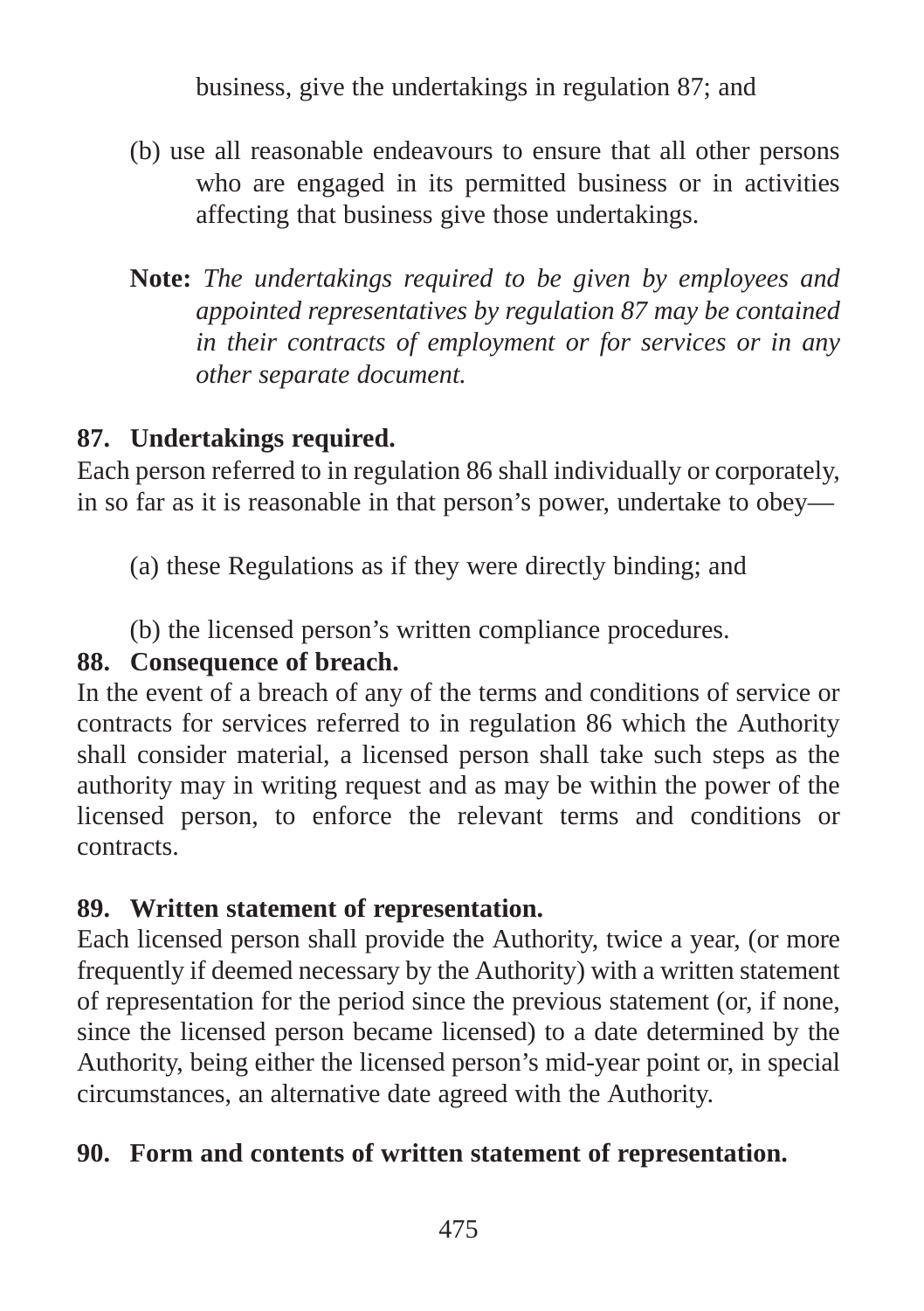business, give the undertakings in regulation 87; and

(b) use all reasonable endeavours to ensure that all other persons who are engaged in its permitted business or in activities affecting that business give those undertakings.

**Note:** *The undertakings required to be given by employees and appointed representatives by regulation 87 may be contained in their contracts of employment or for services or in any other separate document.*

**87. Undertakings required.**

Each person referred to in regulation 86 shall individually or corporately, in so far as it is reasonable in that person's power, undertake to obey—

(a) these Regulations as if they were directly binding; and

(b) the licensed person's written compliance procedures.

**88. Consequence of breach.**

In the event of a breach of any of the terms and conditions of service or contracts for services referred to in regulation 86 which the Authority shall consider material, a licensed person shall take such steps as the authority may in writing request and as may be within the power of the licensed person, to enforce the relevant terms and conditions or contracts.

**89. Written statement of representation.**

Each licensed person shall provide the Authority, twice a year, (or more frequently if deemed necessary by the Authority) with a written statement of representation for the period since the previous statement (or, if none, since the licensed person became licensed) to a date determined by the Authority, being either the licensed person's mid-year point or, in special circumstances, an alternative date agreed with the Authority.

**90. Form and contents of written statement of representation.**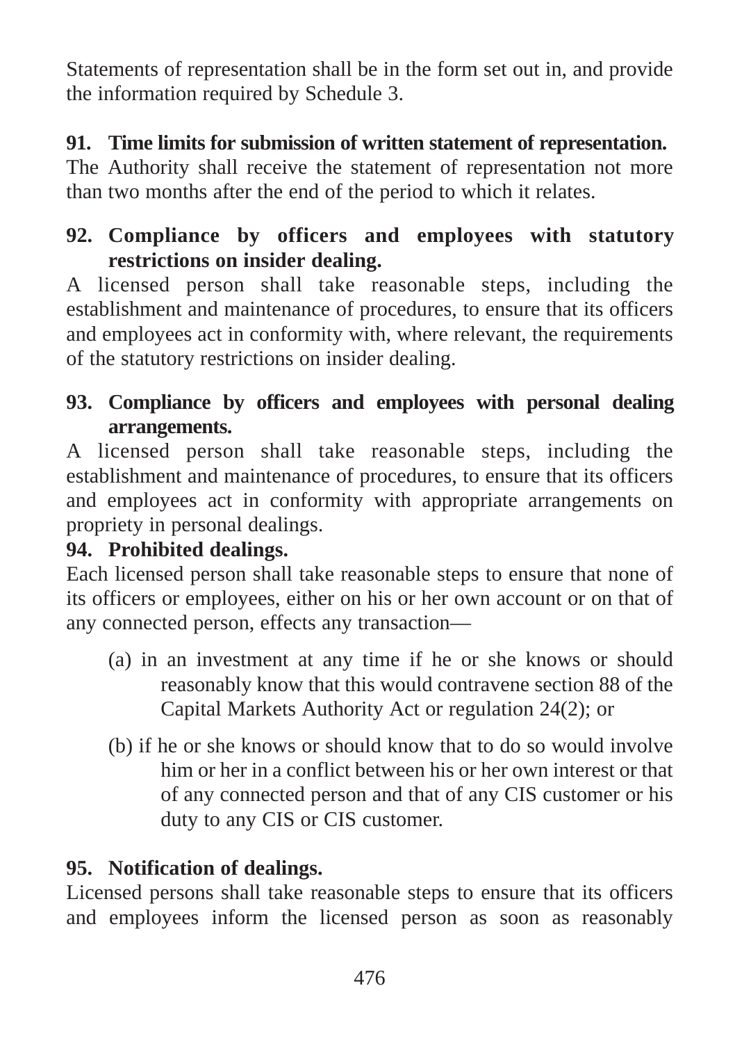Statements of representation shall be in the form set out in, and provide the information required by Schedule 3.

**91. Time limits for submission of written statement of representation.**

The Authority shall receive the statement of representation not more than two months after the end of the period to which it relates.

**92. Compliance by officers and employees with statutory restrictions on insider dealing.**

A licensed person shall take reasonable steps, including the establishment and maintenance of procedures, to ensure that its officers and employees act in conformity with, where relevant, the requirements of the statutory restrictions on insider dealing.

**93. Compliance by officers and employees with personal dealing arrangements.**

A licensed person shall take reasonable steps, including the establishment and maintenance of procedures, to ensure that its officers and employees act in conformity with appropriate arrangements on propriety in personal dealings.

**94. Prohibited dealings.**

Each licensed person shall take reasonable steps to ensure that none of its officers or employees, either on his or her own account or on that of any connected person, effects any transaction—

(a) in an investment at any time if he or she knows or should reasonably know that this would contravene section 88 of the Capital Markets Authority Act or regulation 24(2); or

(b) if he or she knows or should know that to do so would involve him or her in a conflict between his or her own interest or that of any connected person and that of any CIS customer or his duty to any CIS or CIS customer.

**95. Notification of dealings.**

Licensed persons shall take reasonable steps to ensure that its officers and employees inform the licensed person as soon as reasonably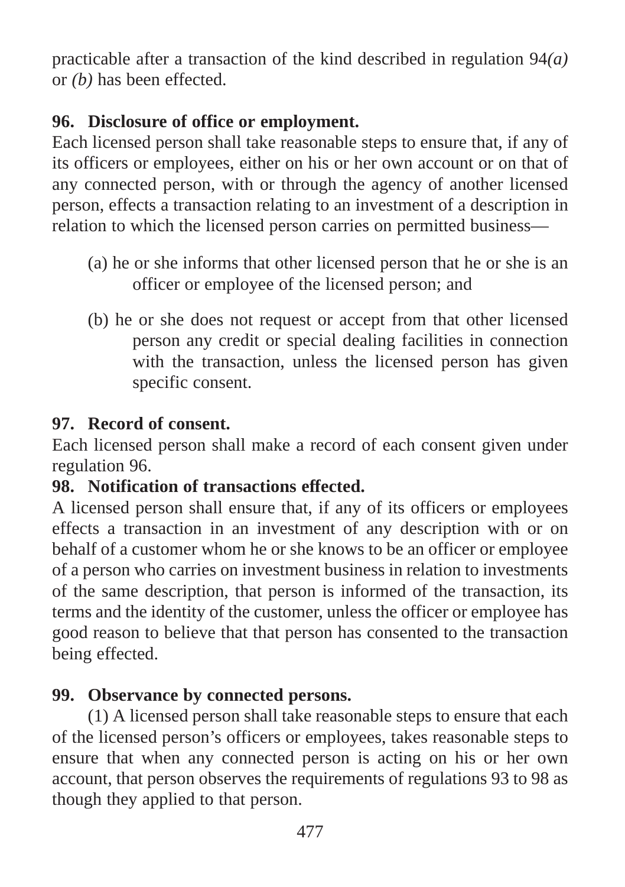practicable after a transaction of the kind described in regulation 94*(a)* or *(b)* has been effected.

**96. Disclosure of office or employment.**

Each licensed person shall take reasonable steps to ensure that, if any of its officers or employees, either on his or her own account or on that of any connected person, with or through the agency of another licensed person, effects a transaction relating to an investment of a description in relation to which the licensed person carries on permitted business—

(a) he or she informs that other licensed person that he or she is an officer or employee of the licensed person; and

(b) he or she does not request or accept from that other licensed person any credit or special dealing facilities in connection with the transaction, unless the licensed person has given specific consent.

**97. Record of consent.**

Each licensed person shall make a record of each consent given under regulation 96.

**98. Notification of transactions effected.**

A licensed person shall ensure that, if any of its officers or employees effects a transaction in an investment of any description with or on behalf of a customer whom he or she knows to be an officer or employee of a person who carries on investment business in relation to investments of the same description, that person is informed of the transaction, its terms and the identity of the customer, unless the officer or employee has good reason to believe that that person has consented to the transaction being effected.

**99. Observance by connected persons.**

(1) A licensed person shall take reasonable steps to ensure that each of the licensed person's officers or employees, takes reasonable steps to ensure that when any connected person is acting on his or her own account, that person observes the requirements of regulations 93 to 98 as though they applied to that person.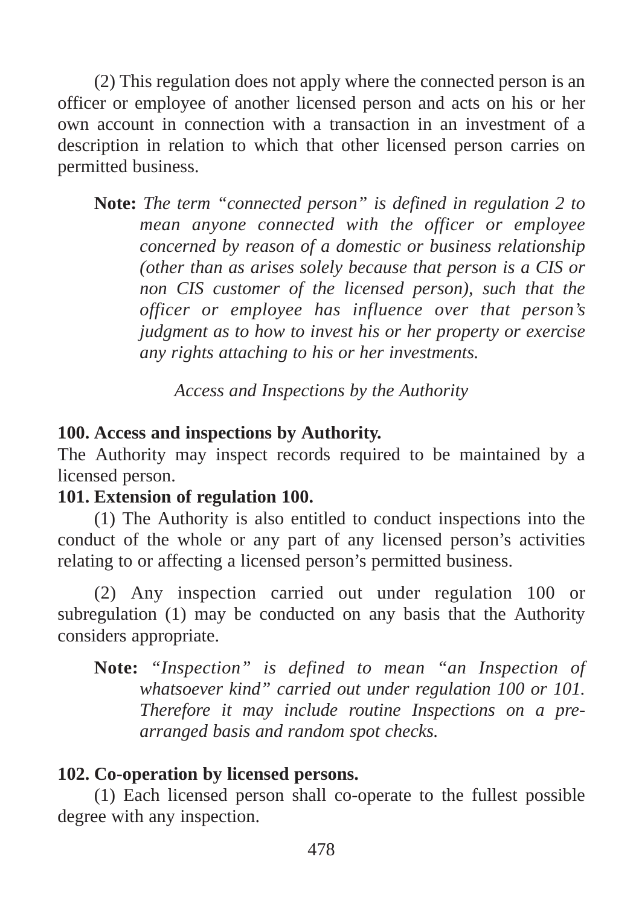(2) This regulation does not apply where the connected person is an officer or employee of another licensed person and acts on his or her own account in connection with a transaction in an investment of a description in relation to which that other licensed person carries on permitted business.

> **Note:** *The term "connected person" is defined in regulation 2 to mean anyone connected with the officer or employee concerned by reason of a domestic or business relationship (other than as arises solely because that person is a CIS or non CIS customer of the licensed person), such that the officer or employee has influence over that person's judgment as to how to invest his or her property or exercise any rights attaching to his or her investments.*

*Access and Inspections by the Authority*

**100. Access and inspections by Authority.**

The Authority may inspect records required to be maintained by a licensed person.

**101. Extension of regulation 100.**

(1) The Authority is also entitled to conduct inspections into the conduct of the whole or any part of any licensed person's activities relating to or affecting a licensed person's permitted business.

(2) Any inspection carried out under regulation 100 or subregulation (1) may be conducted on any basis that the Authority considers appropriate.

> **Note:** *"Inspection" is defined to mean "an Inspection of whatsoever kind" carried out under regulation 100 or 101. Therefore it may include routine Inspections on a pre-arranged basis and random spot checks.*

**102. Co-operation by licensed persons.**

(1) Each licensed person shall co-operate to the fullest possible degree with any inspection.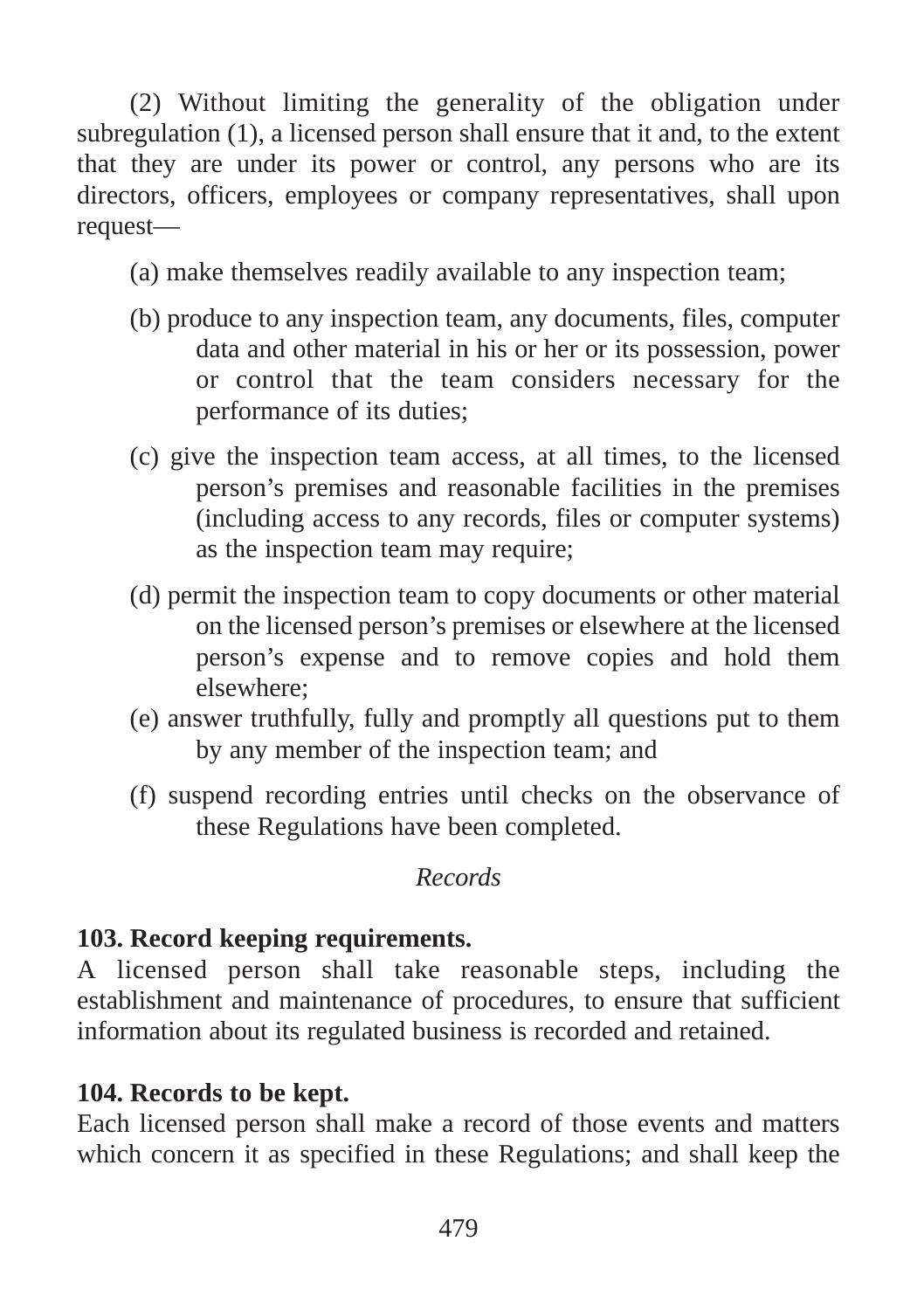(2) Without limiting the generality of the obligation under subregulation (1), a licensed person shall ensure that it and, to the extent that they are under its power or control, any persons who are its directors, officers, employees or company representatives, shall upon request—

(a) make themselves readily available to any inspection team;

(b) produce to any inspection team, any documents, files, computer data and other material in his or her or its possession, power or control that the team considers necessary for the performance of its duties;

(c) give the inspection team access, at all times, to the licensed person’s premises and reasonable facilities in the premises (including access to any records, files or computer systems) as the inspection team may require;

(d) permit the inspection team to copy documents or other material on the licensed person’s premises or elsewhere at the licensed person’s expense and to remove copies and hold them elsewhere;

(e) answer truthfully, fully and promptly all questions put to them by any member of the inspection team; and

(f) suspend recording entries until checks on the observance of these Regulations have been completed.

*Records*

**103. Record keeping requirements.**

A licensed person shall take reasonable steps, including the establishment and maintenance of procedures, to ensure that sufficient information about its regulated business is recorded and retained.

**104. Records to be kept.**

Each licensed person shall make a record of those events and matters which concern it as specified in these Regulations; and shall keep the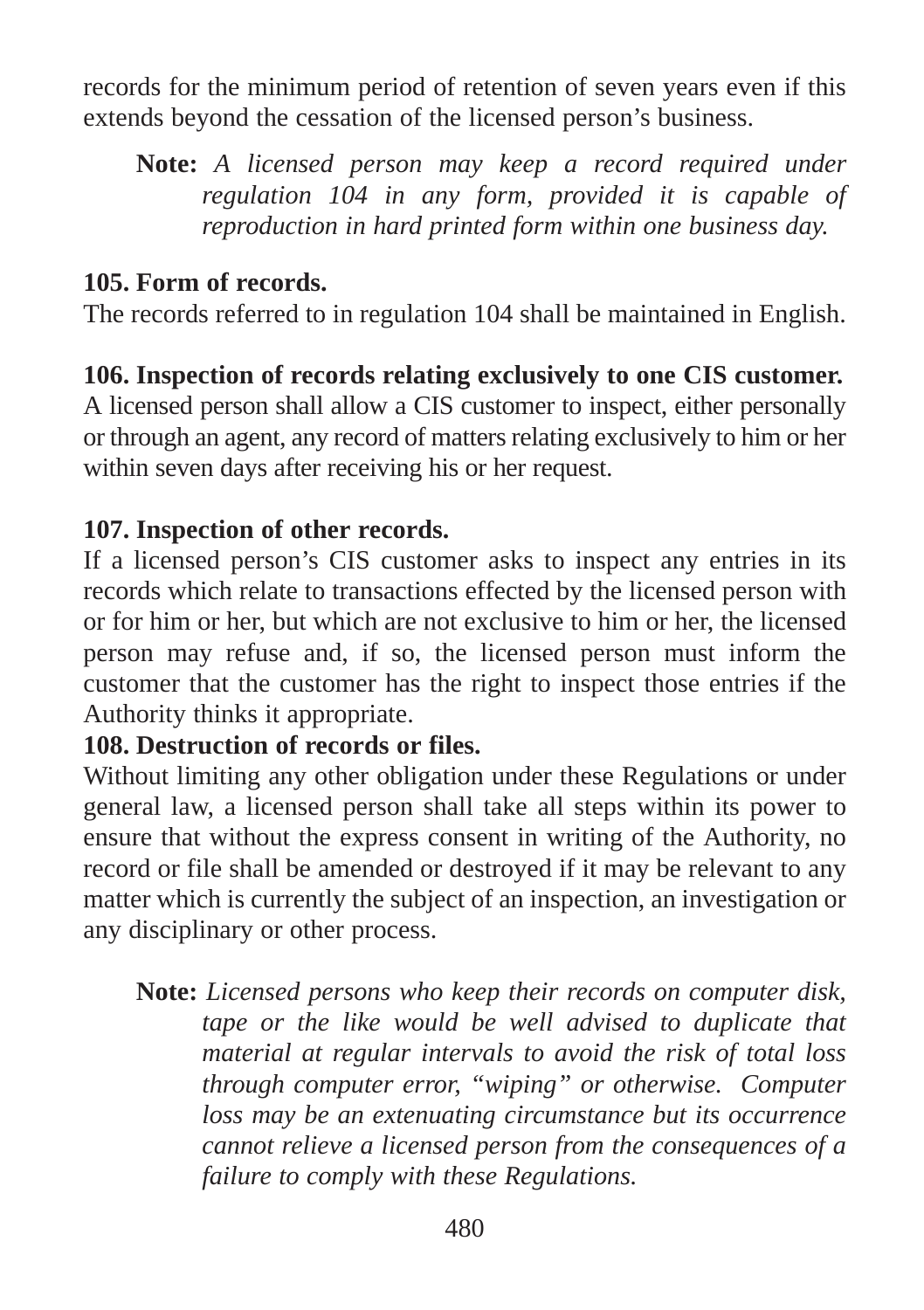records for the minimum period of retention of seven years even if this extends beyond the cessation of the licensed person's business.

> **Note:** *A licensed person may keep a record required under regulation 104 in any form, provided it is capable of reproduction in hard printed form within one business day.*

**105. Form of records.**
The records referred to in regulation 104 shall be maintained in English.

**106. Inspection of records relating exclusively to one CIS customer.**
A licensed person shall allow a CIS customer to inspect, either personally or through an agent, any record of matters relating exclusively to him or her within seven days after receiving his or her request.

**107. Inspection of other records.**
If a licensed person's CIS customer asks to inspect any entries in its records which relate to transactions effected by the licensed person with or for him or her, but which are not exclusive to him or her, the licensed person may refuse and, if so, the licensed person must inform the customer that the customer has the right to inspect those entries if the Authority thinks it appropriate.

**108. Destruction of records or files.**
Without limiting any other obligation under these Regulations or under general law, a licensed person shall take all steps within its power to ensure that without the express consent in writing of the Authority, no record or file shall be amended or destroyed if it may be relevant to any matter which is currently the subject of an inspection, an investigation or any disciplinary or other process.

> **Note:** *Licensed persons who keep their records on computer disk, tape or the like would be well advised to duplicate that material at regular intervals to avoid the risk of total loss through computer error, "wiping" or otherwise. Computer loss may be an extenuating circumstance but its occurrence cannot relieve a licensed person from the consequences of a failure to comply with these Regulations.*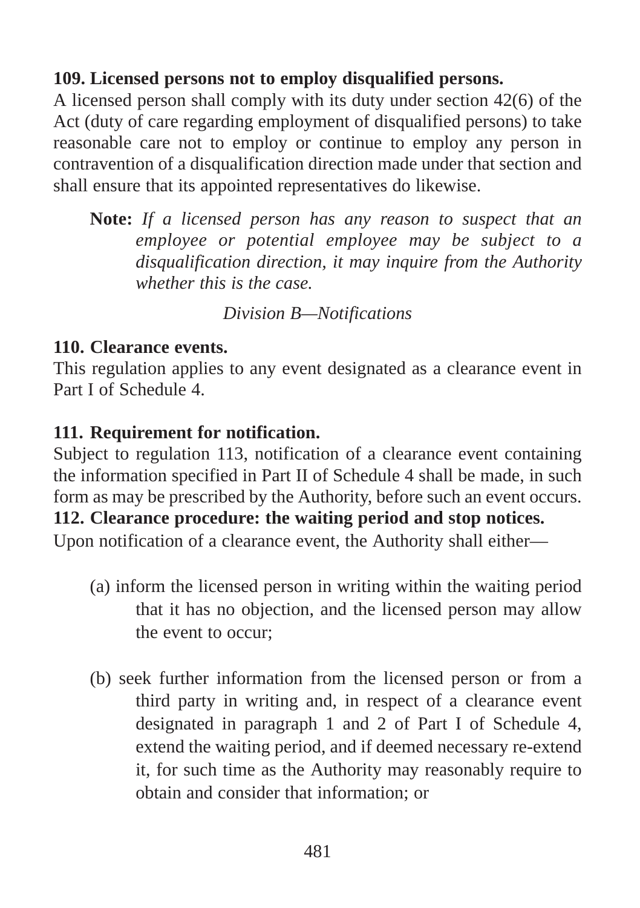**109. Licensed persons not to employ disqualified persons.**

A licensed person shall comply with its duty under section 42(6) of the Act (duty of care regarding employment of disqualified persons) to take reasonable care not to employ or continue to employ any person in contravention of a disqualification direction made under that section and shall ensure that its appointed representatives do likewise.

> **Note:** *If a licensed person has any reason to suspect that an employee or potential employee may be subject to a disqualification direction, it may inquire from the Authority whether this is the case.*

*Division B—Notifications*

**110. Clearance events.**

This regulation applies to any event designated as a clearance event in Part I of Schedule 4.

**111. Requirement for notification.**

Subject to regulation 113, notification of a clearance event containing the information specified in Part II of Schedule 4 shall be made, in such form as may be prescribed by the Authority, before such an event occurs.

**112. Clearance procedure: the waiting period and stop notices.**

Upon notification of a clearance event, the Authority shall either—

(a) inform the licensed person in writing within the waiting period that it has no objection, and the licensed person may allow the event to occur;

(b) seek further information from the licensed person or from a third party in writing and, in respect of a clearance event designated in paragraph 1 and 2 of Part I of Schedule 4, extend the waiting period, and if deemed necessary re-extend it, for such time as the Authority may reasonably require to obtain and consider that information; or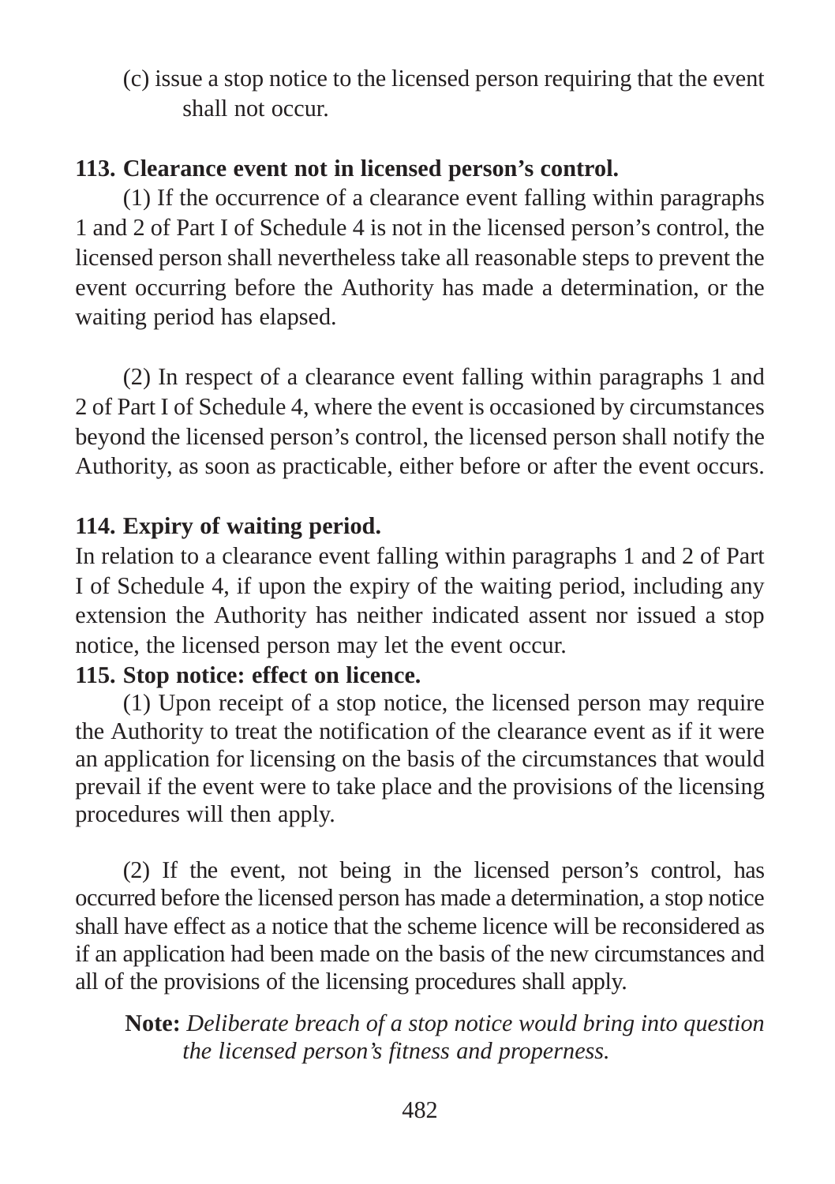(c) issue a stop notice to the licensed person requiring that the event shall not occur.

**113. Clearance event not in licensed person's control.**

(1) If the occurrence of a clearance event falling within paragraphs 1 and 2 of Part I of Schedule 4 is not in the licensed person's control, the licensed person shall nevertheless take all reasonable steps to prevent the event occurring before the Authority has made a determination, or the waiting period has elapsed.

(2) In respect of a clearance event falling within paragraphs 1 and 2 of Part I of Schedule 4, where the event is occasioned by circumstances beyond the licensed person's control, the licensed person shall notify the Authority, as soon as practicable, either before or after the event occurs.

**114. Expiry of waiting period.**

In relation to a clearance event falling within paragraphs 1 and 2 of Part I of Schedule 4, if upon the expiry of the waiting period, including any extension the Authority has neither indicated assent nor issued a stop notice, the licensed person may let the event occur.

**115. Stop notice: effect on licence.**

(1) Upon receipt of a stop notice, the licensed person may require the Authority to treat the notification of the clearance event as if it were an application for licensing on the basis of the circumstances that would prevail if the event were to take place and the provisions of the licensing procedures will then apply.

(2) If the event, not being in the licensed person's control, has occurred before the licensed person has made a determination, a stop notice shall have effect as a notice that the scheme licence will be reconsidered as if an application had been made on the basis of the new circumstances and all of the provisions of the licensing procedures shall apply.

**Note:** *Deliberate breach of a stop notice would bring into question the licensed person's fitness and properness.*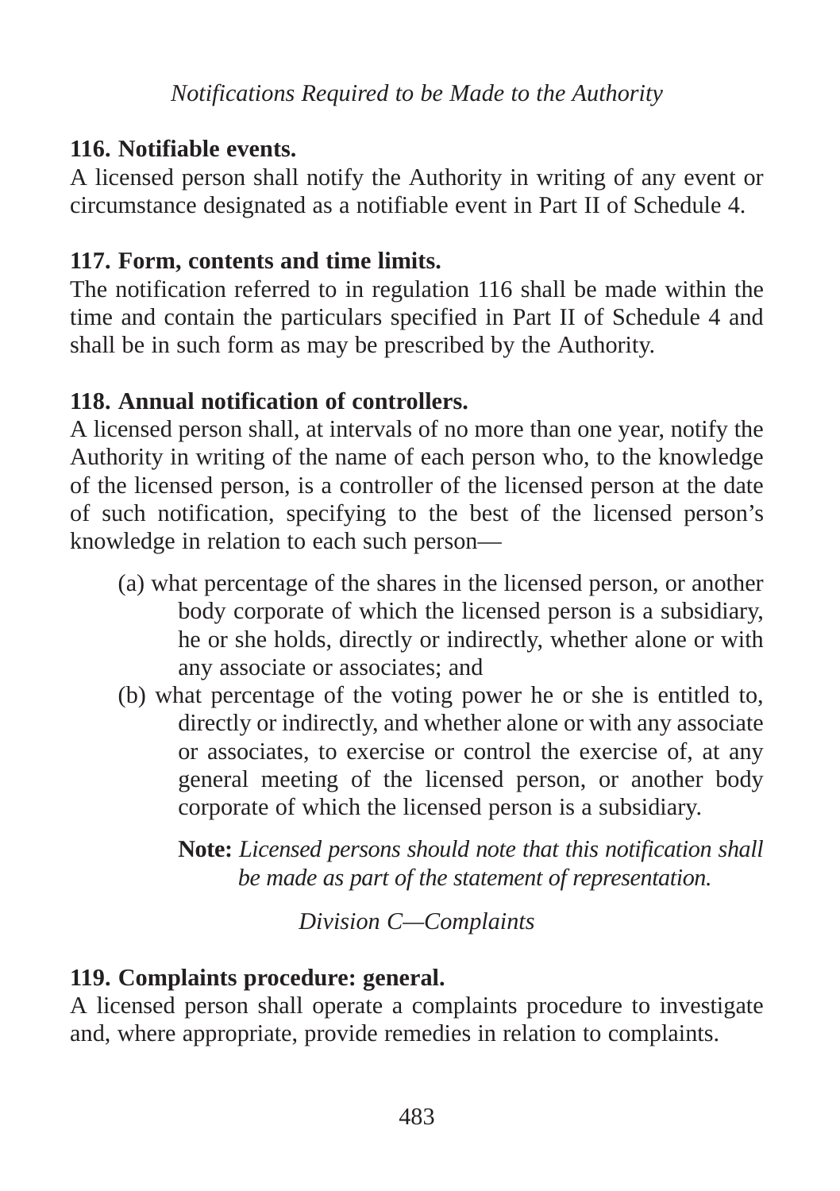*Notifications Required to be Made to the Authority*

**116. Notifiable events.**

A licensed person shall notify the Authority in writing of any event or circumstance designated as a notifiable event in Part II of Schedule 4.

**117. Form, contents and time limits.**

The notification referred to in regulation 116 shall be made within the time and contain the particulars specified in Part II of Schedule 4 and shall be in such form as may be prescribed by the Authority.

**118. Annual notification of controllers.**

A licensed person shall, at intervals of no more than one year, notify the Authority in writing of the name of each person who, to the knowledge of the licensed person, is a controller of the licensed person at the date of such notification, specifying to the best of the licensed person's knowledge in relation to each such person—

(a) what percentage of the shares in the licensed person, or another body corporate of which the licensed person is a subsidiary, he or she holds, directly or indirectly, whether alone or with any associate or associates; and

(b) what percentage of the voting power he or she is entitled to, directly or indirectly, and whether alone or with any associate or associates, to exercise or control the exercise of, at any general meeting of the licensed person, or another body corporate of which the licensed person is a subsidiary.

**Note:** *Licensed persons should note that this notification shall be made as part of the statement of representation.*

*Division C—Complaints*

**119. Complaints procedure: general.**

A licensed person shall operate a complaints procedure to investigate and, where appropriate, provide remedies in relation to complaints.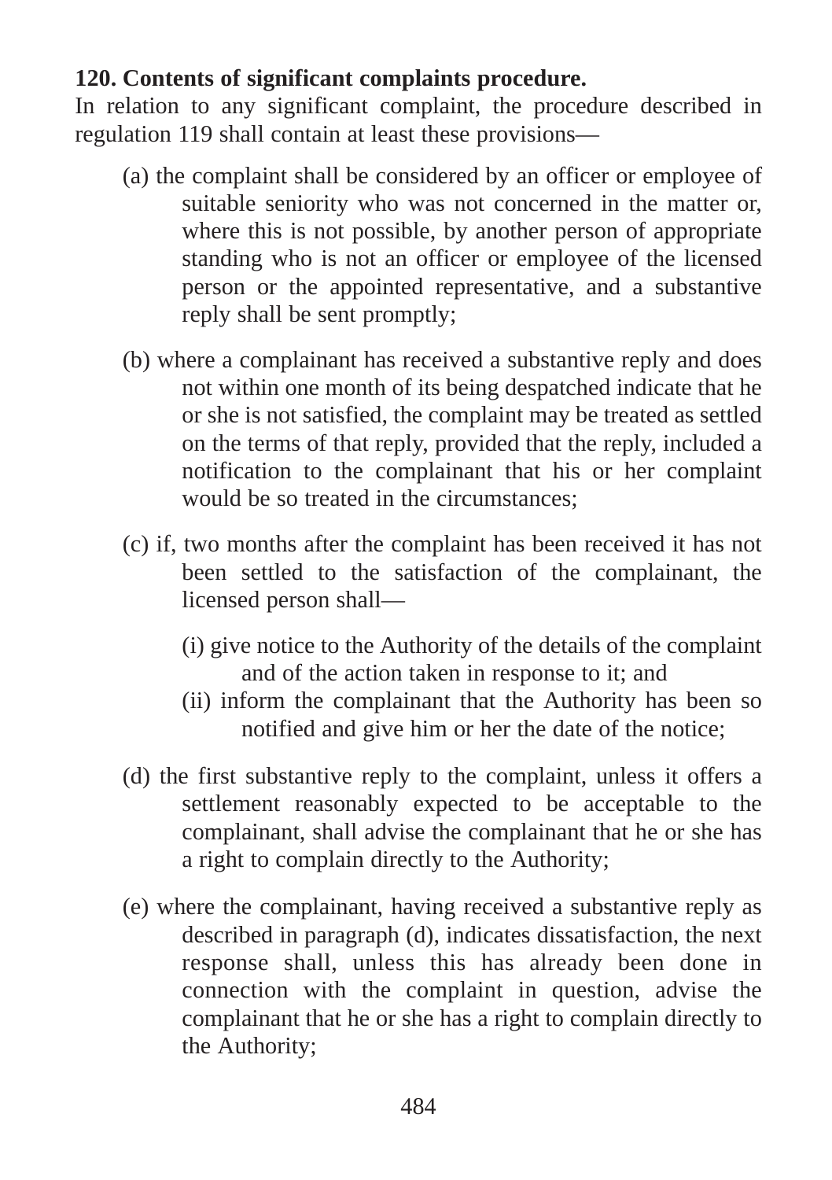**120. Contents of significant complaints procedure.**

In relation to any significant complaint, the procedure described in regulation 119 shall contain at least these provisions—

(a) the complaint shall be considered by an officer or employee of suitable seniority who was not concerned in the matter or, where this is not possible, by another person of appropriate standing who is not an officer or employee of the licensed person or the appointed representative, and a substantive reply shall be sent promptly;

(b) where a complainant has received a substantive reply and does not within one month of its being despatched indicate that he or she is not satisfied, the complaint may be treated as settled on the terms of that reply, provided that the reply, included a notification to the complainant that his or her complaint would be so treated in the circumstances;

(c) if, two months after the complaint has been received it has not been settled to the satisfaction of the complainant, the licensed person shall—

  (i) give notice to the Authority of the details of the complaint and of the action taken in response to it; and

  (ii) inform the complainant that the Authority has been so notified and give him or her the date of the notice;

(d) the first substantive reply to the complaint, unless it offers a settlement reasonably expected to be acceptable to the complainant, shall advise the complainant that he or she has a right to complain directly to the Authority;

(e) where the complainant, having received a substantive reply as described in paragraph (d), indicates dissatisfaction, the next response shall, unless this has already been done in connection with the complaint in question, advise the complainant that he or she has a right to complain directly to the Authority;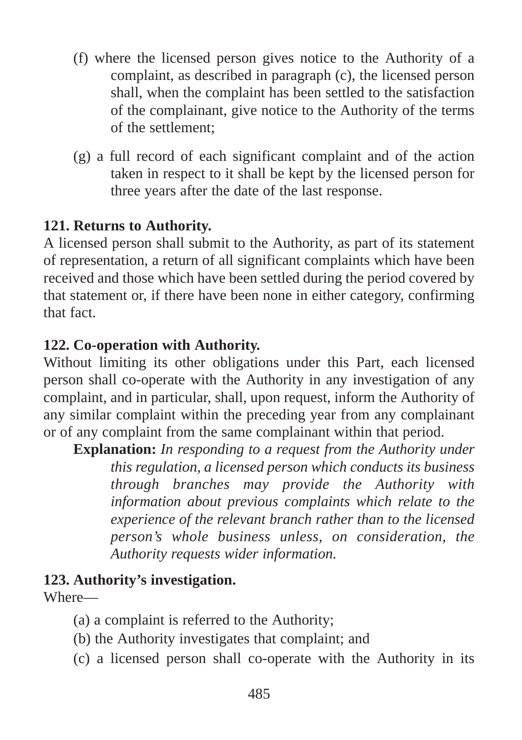(f) where the licensed person gives notice to the Authority of a complaint, as described in paragraph (c), the licensed person shall, when the complaint has been settled to the satisfaction of the complainant, give notice to the Authority of the terms of the settlement;

(g) a full record of each significant complaint and of the action taken in respect to it shall be kept by the licensed person for three years after the date of the last response.

**121. Returns to Authority.**

A licensed person shall submit to the Authority, as part of its statement of representation, a return of all significant complaints which have been received and those which have been settled during the period covered by that statement or, if there have been none in either category, confirming that fact.

**122. Co-operation with Authority.**

Without limiting its other obligations under this Part, each licensed person shall co-operate with the Authority in any investigation of any complaint, and in particular, shall, upon request, inform the Authority of any similar complaint within the preceding year from any complainant or of any complaint from the same complainant within that period.

**Explanation:** *In responding to a request from the Authority under this regulation, a licensed person which conducts its business through branches may provide the Authority with information about previous complaints which relate to the experience of the relevant branch rather than to the licensed person's whole business unless, on consideration, the Authority requests wider information.*

**123. Authority's investigation.**

Where—

(a) a complaint is referred to the Authority;

(b) the Authority investigates that complaint; and

(c) a licensed person shall co-operate with the Authority in its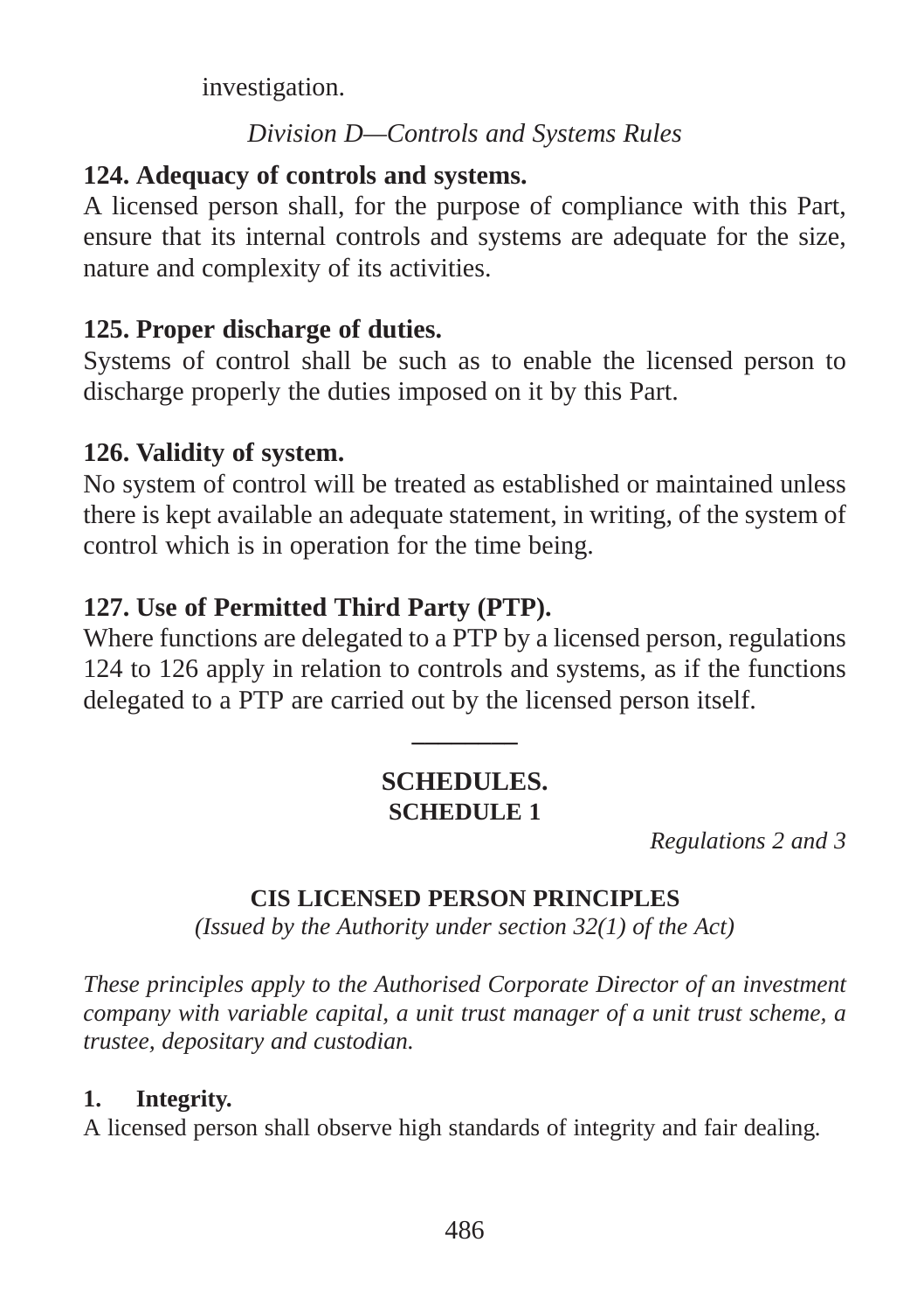investigation.

*Division D—Controls and Systems Rules*

**124. Adequacy of controls and systems.**

A licensed person shall, for the purpose of compliance with this Part, ensure that its internal controls and systems are adequate for the size, nature and complexity of its activities.

**125. Proper discharge of duties.**

Systems of control shall be such as to enable the licensed person to discharge properly the duties imposed on it by this Part.

**126. Validity of system.**

No system of control will be treated as established or maintained unless there is kept available an adequate statement, in writing, of the system of control which is in operation for the time being.

**127. Use of Permitted Third Party (PTP).**

Where functions are delegated to a PTP by a licensed person, regulations 124 to 126 apply in relation to controls and systems, as if the functions delegated to a PTP are carried out by the licensed person itself.

---

## SCHEDULES.

### SCHEDULE 1

*Regulations 2 and 3*

**CIS LICENSED PERSON PRINCIPLES**

*(Issued by the Authority under section 32(1) of the Act)*

*These principles apply to the Authorised Corporate Director of an investment company with variable capital, a unit trust manager of a unit trust scheme, a trustee, depositary and custodian.*

**1. Integrity.**

A licensed person shall observe high standards of integrity and fair dealing.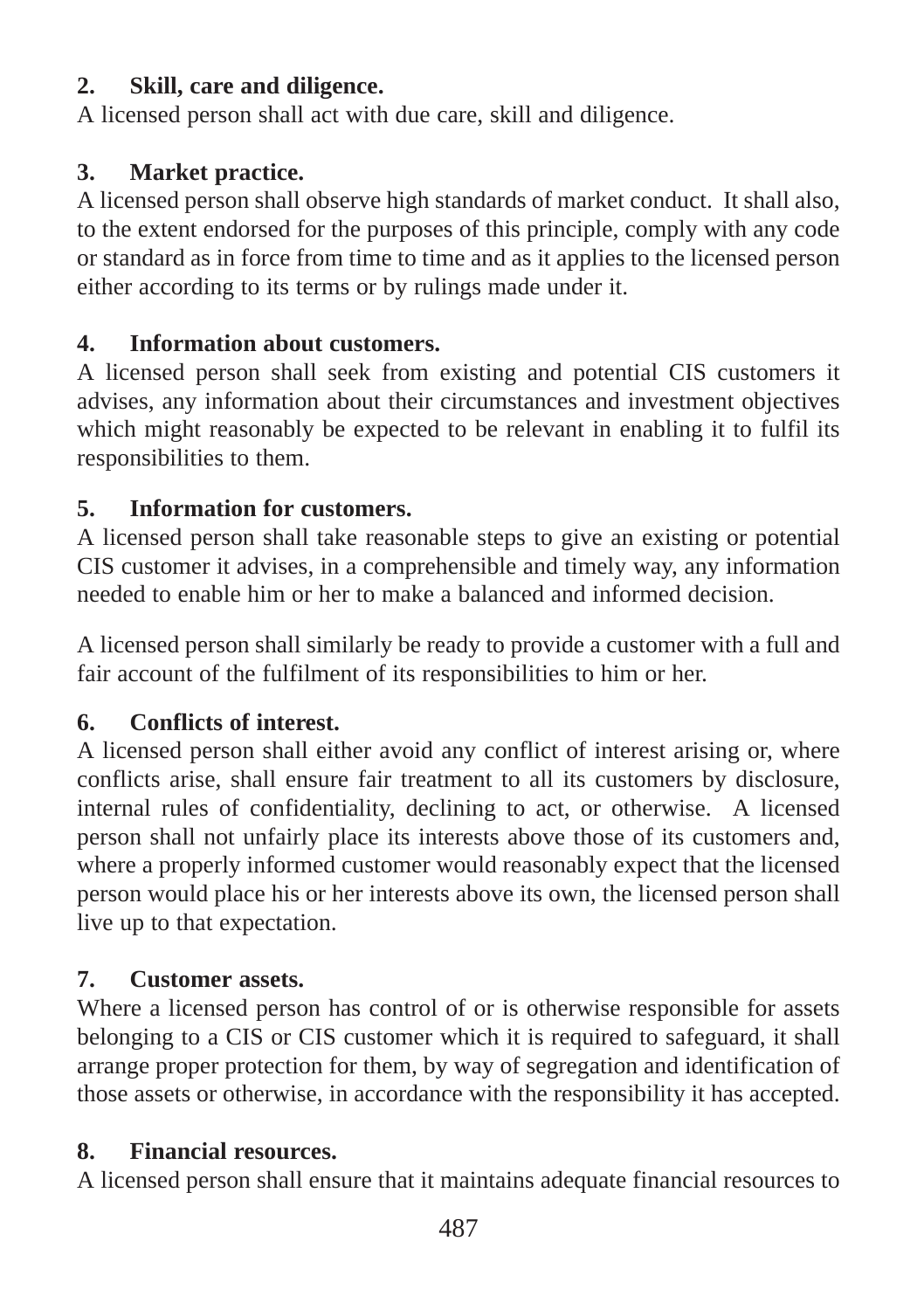**2. Skill, care and diligence.**

A licensed person shall act with due care, skill and diligence.

**3. Market practice.**

A licensed person shall observe high standards of market conduct. It shall also, to the extent endorsed for the purposes of this principle, comply with any code or standard as in force from time to time and as it applies to the licensed person either according to its terms or by rulings made under it.

**4. Information about customers.**

A licensed person shall seek from existing and potential CIS customers it advises, any information about their circumstances and investment objectives which might reasonably be expected to be relevant in enabling it to fulfil its responsibilities to them.

**5. Information for customers.**

A licensed person shall take reasonable steps to give an existing or potential CIS customer it advises, in a comprehensible and timely way, any information needed to enable him or her to make a balanced and informed decision.

A licensed person shall similarly be ready to provide a customer with a full and fair account of the fulfilment of its responsibilities to him or her.

**6. Conflicts of interest.**

A licensed person shall either avoid any conflict of interest arising or, where conflicts arise, shall ensure fair treatment to all its customers by disclosure, internal rules of confidentiality, declining to act, or otherwise. A licensed person shall not unfairly place its interests above those of its customers and, where a properly informed customer would reasonably expect that the licensed person would place his or her interests above its own, the licensed person shall live up to that expectation.

**7. Customer assets.**

Where a licensed person has control of or is otherwise responsible for assets belonging to a CIS or CIS customer which it is required to safeguard, it shall arrange proper protection for them, by way of segregation and identification of those assets or otherwise, in accordance with the responsibility it has accepted.

**8. Financial resources.**

A licensed person shall ensure that it maintains adequate financial resources to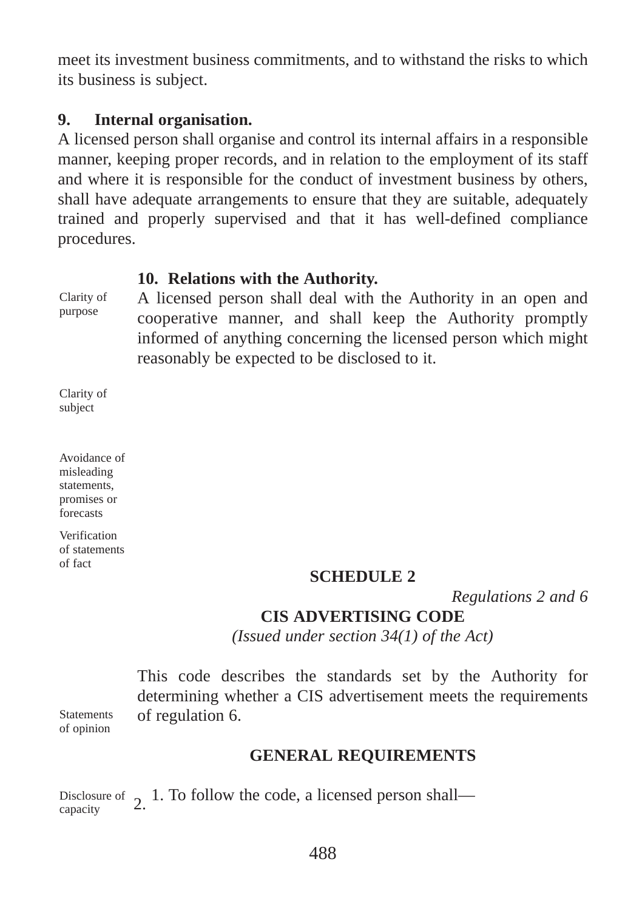meet its investment business commitments, and to withstand the risks to which its business is subject.

**9. Internal organisation.**

A licensed person shall organise and control its internal affairs in a responsible manner, keeping proper records, and in relation to the employment of its staff and where it is responsible for the conduct of investment business by others, shall have adequate arrangements to ensure that they are suitable, adequately trained and properly supervised and that it has well-defined compliance procedures.

**10. Relations with the Authority.**

A licensed person shall deal with the Authority in an open and cooperative manner, and shall keep the Authority promptly informed of anything concerning the licensed person which might reasonably be expected to be disclosed to it.

Clarity of purpose

Clarity of subject

Avoidance of misleading statements, promises or forecasts

Verification of statements of fact

## SCHEDULE 2

*Regulations 2 and 6*

## CIS ADVERTISING CODE

*(Issued under section 34(1) of the Act)*

This code describes the standards set by the Authority for determining whether a CIS advertisement meets the requirements of regulation 6.

Statements of opinion

### GENERAL REQUIREMENTS

Disclosure of capacity

1. To follow the code, a licensed person shall—

2.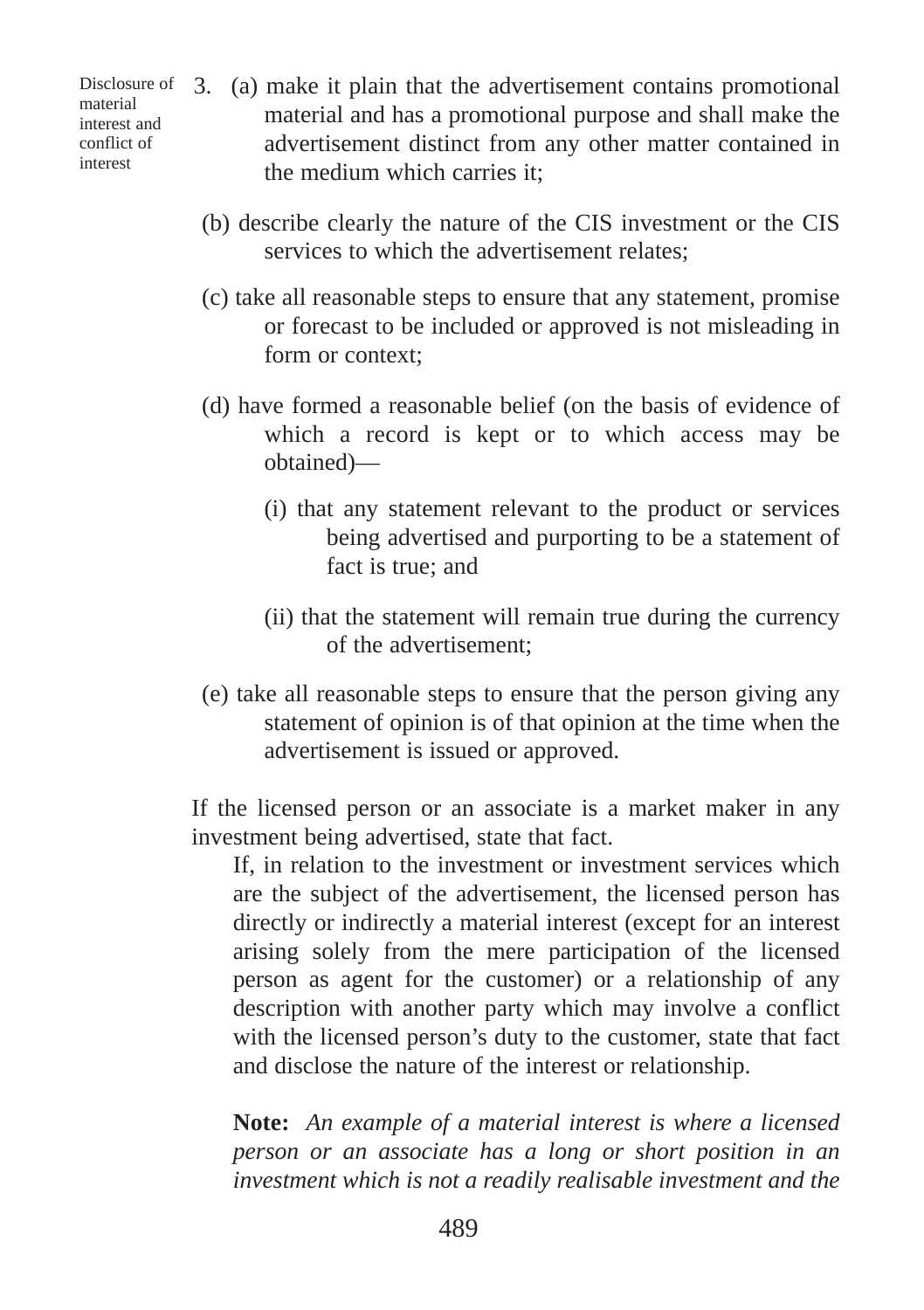Disclosure of material interest and conflict of interest

3. (a) make it plain that the advertisement contains promotional material and has a promotional purpose and shall make the advertisement distinct from any other matter contained in the medium which carries it;

(b) describe clearly the nature of the CIS investment or the CIS services to which the advertisement relates;

(c) take all reasonable steps to ensure that any statement, promise or forecast to be included or approved is not misleading in form or context;

(d) have formed a reasonable belief (on the basis of evidence of which a record is kept or to which access may be obtained)—

(i) that any statement relevant to the product or services being advertised and purporting to be a statement of fact is true; and

(ii) that the statement will remain true during the currency of the advertisement;

(e) take all reasonable steps to ensure that the person giving any statement of opinion is of that opinion at the time when the advertisement is issued or approved.

If the licensed person or an associate is a market maker in any investment being advertised, state that fact.

If, in relation to the investment or investment services which are the subject of the advertisement, the licensed person has directly or indirectly a material interest (except for an interest arising solely from the mere participation of the licensed person as agent for the customer) or a relationship of any description with another party which may involve a conflict with the licensed person’s duty to the customer, state that fact and disclose the nature of the interest or relationship.

**Note:** *An example of a material interest is where a licensed person or an associate has a long or short position in an investment which is not a readily realisable investment and the*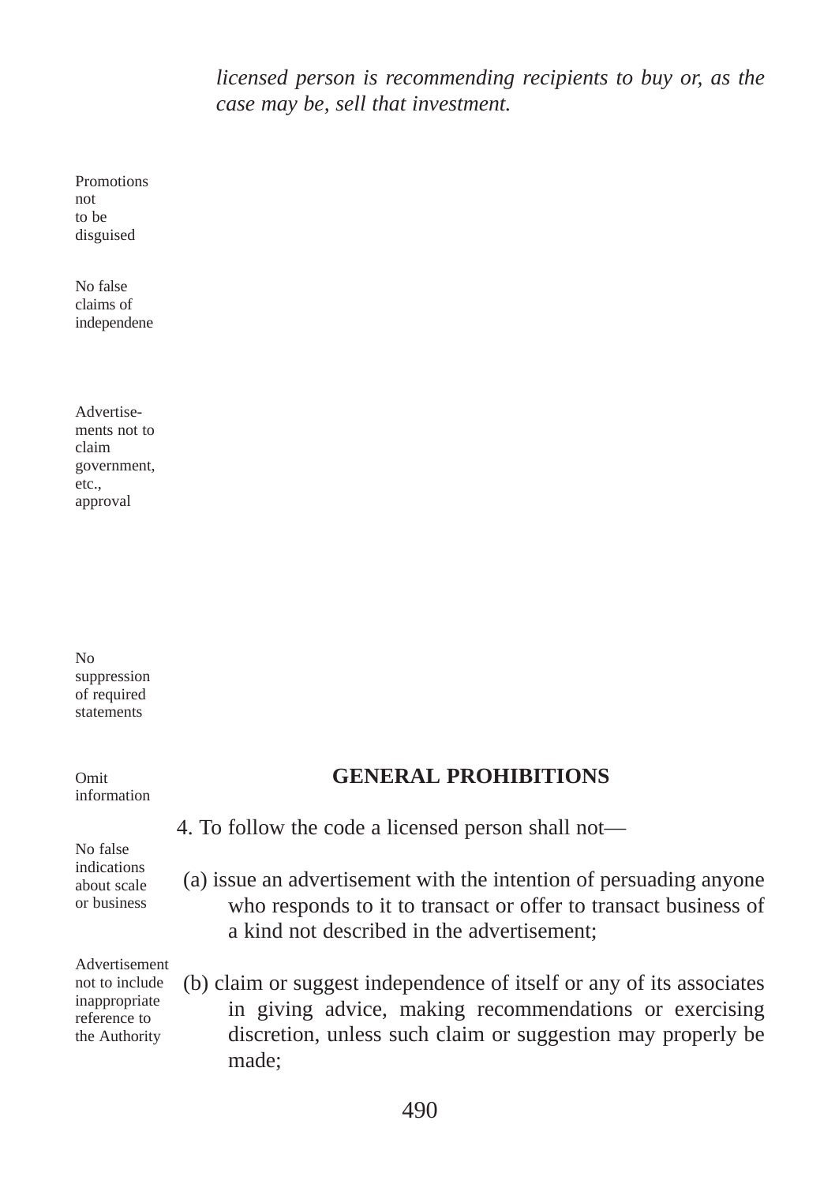*licensed person is recommending recipients to buy or, as the case may be, sell that investment.*

Promotions not to be disguised

No false claims of independene

Advertise-ments not to claim government, etc., approval

No suppression of required statements

Omit information

No false indications about scale or business

Advertisement not to include inappropriate reference to the Authority

## GENERAL PROHIBITIONS

4. To follow the code a licensed person shall not—

(a) issue an advertisement with the intention of persuading anyone who responds to it to transact or offer to transact business of a kind not described in the advertisement;

(b) claim or suggest independence of itself or any of its associates in giving advice, making recommendations or exercising discretion, unless such claim or suggestion may properly be made;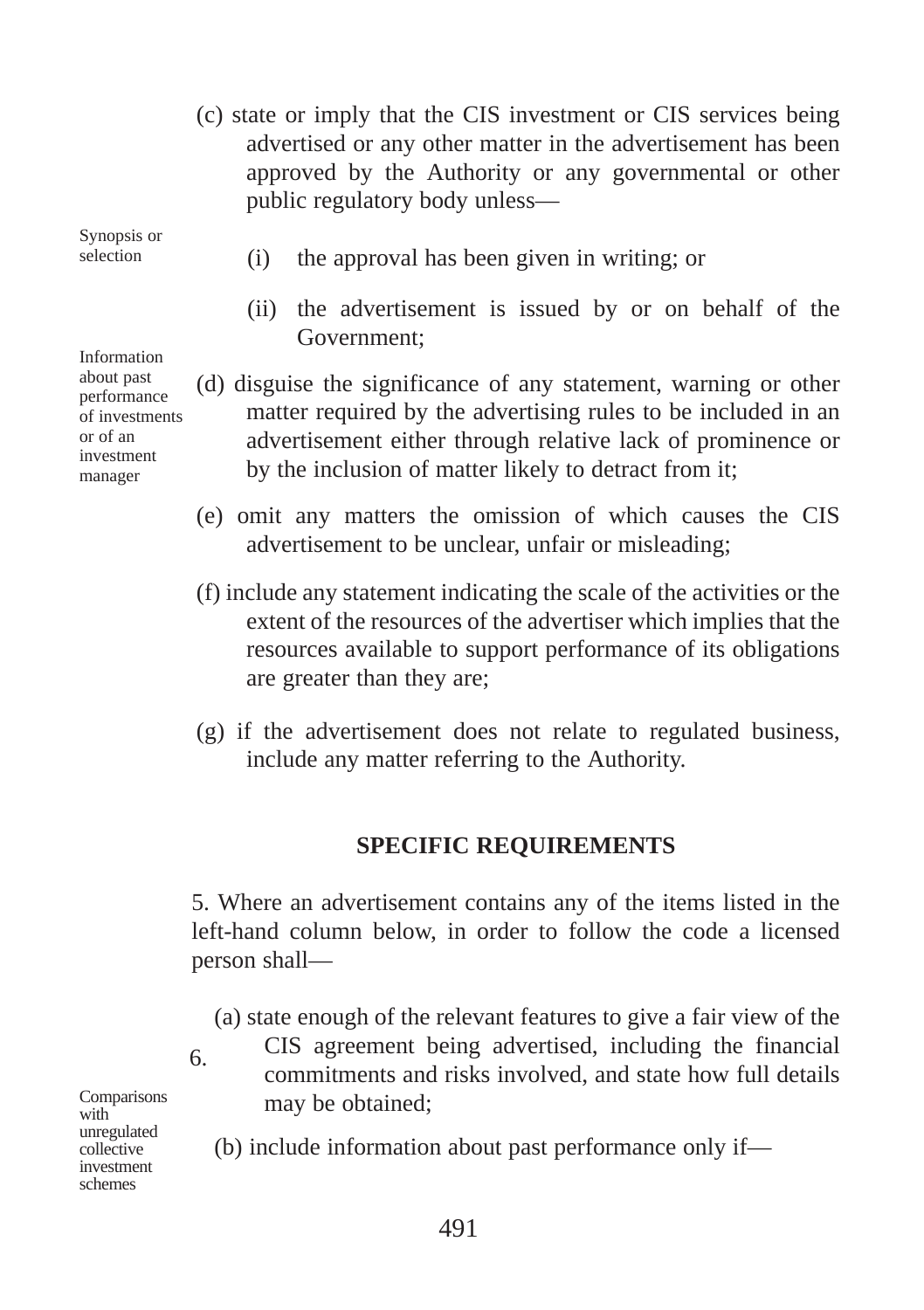(c) state or imply that the CIS investment or CIS services being advertised or any other matter in the advertisement has been approved by the Authority or any governmental or other public regulatory body unless—

Synopsis or selection

(i) the approval has been given in writing; or

(ii) the advertisement is issued by or on behalf of the Government;

Information about past performance of investments or of an investment manager

(d) disguise the significance of any statement, warning or other matter required by the advertising rules to be included in an advertisement either through relative lack of prominence or by the inclusion of matter likely to detract from it;

(e) omit any matters the omission of which causes the CIS advertisement to be unclear, unfair or misleading;

(f) include any statement indicating the scale of the activities or the extent of the resources of the advertiser which implies that the resources available to support performance of its obligations are greater than they are;

(g) if the advertisement does not relate to regulated business, include any matter referring to the Authority.

## SPECIFIC REQUIREMENTS

5. Where an advertisement contains any of the items listed in the left-hand column below, in order to follow the code a licensed person shall—

6.

(a) state enough of the relevant features to give a fair view of the CIS agreement being advertised, including the financial commitments and risks involved, and state how full details may be obtained;

Comparisons with unregulated collective investment schemes

(b) include information about past performance only if—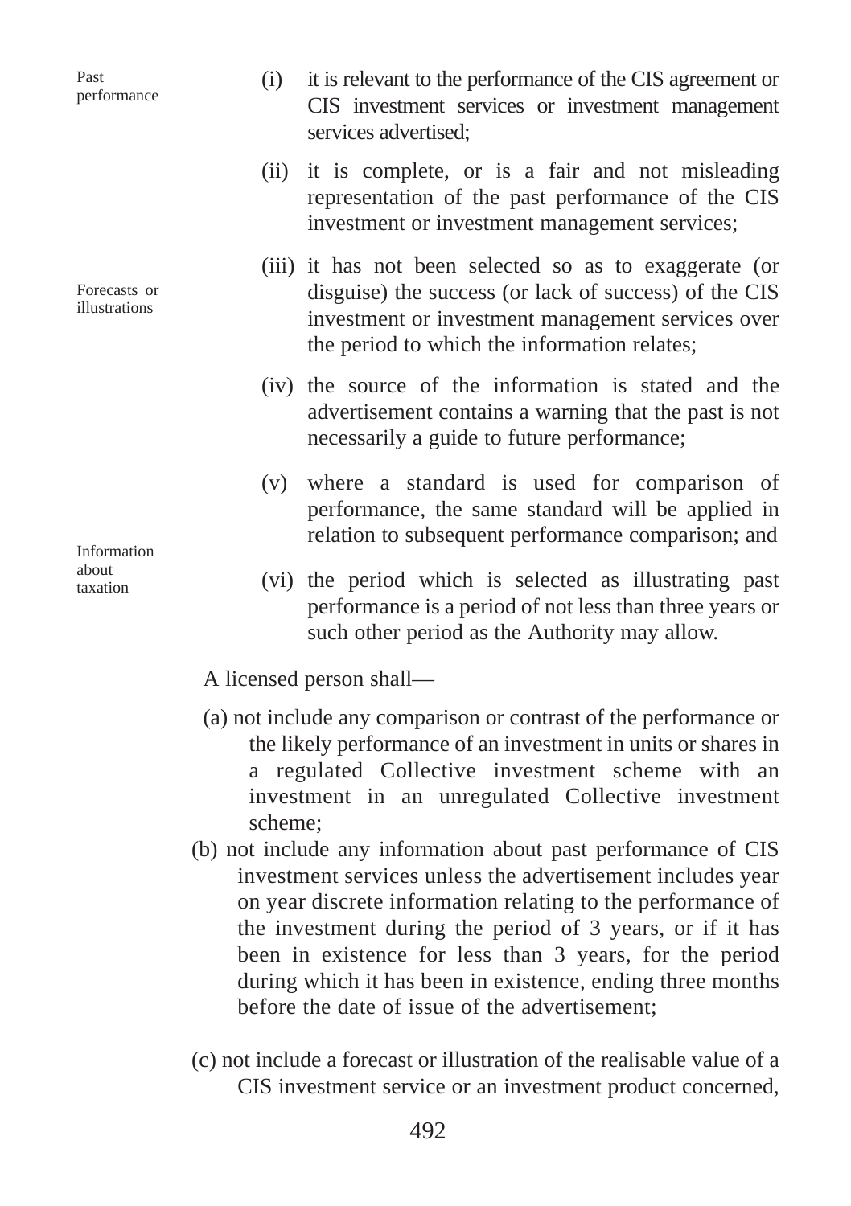Past performance

(i) it is relevant to the performance of the CIS agreement or CIS investment services or investment management services advertised;

(ii) it is complete, or is a fair and not misleading representation of the past performance of the CIS investment or investment management services;

(iii) it has not been selected so as to exaggerate (or disguise) the success (or lack of success) of the CIS investment or investment management services over the period to which the information relates;

Forecasts or illustrations

(iv) the source of the information is stated and the advertisement contains a warning that the past is not necessarily a guide to future performance;

(v) where a standard is used for comparison of performance, the same standard will be applied in relation to subsequent performance comparison; and

Information about taxation

(vi) the period which is selected as illustrating past performance is a period of not less than three years or such other period as the Authority may allow.

A licensed person shall—

(a) not include any comparison or contrast of the performance or the likely performance of an investment in units or shares in a regulated Collective investment scheme with an investment in an unregulated Collective investment scheme;

(b) not include any information about past performance of CIS investment services unless the advertisement includes year on year discrete information relating to the performance of the investment during the period of 3 years, or if it has been in existence for less than 3 years, for the period during which it has been in existence, ending three months before the date of issue of the advertisement;

(c) not include a forecast or illustration of the realisable value of a CIS investment service or an investment product concerned,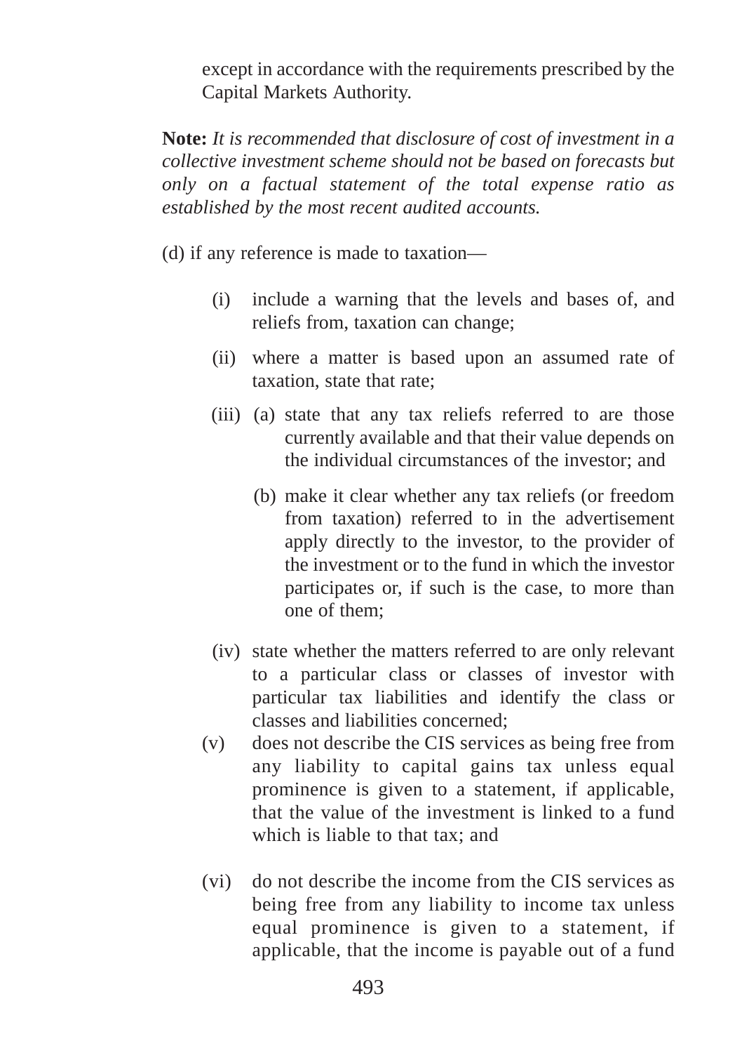except in accordance with the requirements prescribed by the Capital Markets Authority.

**Note:** *It is recommended that disclosure of cost of investment in a collective investment scheme should not be based on forecasts but only on a factual statement of the total expense ratio as established by the most recent audited accounts.*

(d) if any reference is made to taxation—

- (i) include a warning that the levels and bases of, and reliefs from, taxation can change;
- (ii) where a matter is based upon an assumed rate of taxation, state that rate;
- (iii) (a) state that any tax reliefs referred to are those currently available and that their value depends on the individual circumstances of the investor; and

  (b) make it clear whether any tax reliefs (or freedom from taxation) referred to in the advertisement apply directly to the investor, to the provider of the investment or to the fund in which the investor participates or, if such is the case, to more than one of them;
- (iv) state whether the matters referred to are only relevant to a particular class or classes of investor with particular tax liabilities and identify the class or classes and liabilities concerned;
- (v) does not describe the CIS services as being free from any liability to capital gains tax unless equal prominence is given to a statement, if applicable, that the value of the investment is linked to a fund which is liable to that tax; and
- (vi) do not describe the income from the CIS services as being free from any liability to income tax unless equal prominence is given to a statement, if applicable, that the income is payable out of a fund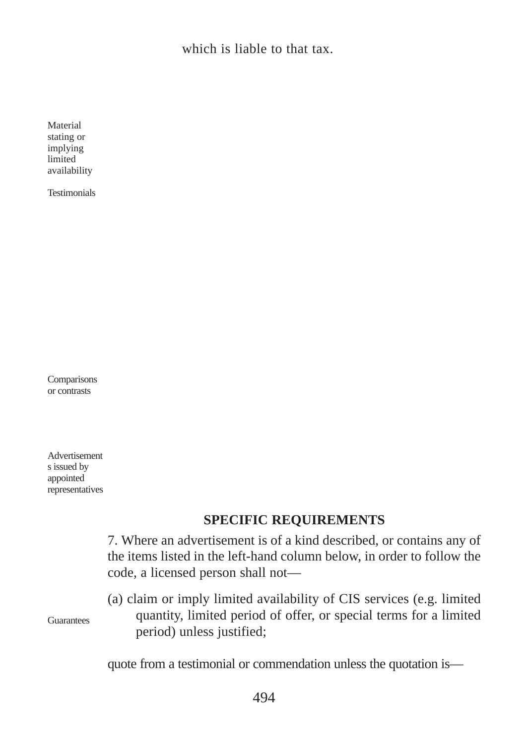which is liable to that tax.

Material stating or implying limited availability

Testimonials

Comparisons or contrasts

Advertisements issued by appointed representatives

## SPECIFIC REQUIREMENTS

7. Where an advertisement is of a kind described, or contains any of the items listed in the left-hand column below, in order to follow the code, a licensed person shall not—

Guarantees

(a) claim or imply limited availability of CIS services (e.g. limited quantity, limited period of offer, or special terms for a limited period) unless justified;

quote from a testimonial or commendation unless the quotation is—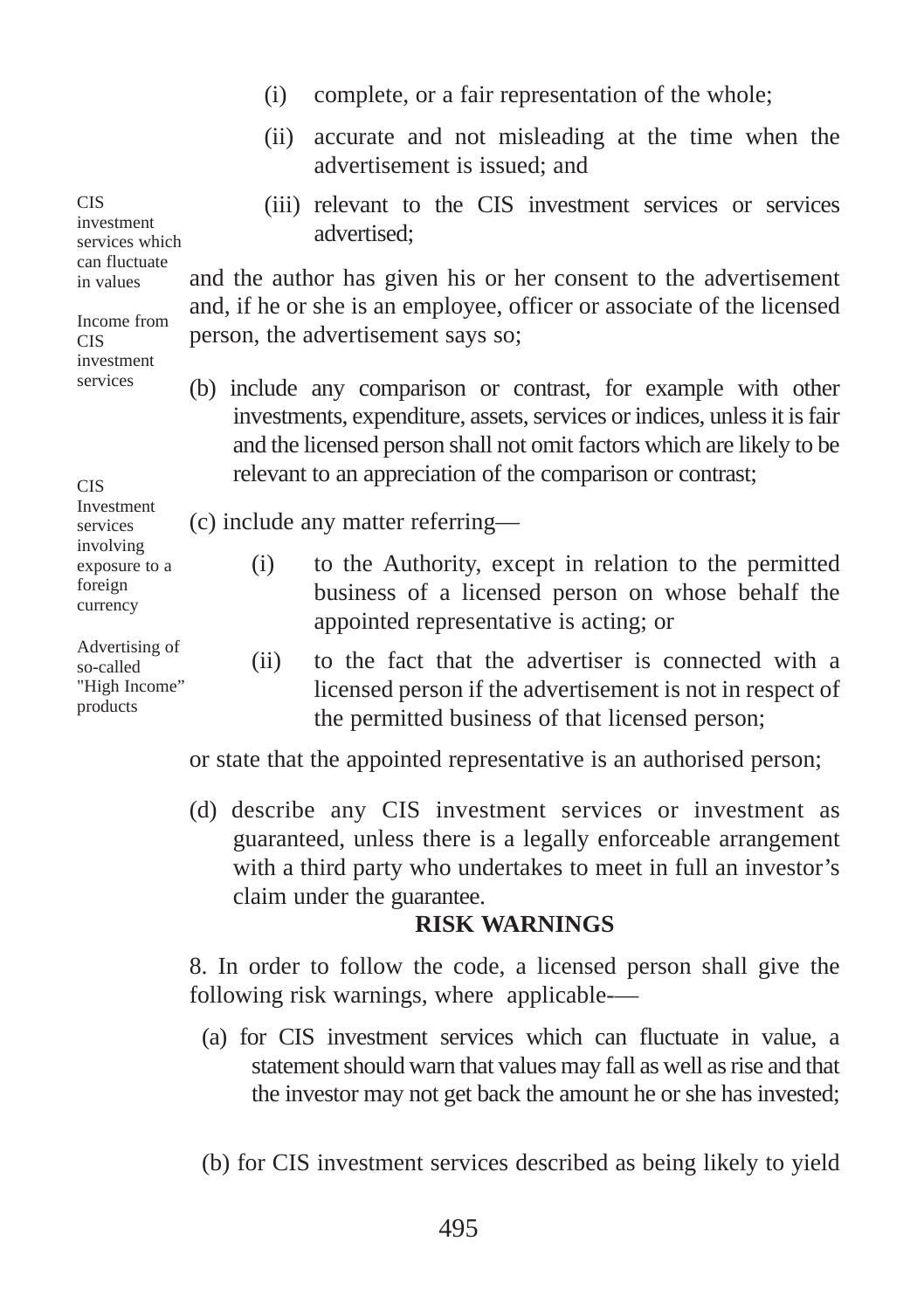(i) complete, or a fair representation of the whole;

(ii) accurate and not misleading at the time when the advertisement is issued; and

(iii) relevant to the CIS investment services or services advertised;

and the author has given his or her consent to the advertisement and, if he or she is an employee, officer or associate of the licensed person, the advertisement says so;

(b) include any comparison or contrast, for example with other investments, expenditure, assets, services or indices, unless it is fair and the licensed person shall not omit factors which are likely to be relevant to an appreciation of the comparison or contrast;

(c) include any matter referring—

(i) to the Authority, except in relation to the permitted business of a licensed person on whose behalf the appointed representative is acting; or

(ii) to the fact that the advertiser is connected with a licensed person if the advertisement is not in respect of the permitted business of that licensed person;

or state that the appointed representative is an authorised person;

(d) describe any CIS investment services or investment as guaranteed, unless there is a legally enforceable arrangement with a third party who undertakes to meet in full an investor's claim under the guarantee.

**RISK WARNINGS**

8. In order to follow the code, a licensed person shall give the following risk warnings, where applicable-—

CIS investment services which can fluctuate in values

(a) for CIS investment services which can fluctuate in value, a statement should warn that values may fall as well as rise and that the investor may not get back the amount he or she has invested;

Income from CIS investment services

(b) for CIS investment services described as being likely to yield

CIS Investment services involving exposure to a foreign currency

Advertising of so-called "High Income" products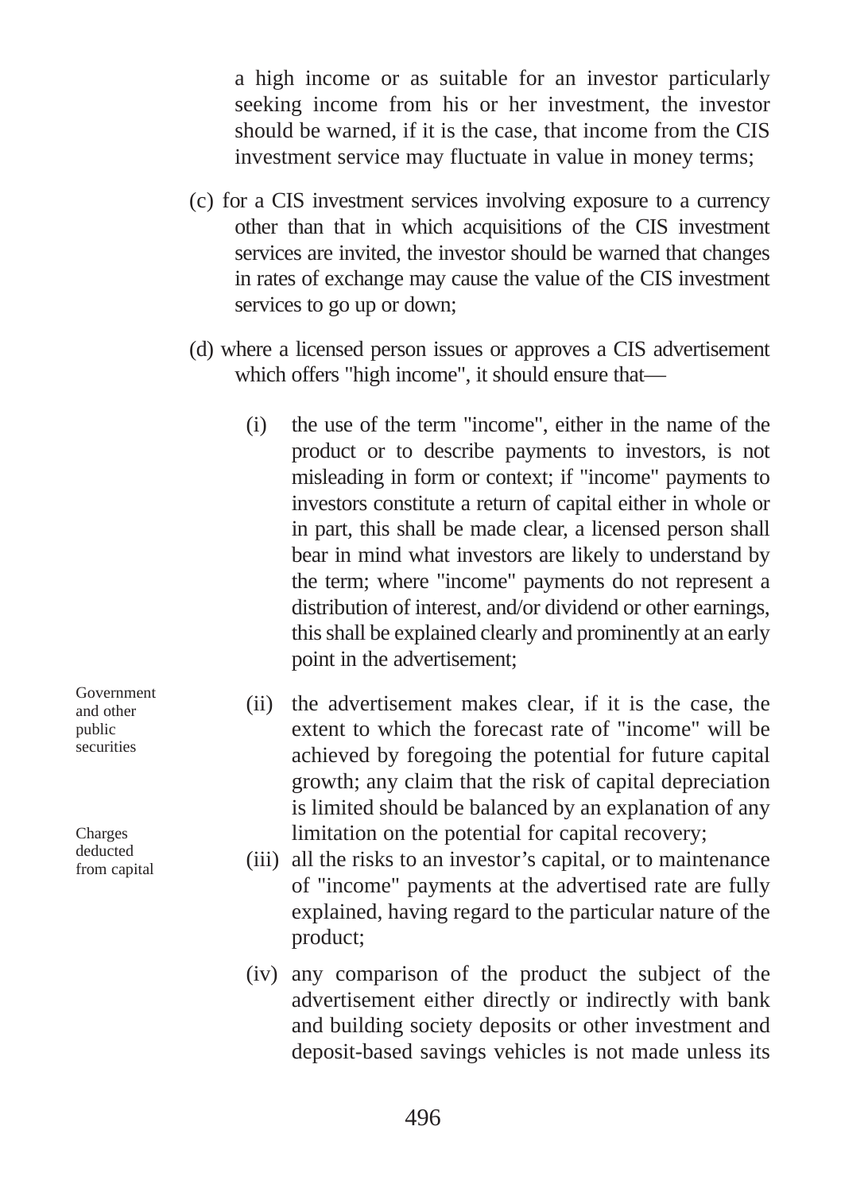a high income or as suitable for an investor particularly seeking income from his or her investment, the investor should be warned, if it is the case, that income from the CIS investment service may fluctuate in value in money terms;

(c) for a CIS investment services involving exposure to a currency other than that in which acquisitions of the CIS investment services are invited, the investor should be warned that changes in rates of exchange may cause the value of the CIS investment services to go up or down;

(d) where a licensed person issues or approves a CIS advertisement which offers "high income", it should ensure that—

(i) the use of the term "income", either in the name of the product or to describe payments to investors, is not misleading in form or context; if "income" payments to investors constitute a return of capital either in whole or in part, this shall be made clear, a licensed person shall bear in mind what investors are likely to understand by the term; where "income" payments do not represent a distribution of interest, and/or dividend or other earnings, this shall be explained clearly and prominently at an early point in the advertisement;

Government and other public securities

(ii) the advertisement makes clear, if it is the case, the extent to which the forecast rate of "income" will be achieved by foregoing the potential for future capital growth; any claim that the risk of capital depreciation is limited should be balanced by an explanation of any limitation on the potential for capital recovery;

Charges deducted from capital

(iii) all the risks to an investor's capital, or to maintenance of "income" payments at the advertised rate are fully explained, having regard to the particular nature of the product;

(iv) any comparison of the product the subject of the advertisement either directly or indirectly with bank and building society deposits or other investment and deposit-based savings vehicles is not made unless its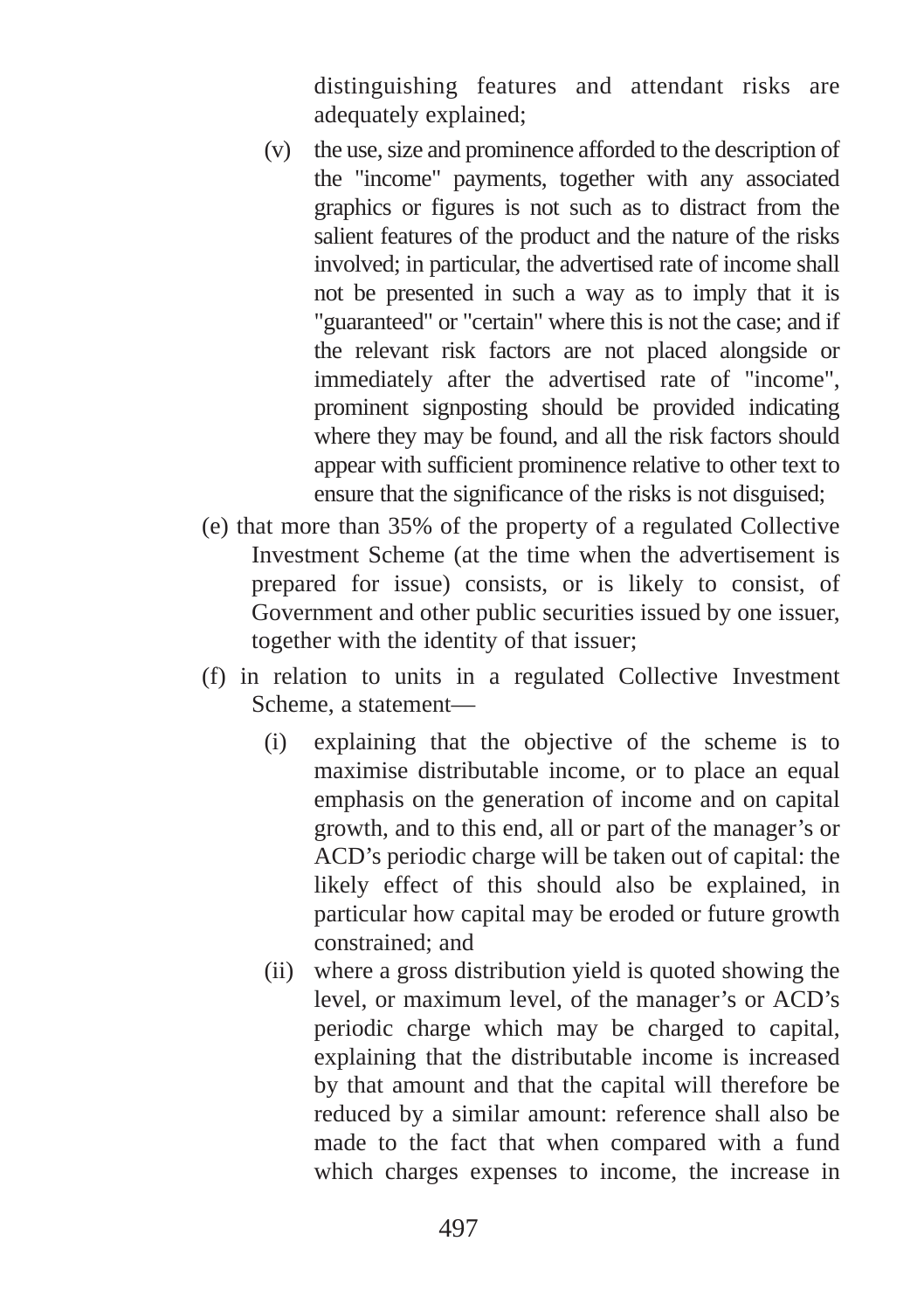distinguishing features and attendant risks are adequately explained;

(v) the use, size and prominence afforded to the description of the "income" payments, together with any associated graphics or figures is not such as to distract from the salient features of the product and the nature of the risks involved; in particular, the advertised rate of income shall not be presented in such a way as to imply that it is "guaranteed" or "certain" where this is not the case; and if the relevant risk factors are not placed alongside or immediately after the advertised rate of "income", prominent signposting should be provided indicating where they may be found, and all the risk factors should appear with sufficient prominence relative to other text to ensure that the significance of the risks is not disguised;

(e) that more than 35% of the property of a regulated Collective Investment Scheme (at the time when the advertisement is prepared for issue) consists, or is likely to consist, of Government and other public securities issued by one issuer, together with the identity of that issuer;

(f) in relation to units in a regulated Collective Investment Scheme, a statement—

(i) explaining that the objective of the scheme is to maximise distributable income, or to place an equal emphasis on the generation of income and on capital growth, and to this end, all or part of the manager's or ACD's periodic charge will be taken out of capital: the likely effect of this should also be explained, in particular how capital may be eroded or future growth constrained; and

(ii) where a gross distribution yield is quoted showing the level, or maximum level, of the manager's or ACD's periodic charge which may be charged to capital, explaining that the distributable income is increased by that amount and that the capital will therefore be reduced by a similar amount: reference shall also be made to the fact that when compared with a fund which charges expenses to income, the increase in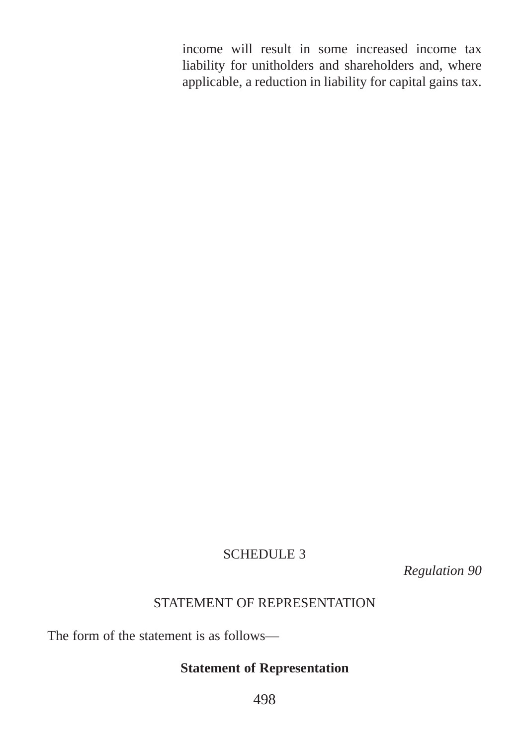income will result in some increased income tax liability for unitholders and shareholders and, where applicable, a reduction in liability for capital gains tax.

## SCHEDULE 3

*Regulation 90*

### STATEMENT OF REPRESENTATION

The form of the statement is as follows—

**Statement of Representation**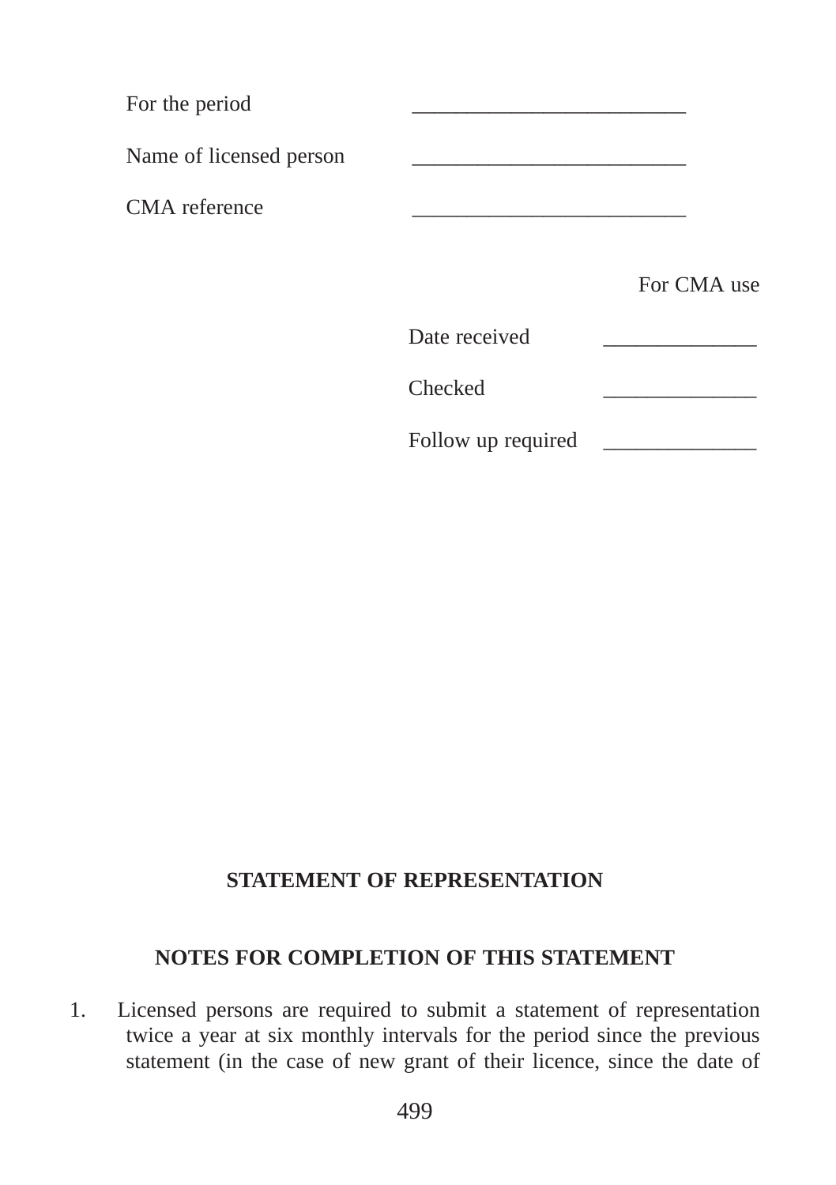For the period \_\_\_\_\_\_\_\_\_\_\_\_\_\_\_\_\_\_\_\_\_\_\_\_\_

Name of licensed person \_\_\_\_\_\_\_\_\_\_\_\_\_\_\_\_\_\_\_\_\_\_\_\_\_

CMA reference \_\_\_\_\_\_\_\_\_\_\_\_\_\_\_\_\_\_\_\_\_\_\_\_\_

For CMA use

Date received \_\_\_\_\_\_\_\_\_\_\_\_\_\_

Checked \_\_\_\_\_\_\_\_\_\_\_\_\_\_

Follow up required \_\_\_\_\_\_\_\_\_\_\_\_\_\_

## STATEMENT OF REPRESENTATION

### NOTES FOR COMPLETION OF THIS STATEMENT

1. Licensed persons are required to submit a statement of representation twice a year at six monthly intervals for the period since the previous statement (in the case of new grant of their licence, since the date of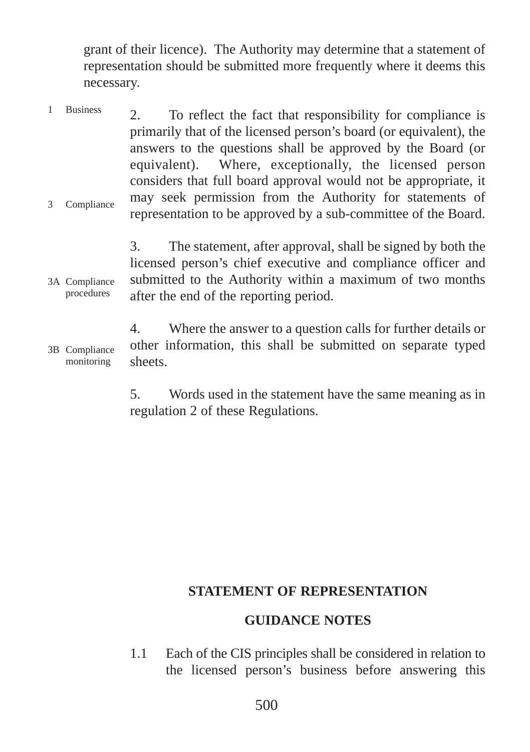grant of their licence). The Authority may determine that a statement of representation should be submitted more frequently where it deems this necessary.

1 Business

2. To reflect the fact that responsibility for compliance is primarily that of the licensed person's board (or equivalent), the answers to the questions shall be approved by the Board (or equivalent). Where, exceptionally, the licensed person considers that full board approval would not be appropriate, it may seek permission from the Authority for statements of representation to be approved by a sub-committee of the Board.

3 Compliance

3. The statement, after approval, shall be signed by both the licensed person's chief executive and compliance officer and submitted to the Authority within a maximum of two months after the end of the reporting period.

3A Compliance procedures

4. Where the answer to a question calls for further details or other information, this shall be submitted on separate typed sheets.

3B Compliance monitoring

5. Words used in the statement have the same meaning as in regulation 2 of these Regulations.

## STATEMENT OF REPRESENTATION

## GUIDANCE NOTES

1.1 Each of the CIS principles shall be considered in relation to the licensed person's business before answering this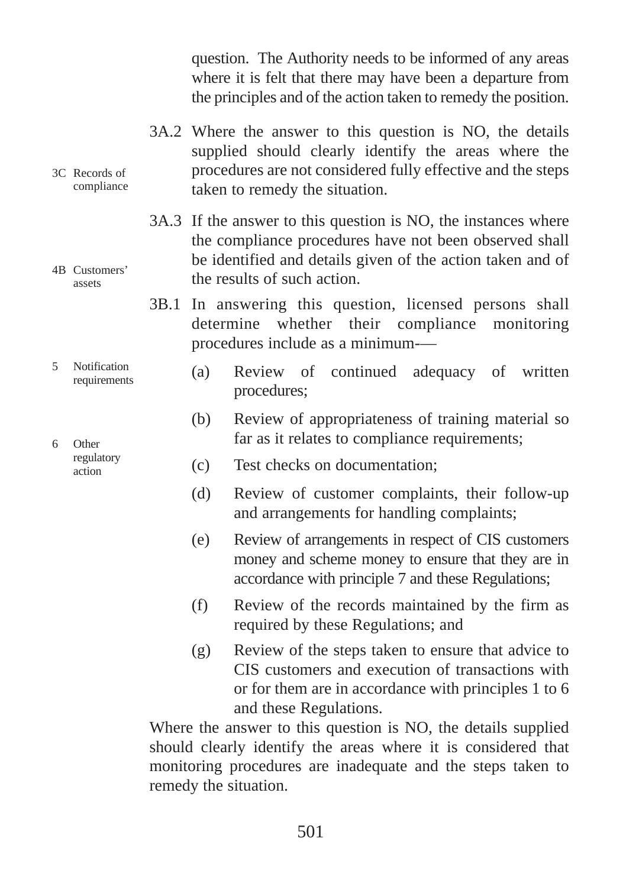question. The Authority needs to be informed of any areas where it is felt that there may have been a departure from the principles and of the action taken to remedy the position.

3A.2 Where the answer to this question is NO, the details supplied should clearly identify the areas where the procedures are not considered fully effective and the steps taken to remedy the situation.

3C Records of compliance

3A.3 If the answer to this question is NO, the instances where the compliance procedures have not been observed shall be identified and details given of the action taken and of the results of such action.

4B Customers' assets

3B.1 In answering this question, licensed persons shall determine whether their compliance monitoring procedures include as a minimum-—

5 Notification requirements

6 Other regulatory action

(a) Review of continued adequacy of written procedures;

(b) Review of appropriateness of training material so far as it relates to compliance requirements;

(c) Test checks on documentation;

(d) Review of customer complaints, their follow-up and arrangements for handling complaints;

(e) Review of arrangements in respect of CIS customers money and scheme money to ensure that they are in accordance with principle 7 and these Regulations;

(f) Review of the records maintained by the firm as required by these Regulations; and

(g) Review of the steps taken to ensure that advice to CIS customers and execution of transactions with or for them are in accordance with principles 1 to 6 and these Regulations.

Where the answer to this question is NO, the details supplied should clearly identify the areas where it is considered that monitoring procedures are inadequate and the steps taken to remedy the situation.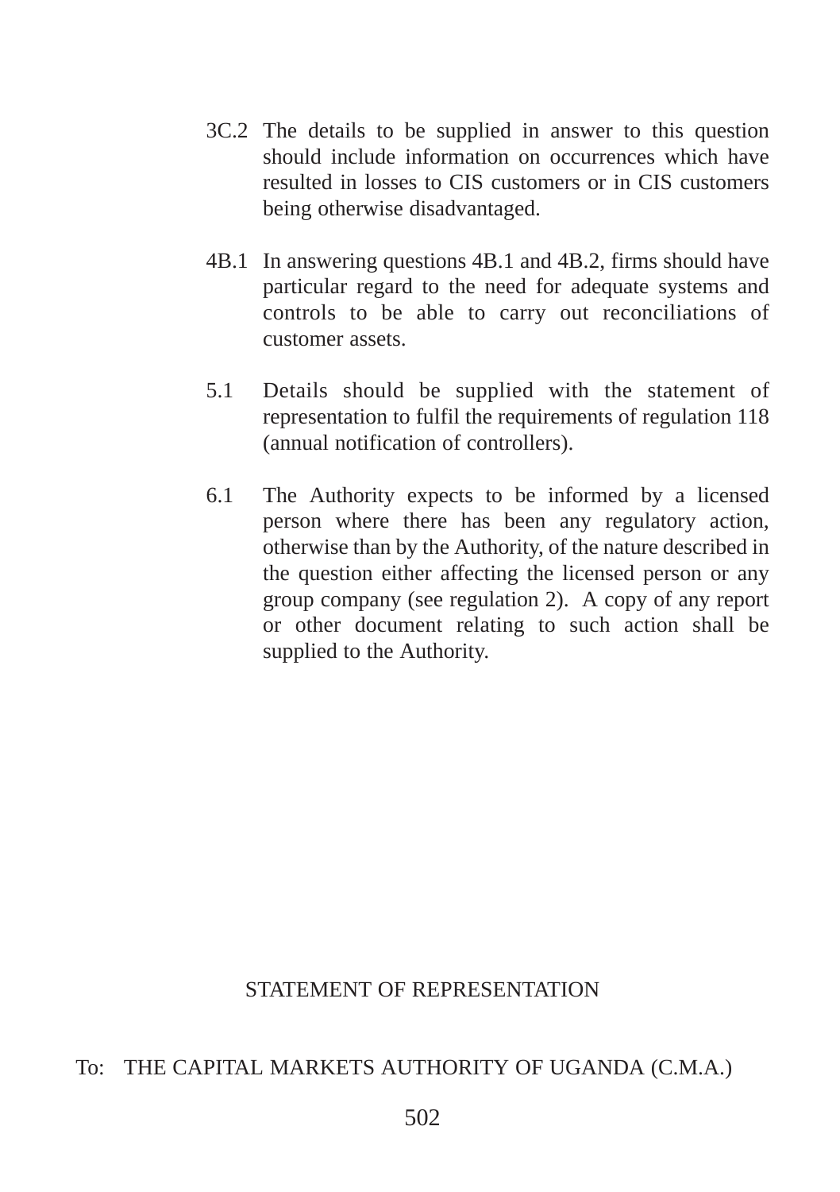3C.2 The details to be supplied in answer to this question should include information on occurrences which have resulted in losses to CIS customers or in CIS customers being otherwise disadvantaged.

4B.1 In answering questions 4B.1 and 4B.2, firms should have particular regard to the need for adequate systems and controls to be able to carry out reconciliations of customer assets.

5.1 Details should be supplied with the statement of representation to fulfil the requirements of regulation 118 (annual notification of controllers).

6.1 The Authority expects to be informed by a licensed person where there has been any regulatory action, otherwise than by the Authority, of the nature described in the question either affecting the licensed person or any group company (see regulation 2). A copy of any report or other document relating to such action shall be supplied to the Authority.

## STATEMENT OF REPRESENTATION

To: THE CAPITAL MARKETS AUTHORITY OF UGANDA (C.M.A.)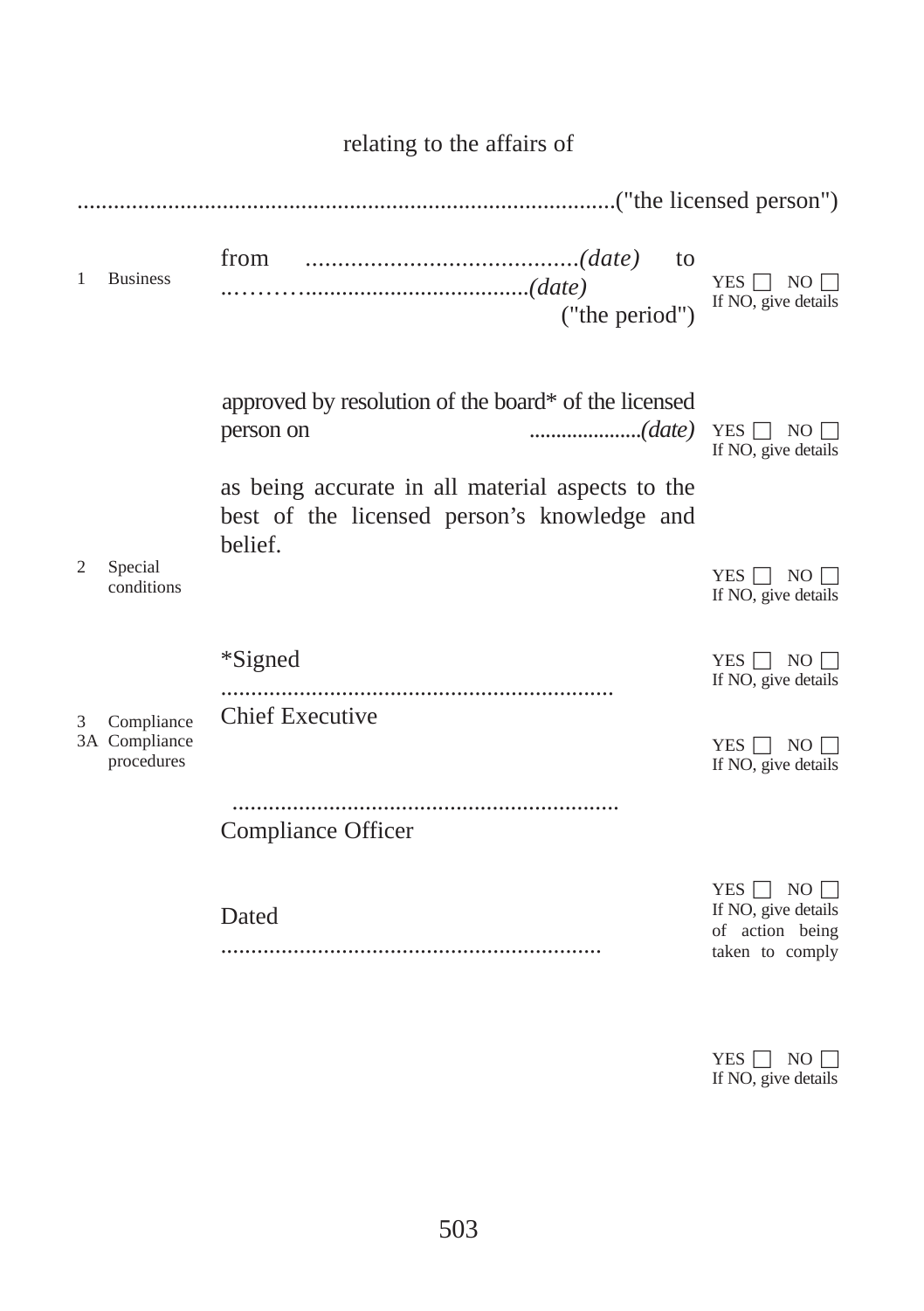relating to the affairs of

..........................................................................................("the licensed person")

from ..........................................(date) to ..…………......................................(date) ("the period")

approved by resolution of the board* of the licensed person on .....................(date)

as being accurate in all material aspects to the best of the licensed person's knowledge and belief.

*Signed

................................................................

Chief Executive

................................................................

Compliance Officer

Dated

..............................................................

| | | |
|---|---|---|
| 1 | Business | YES ☐ NO ☐ If NO, give details |
| | | YES ☐ NO ☐ If NO, give details |
| 2 | Special conditions | YES ☐ NO ☐ If NO, give details |
| | | YES ☐ NO ☐ If NO, give details |
| 3 | Compliance | |
| 3A | Compliance procedures | YES ☐ NO ☐ If NO, give details |
| | | YES ☐ NO ☐ If NO, give details of action being taken to comply |
| | | YES ☐ NO ☐ If NO, give details |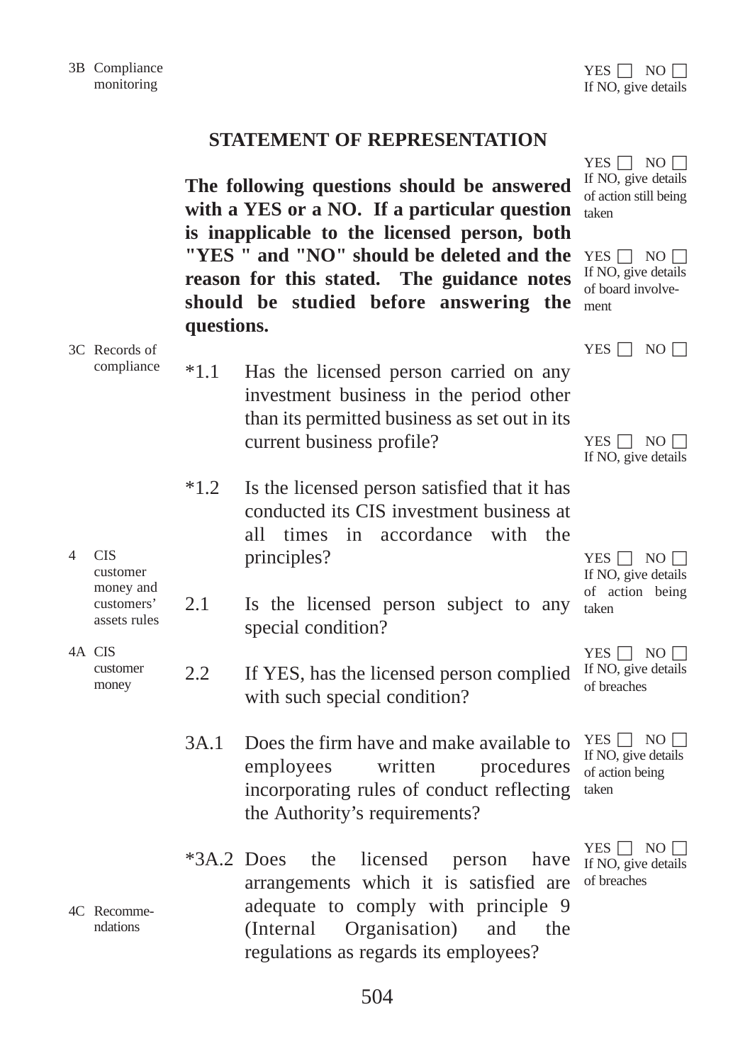3B Compliance monitoring

YES ☐ NO ☐
If NO, give details

## STATEMENT OF REPRESENTATION

YES ☐ NO ☐
If NO, give details of action still being taken

**The following questions should be answered with a YES or a NO. If a particular question is inapplicable to the licensed person, both "YES " and "NO" should be deleted and the reason for this stated. The guidance notes should be studied before answering the questions.**

YES ☐ NO ☐
If NO, give details of board involvement

3C Records of compliance

YES ☐ NO ☐

*1.1 Has the licensed person carried on any investment business in the period other than its permitted business as set out in its current business profile?

YES ☐ NO ☐
If NO, give details

*1.2 Is the licensed person satisfied that it has conducted its CIS investment business at all times in accordance with the principles?

4 CIS customer money and customers' assets rules

YES ☐ NO ☐
If NO, give details of action being taken

2.1 Is the licensed person subject to any special condition?

4A CIS customer money

YES ☐ NO ☐
If NO, give details of breaches

2.2 If YES, has the licensed person complied with such special condition?

YES ☐ NO ☐
If NO, give details of action being taken

3A.1 Does the firm have and make available to employees written procedures incorporating rules of conduct reflecting the Authority's requirements?

YES ☐ NO ☐
If NO, give details of breaches

*3A.2 Does the licensed person have arrangements which it is satisfied are adequate to comply with principle 9 (Internal Organisation) and the regulations as regards its employees?

4C Recommendations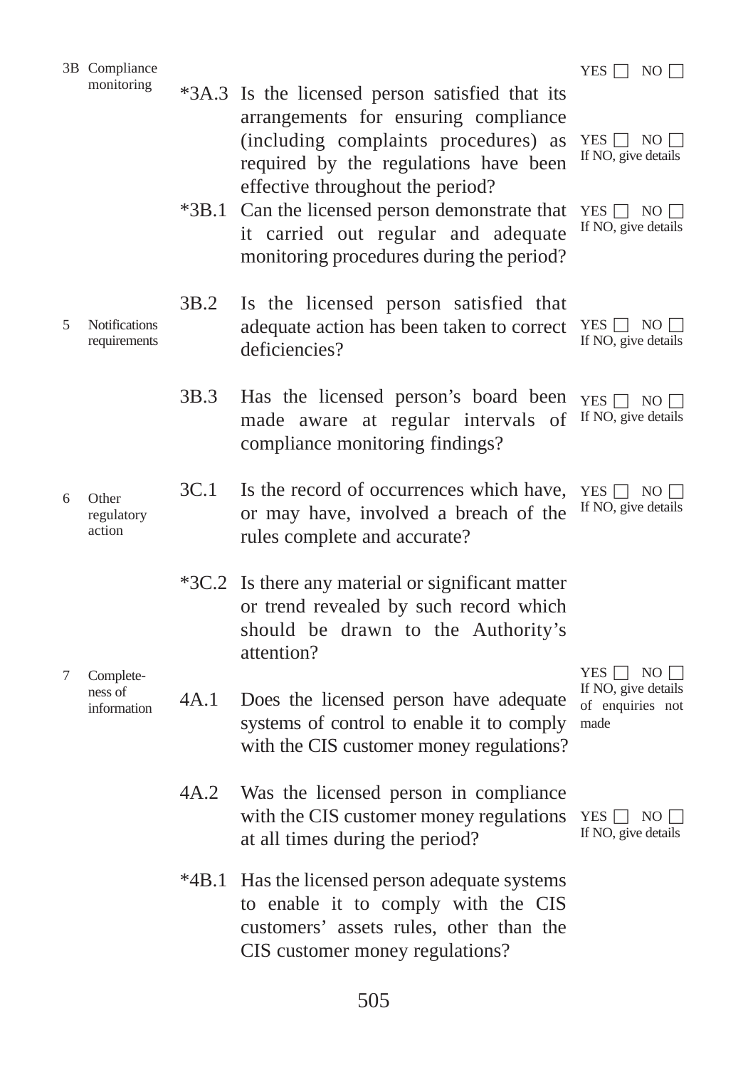| | | | |
|---|---|---|---|
| 3B Compliance monitoring | | | YES ☐ NO ☐ |
| | *3A.3 | Is the licensed person satisfied that its arrangements for ensuring compliance (including complaints procedures) as required by the regulations have been effective throughout the period? | YES ☐ NO ☐ If NO, give details |
| | *3B.1 | Can the licensed person demonstrate that it carried out regular and adequate monitoring procedures during the period? | YES ☐ NO ☐ If NO, give details |
| 5 Notifications requirements | 3B.2 | Is the licensed person satisfied that adequate action has been taken to correct deficiencies? | YES ☐ NO ☐ If NO, give details |
| | 3B.3 | Has the licensed person's board been made aware at regular intervals of compliance monitoring findings? | YES ☐ NO ☐ If NO, give details |
| 6 Other regulatory action | 3C.1 | Is the record of occurrences which have, or may have, involved a breach of the rules complete and accurate? | YES ☐ NO ☐ If NO, give details |
| | *3C.2 | Is there any material or significant matter or trend revealed by such record which should be drawn to the Authority's attention? | |
| 7 Complete-ness of information | 4A.1 | Does the licensed person have adequate systems of control to enable it to comply with the CIS customer money regulations? | YES ☐ NO ☐ If NO, give details of enquiries not made |
| | 4A.2 | Was the licensed person in compliance with the CIS customer money regulations at all times during the period? | YES ☐ NO ☐ If NO, give details |
| | *4B.1 | Has the licensed person adequate systems to enable it to comply with the CIS customers' assets rules, other than the CIS customer money regulations? | |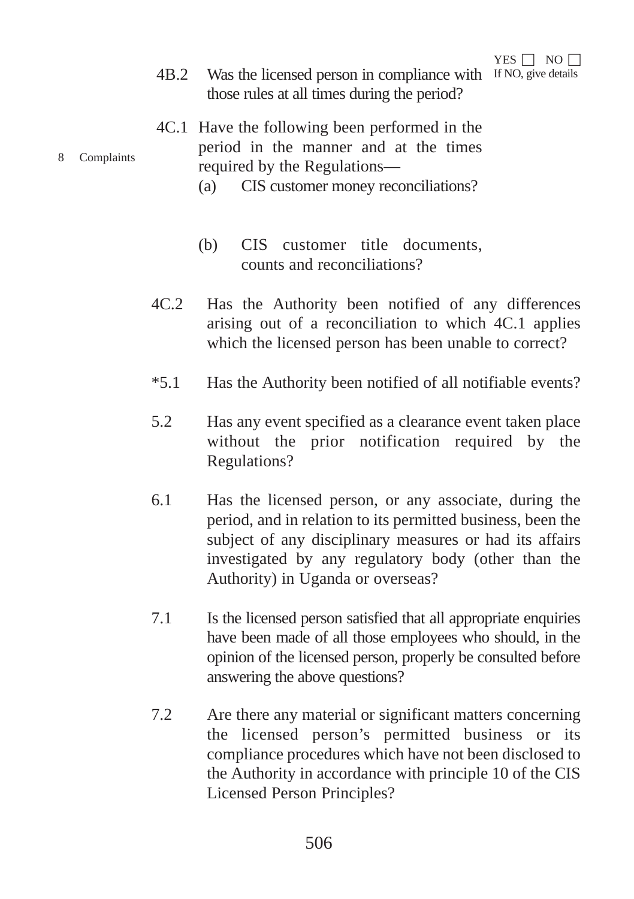YES ☐ NO ☐
If NO, give details

4B.2 Was the licensed person in compliance with those rules at all times during the period?

8 Complaints

4C.1 Have the following been performed in the period in the manner and at the times required by the Regulations—

(a) CIS customer money reconciliations?

(b) CIS customer title documents, counts and reconciliations?

4C.2 Has the Authority been notified of any differences arising out of a reconciliation to which 4C.1 applies which the licensed person has been unable to correct?

*5.1 Has the Authority been notified of all notifiable events?

5.2 Has any event specified as a clearance event taken place without the prior notification required by the Regulations?

6.1 Has the licensed person, or any associate, during the period, and in relation to its permitted business, been the subject of any disciplinary measures or had its affairs investigated by any regulatory body (other than the Authority) in Uganda or overseas?

7.1 Is the licensed person satisfied that all appropriate enquiries have been made of all those employees who should, in the opinion of the licensed person, properly be consulted before answering the above questions?

7.2 Are there any material or significant matters concerning the licensed person's permitted business or its compliance procedures which have not been disclosed to the Authority in accordance with principle 10 of the CIS Licensed Person Principles?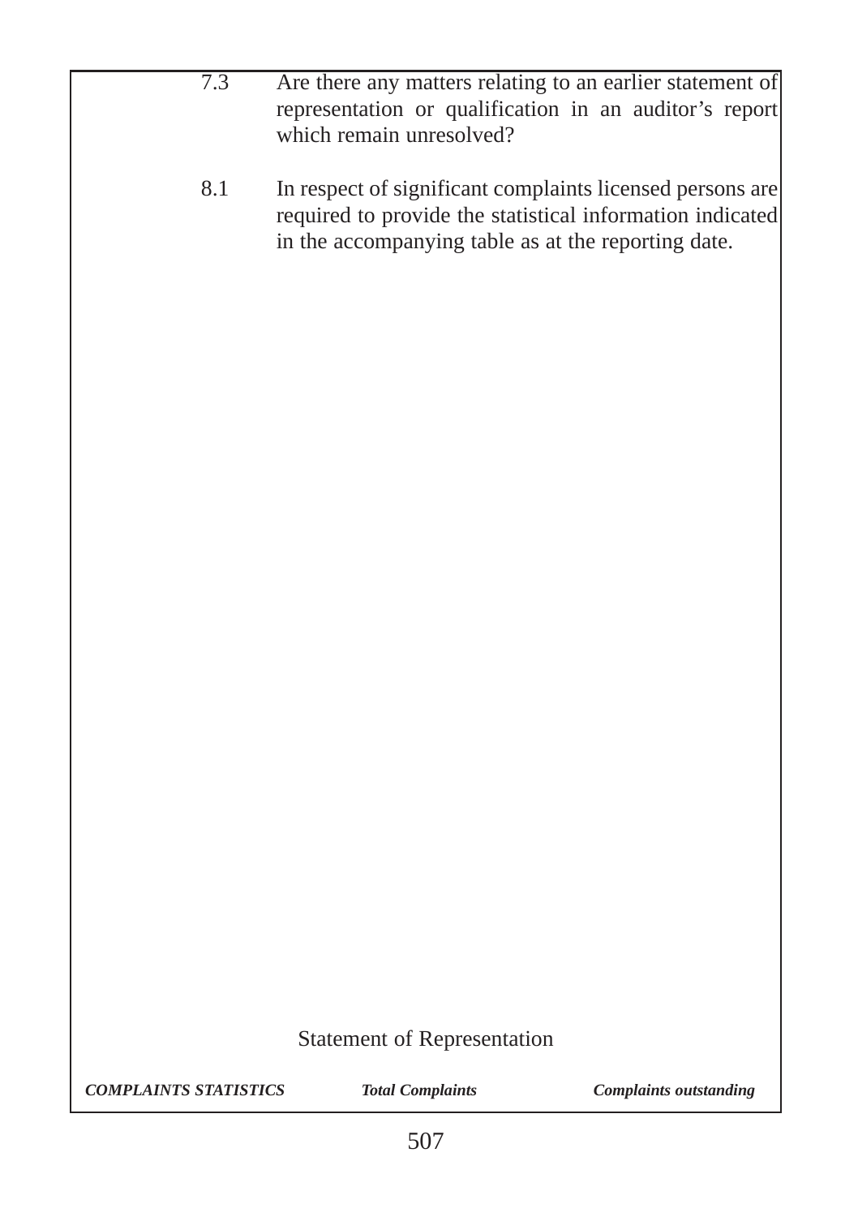7.3 Are there any matters relating to an earlier statement of representation or qualification in an auditor's report which remain unresolved?

8.1 In respect of significant complaints licensed persons are required to provide the statistical information indicated in the accompanying table as at the reporting date.

Statement of Representation

| *COMPLAINTS STATISTICS* | *Total Complaints* | *Complaints outstanding* |
|---|---|---|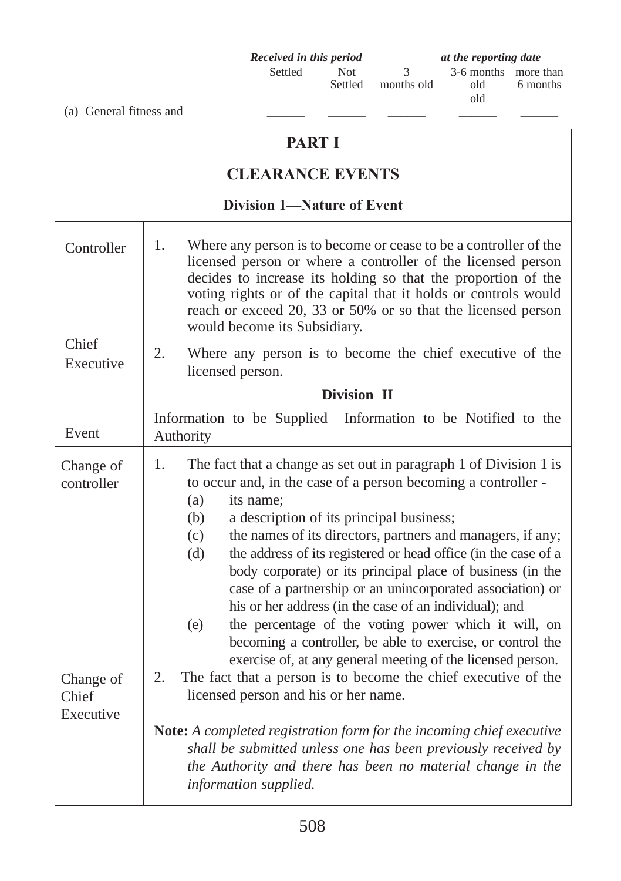| | Received in this period | | at the reporting date | | |
|---|---|---|---|---|---|
| | Settled | Not Settled | 3 months old | 3-6 months old old | more than 6 months |
| (a) General fitness and | ______ | ______ | ______ | ______ | ______ |

## PART I

## CLEARANCE EVENTS

### Division 1—Nature of Event

| | |
|---|---|
| Controller | 1. Where any person is to become or cease to be a controller of the licensed person or where a controller of the licensed person decides to increase its holding so that the proportion of the voting rights or of the capital that it holds or controls would reach or exceed 20, 33 or 50% or so that the licensed person would become its Subsidiary. |
| Chief Executive | 2. Where any person is to become the chief executive of the licensed person. |
| | **Division II** |
| Event | Information to be Supplied Information to be Notified to the Authority |
| Change of controller | 1. The fact that a change as set out in paragraph 1 of Division 1 is to occur and, in the case of a person becoming a controller - (a) its name; (b) a description of its principal business; (c) the names of its directors, partners and managers, if any; (d) the address of its registered or head office (in the case of a body corporate) or its principal place of business (in the case of a partnership or an unincorporated association) or his or her address (in the case of an individual); and (e) the percentage of the voting power which it will, on becoming a controller, be able to exercise, or control the exercise of, at any general meeting of the licensed person. |
| Change of Chief Executive | 2. The fact that a person is to become the chief executive of the licensed person and his or her name. **Note:** *A completed registration form for the incoming chief executive shall be submitted unless one has been previously received by the Authority and there has been no material change in the information supplied.* |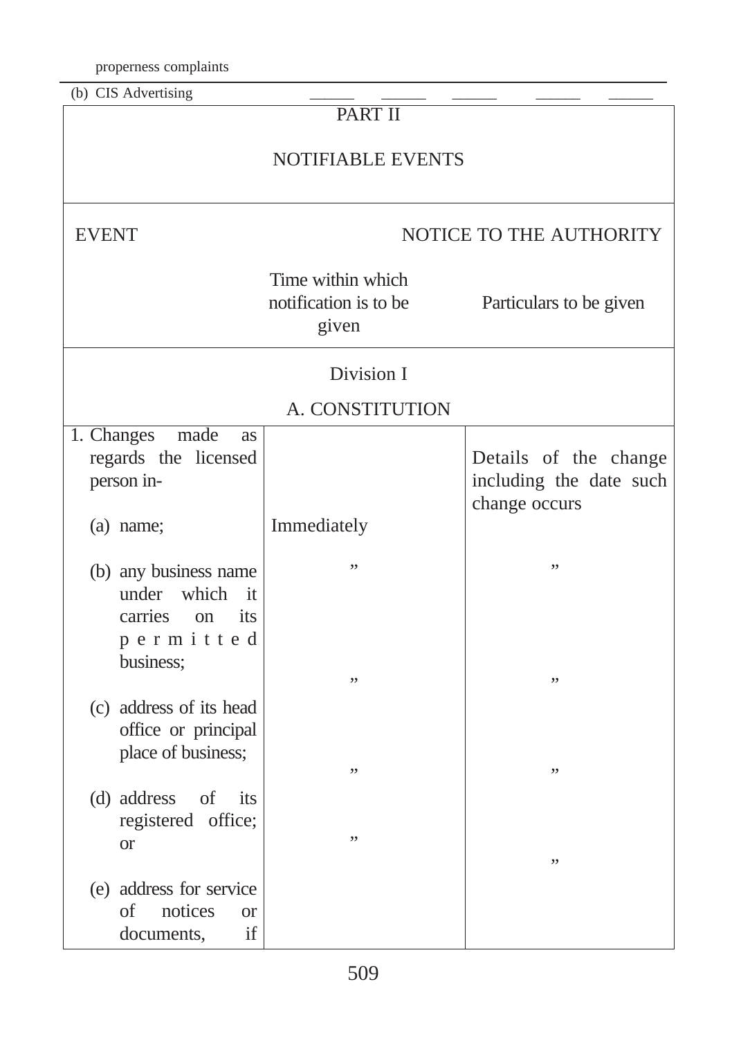properness complaints

(b) CIS Advertising ______ ______ ______ ______ ______

## PART II

## NOTIFIABLE EVENTS

| EVENT | NOTICE TO THE AUTHORITY | |
|---|---|---|
| | Time within which notification is to be given | Particulars to be given |
| **Division I** | | |
| **A. CONSTITUTION** | | |
| 1. Changes made as regards the licensed person in- | | Details of the change including the date such change occurs |
| (a) name; | Immediately | |
| (b) any business name under which it carries on its permitted business; | ” | ” |
| (c) address of its head office or principal place of business; | ” | ” |
| (d) address of its registered office; or | ” | ” |
| (e) address for service of notices or documents, if | ” | ” |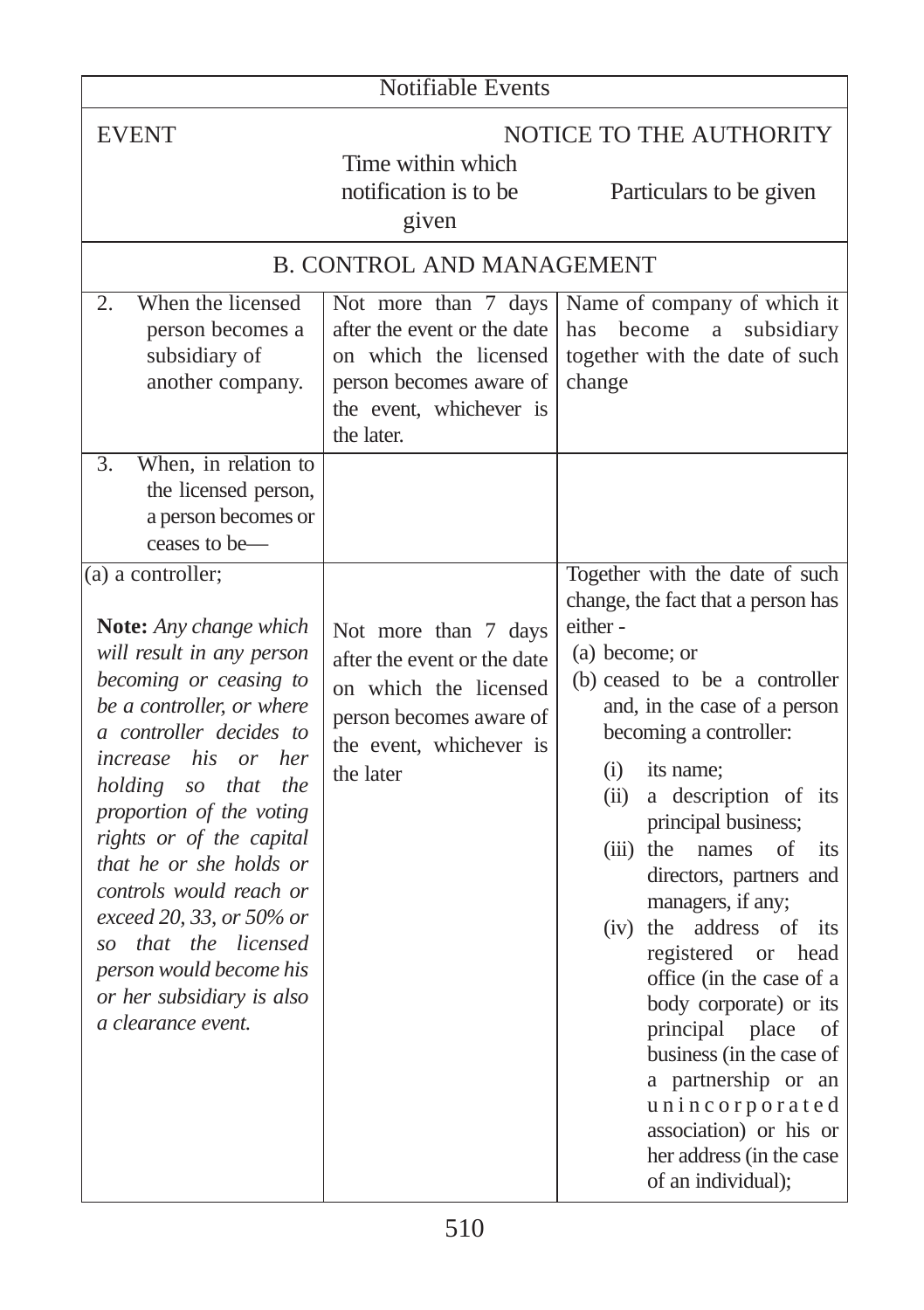| Notifiable Events | | |
|---|---|---|
| EVENT | NOTICE TO THE AUTHORITY | |
| | Time within which notification is to be given | Particulars to be given |
| B. CONTROL AND MANAGEMENT | | |
| 2. When the licensed person becomes a subsidiary of another company. | Not more than 7 days after the event or the date on which the licensed person becomes aware of the event, whichever is the later. | Name of company of which it has become a subsidiary together with the date of such change |
| 3. When, in relation to the licensed person, a person becomes or ceases to be— | | |
| (a) a controller;<br><br>**Note:** *Any change which will result in any person becoming or ceasing to be a controller, or where a controller decides to increase his or her holding so that the proportion of the voting rights or of the capital that he or she holds or controls would reach or exceed 20, 33, or 50% or so that the licensed person would become his or her subsidiary is also a clearance event.* | Not more than 7 days after the event or the date on which the licensed person becomes aware of the event, whichever is the later | Together with the date of such change, the fact that a person has either -<br>(a) become; or<br>(b) ceased to be a controller and, in the case of a person becoming a controller:<br>(i) its name;<br>(ii) a description of its principal business;<br>(iii) the names of its directors, partners and managers, if any;<br>(iv) the address of its registered or head office (in the case of a body corporate) or its principal place of business (in the case of a partnership or an unincorporated association) or his or her address (in the case of an individual); |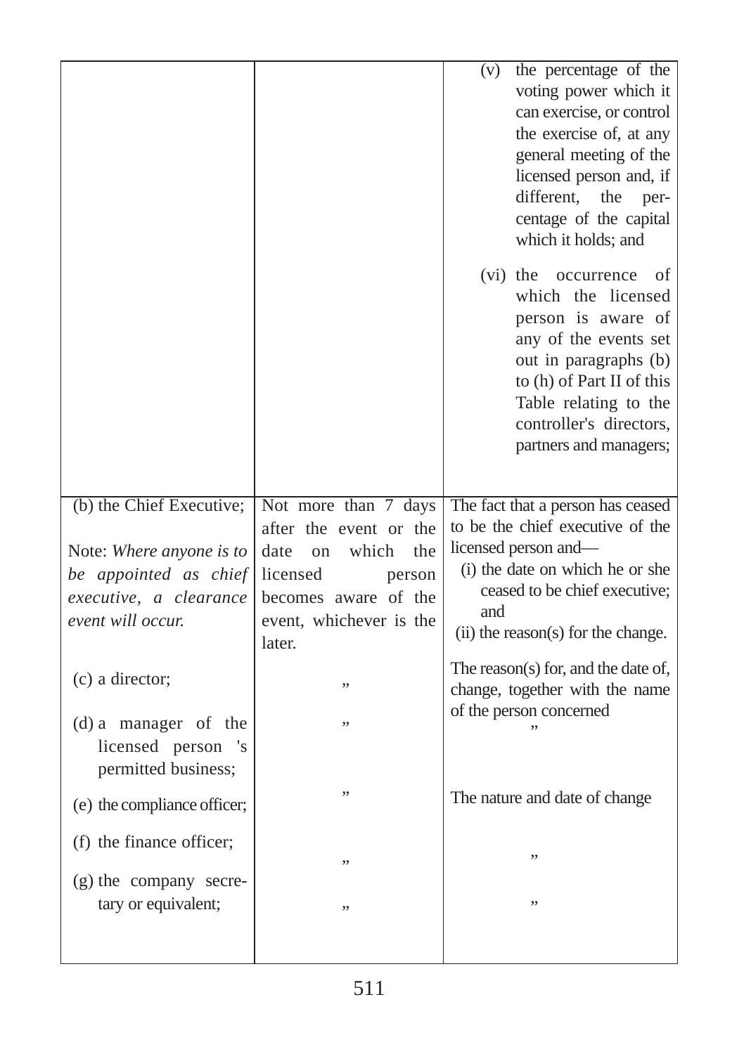| | | |
|---|---|---|
| | | (v) the percentage of the voting power which it can exercise, or control the exercise of, at any general meeting of the licensed person and, if different, the percentage of the capital which it holds; and<br><br>(vi) the occurrence of which the licensed person is aware of any of the events set out in paragraphs (b) to (h) of Part II of this Table relating to the controller's directors, partners and managers; |
| (b) the Chief Executive;<br><br>Note: *Where anyone is to be appointed as chief executive, a clearance event will occur.* | Not more than 7 days after the event or the date on which the licensed person becomes aware of the event, whichever is the later. | The fact that a person has ceased to be the chief executive of the licensed person and—<br>(i) the date on which he or she ceased to be chief executive; and<br>(ii) the reason(s) for the change. |
| (c) a director; | ,, | The reason(s) for, and the date of, change, together with the name of the person concerned |
| (d) a manager of the licensed person 's permitted business; | ,, | ,, |
| (e) the compliance officer; | ,, | The nature and date of change |
| (f) the finance officer; | ,, | ,, |
| (g) the company secretary or equivalent; | ,, | ,, |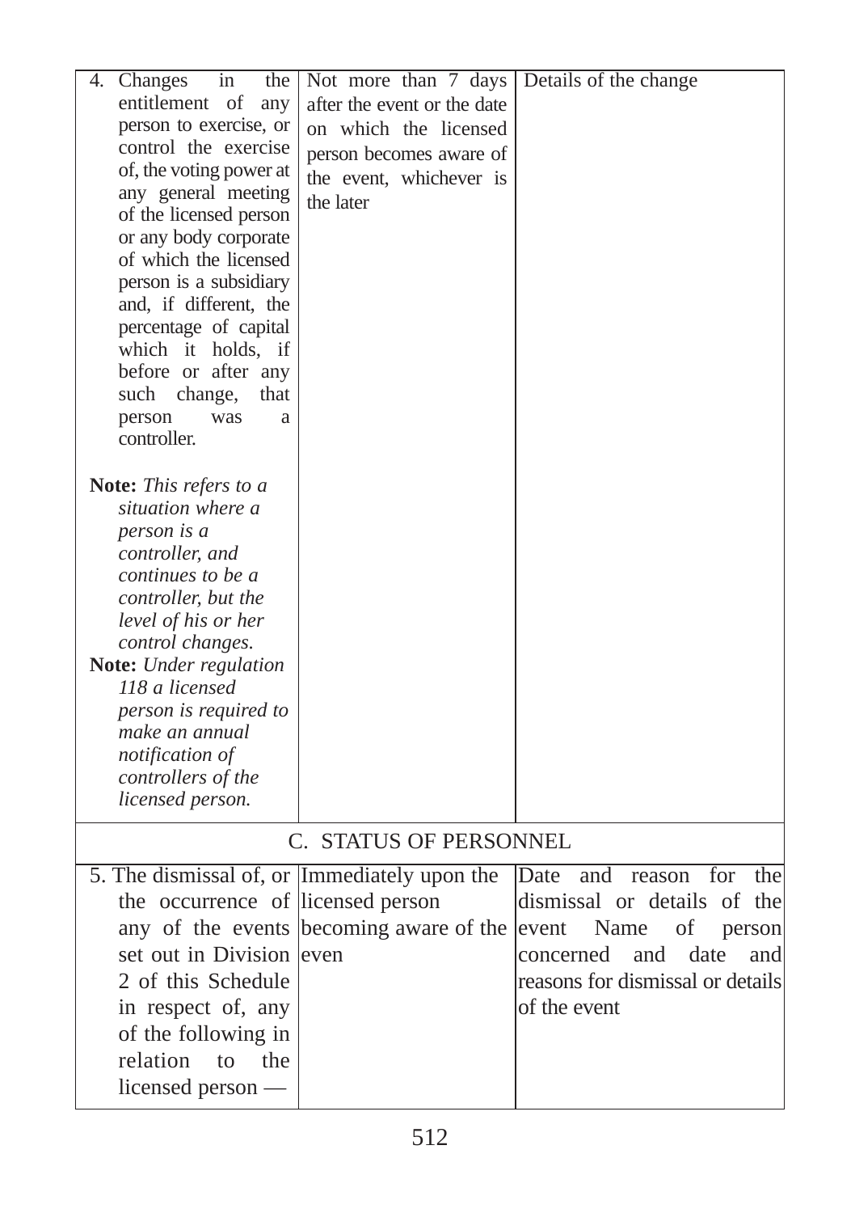| | | |
|---|---|---|
| 4. Changes in the entitlement of any person to exercise, or control the exercise of, the voting power at any general meeting of the licensed person or any body corporate of which the licensed person is a subsidiary and, if different, the percentage of capital which it holds, if before or after any such change, that person was a controller.<br><br>**Note:** *This refers to a situation where a person is a controller, and continues to be a controller, but the level of his or her control changes.*<br>**Note:** *Under regulation 118 a licensed person is required to make an annual notification of controllers of the licensed person.* | Not more than 7 days after the event or the date on which the licensed person becomes aware of the event, whichever is the later | Details of the change |
| C. STATUS OF PERSONNEL | | |
| 5. The dismissal of, or the occurrence of any of the events set out in Division 2 of this Schedule in respect of, any of the following in relation to the licensed person — | Immediately upon the licensed person becoming aware of the even | Date and reason for the dismissal or details of the event Name of person concerned and date and reasons for dismissal or details of the event |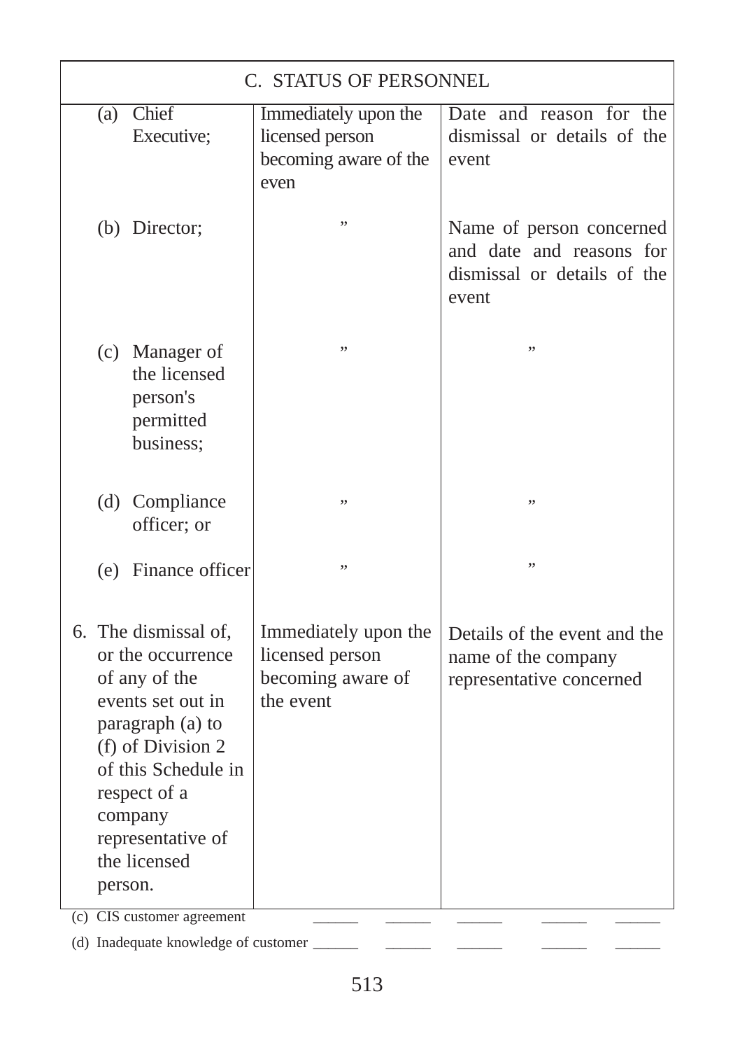| C. STATUS OF PERSONNEL | | |
|---|---|---|
| (a) Chief Executive; | Immediately upon the licensed person becoming aware of the even | Date and reason for the dismissal or details of the event |
| (b) Director; | ” | Name of person concerned and date and reasons for dismissal or details of the event |
| (c) Manager of the licensed person's permitted business; | ” | ” |
| (d) Compliance officer; or | ” | ” |
| (e) Finance officer | ” | ” |
| 6. The dismissal of, or the occurrence of any of the events set out in paragraph (a) to (f) of Division 2 of this Schedule in respect of a company representative of the licensed person. | Immediately upon the licensed person becoming aware of the event | Details of the event and the name of the company representative concerned |

(c) CIS customer agreement ______ ______ ______ ______ ______

(d) Inadequate knowledge of customer ______ ______ ______ ______ ______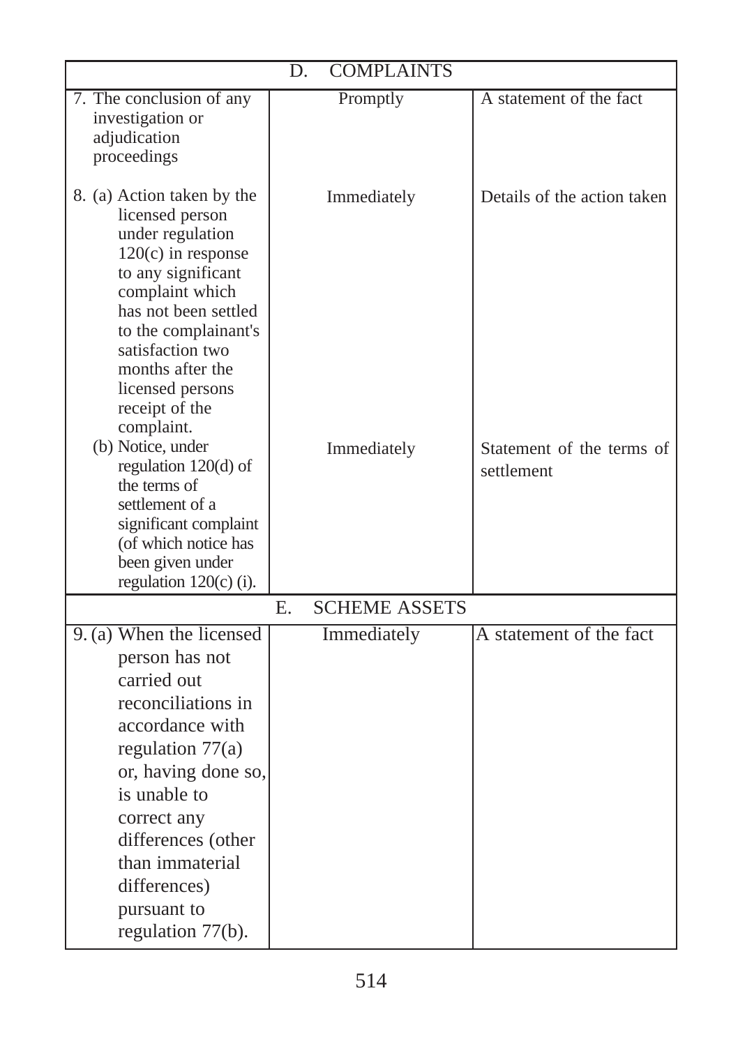| D. COMPLAINTS | | |
|---|---|---|
| 7. The conclusion of any investigation or adjudication proceedings | Promptly | A statement of the fact |
| 8. (a) Action taken by the licensed person under regulation 120(c) in response to any significant complaint which has not been settled to the complainant's satisfaction two months after the licensed persons receipt of the complaint. | Immediately | Details of the action taken |
| (b) Notice, under regulation 120(d) of the terms of settlement of a significant complaint (of which notice has been given under regulation 120(c) (i). | Immediately | Statement of the terms of settlement |
| E. SCHEME ASSETS | | |
| 9. (a) When the licensed person has not carried out reconciliations in accordance with regulation 77(a) or, having done so, is unable to correct any differences (other than immaterial differences) pursuant to regulation 77(b). | Immediately | A statement of the fact |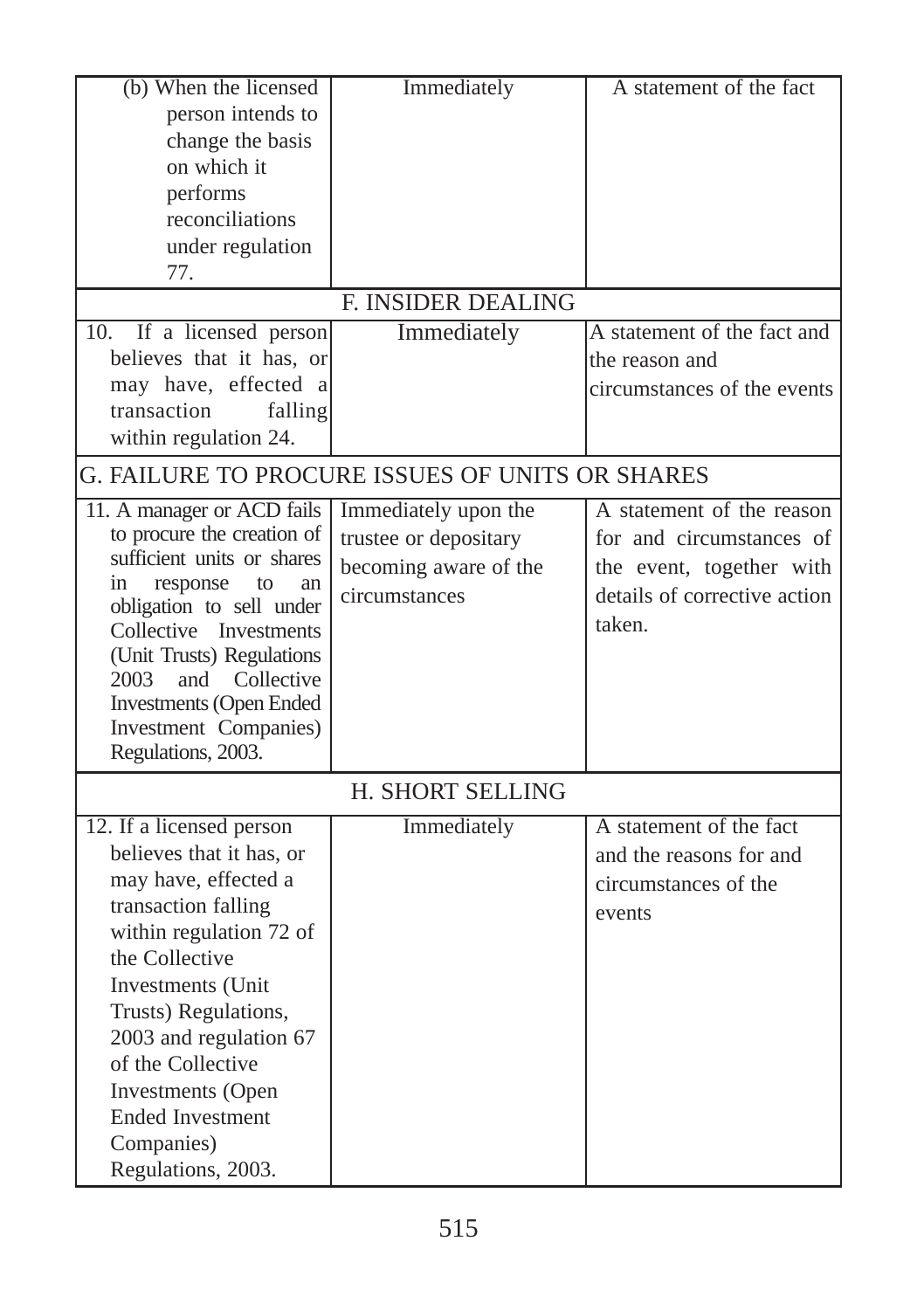| | | |
|---|---|---|
| (b) When the licensed person intends to change the basis on which it performs reconciliations under regulation 77. | Immediately | A statement of the fact |
| F. INSIDER DEALING | | |
| 10. If a licensed person believes that it has, or may have, effected a transaction falling within regulation 24. | Immediately | A statement of the fact and the reason and circumstances of the events |
| G. FAILURE TO PROCURE ISSUES OF UNITS OR SHARES | | |
| 11. A manager or ACD fails to procure the creation of sufficient units or shares in response to an obligation to sell under Collective Investments (Unit Trusts) Regulations 2003 and Collective Investments (Open Ended Investment Companies) Regulations, 2003. | Immediately upon the trustee or depositary becoming aware of the circumstances | A statement of the reason for and circumstances of the event, together with details of corrective action taken. |
| H. SHORT SELLING | | |
| 12. If a licensed person believes that it has, or may have, effected a transaction falling within regulation 72 of the Collective Investments (Unit Trusts) Regulations, 2003 and regulation 67 of the Collective Investments (Open Ended Investment Companies) Regulations, 2003. | Immediately | A statement of the fact and the reasons for and circumstances of the events |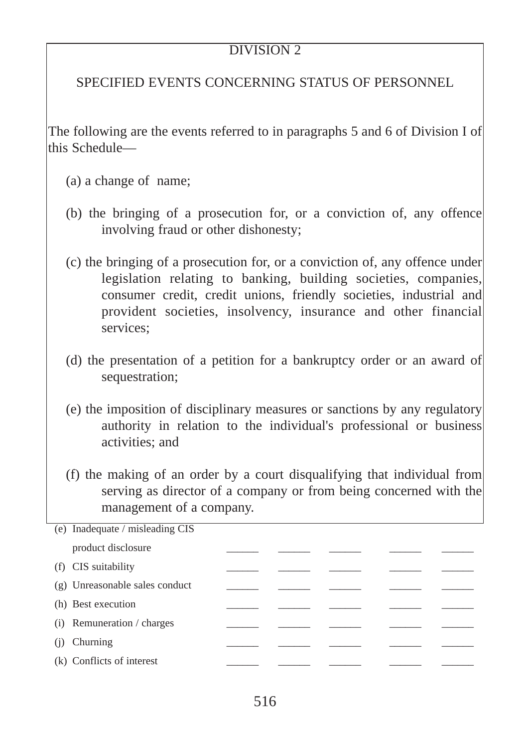## DIVISION 2

## SPECIFIED EVENTS CONCERNING STATUS OF PERSONNEL

The following are the events referred to in paragraphs 5 and 6 of Division I of this Schedule—

(a) a change of name;

(b) the bringing of a prosecution for, or a conviction of, any offence involving fraud or other dishonesty;

(c) the bringing of a prosecution for, or a conviction of, any offence under legislation relating to banking, building societies, companies, consumer credit, credit unions, friendly societies, industrial and provident societies, insolvency, insurance and other financial services;

(d) the presentation of a petition for a bankruptcy order or an award of sequestration;

(e) the imposition of disciplinary measures or sanctions by any regulatory authority in relation to the individual's professional or business activities; and

(f) the making of an order by a court disqualifying that individual from serving as director of a company or from being concerned with the management of a company.

| | | | | | |
|---|---|---|---|---|---|
| (e) Inadequate / misleading CIS product disclosure | ______ | ______ | ______ | ______ | ______ |
| (f) CIS suitability | ______ | ______ | ______ | ______ | ______ |
| (g) Unreasonable sales conduct | ______ | ______ | ______ | ______ | ______ |
| (h) Best execution | ______ | ______ | ______ | ______ | ______ |
| (i) Remuneration / charges | ______ | ______ | ______ | ______ | ______ |
| (j) Churning | ______ | ______ | ______ | ______ | ______ |
| (k) Conflicts of interest | ______ | ______ | ______ | ______ | ______ |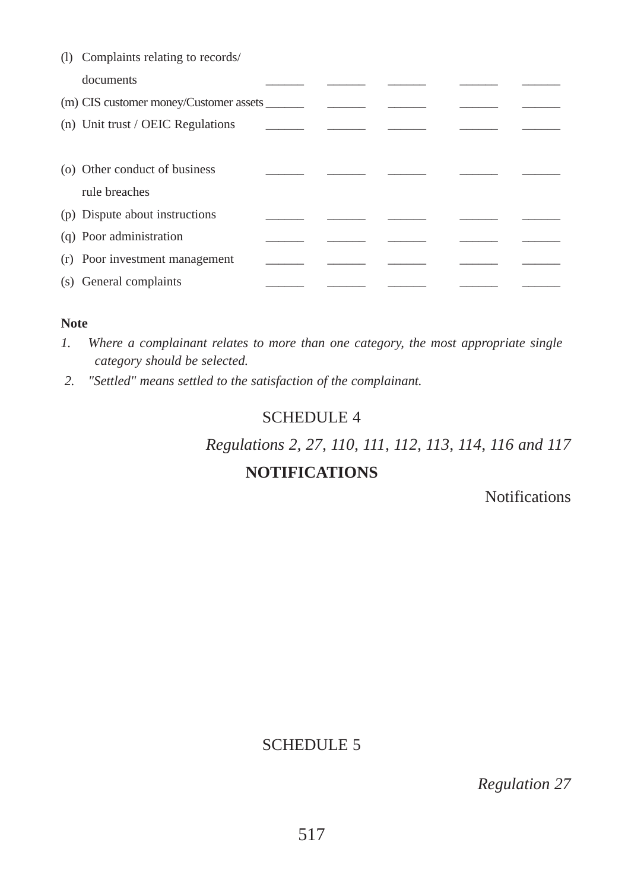| | | | | | |
|---|---|---|---|---|---|
| (l) Complaints relating to records/ documents | ______ | ______ | ______ | ______ | ______ |
| (m) CIS customer money/Customer assets | ______ | ______ | ______ | ______ | ______ |
| (n) Unit trust / OEIC Regulations | ______ | ______ | ______ | ______ | ______ |
| (o) Other conduct of business rule breaches | ______ | ______ | ______ | ______ | ______ |
| (p) Dispute about instructions | ______ | ______ | ______ | ______ | ______ |
| (q) Poor administration | ______ | ______ | ______ | ______ | ______ |
| (r) Poor investment management | ______ | ______ | ______ | ______ | ______ |
| (s) General complaints | ______ | ______ | ______ | ______ | ______ |

**Note**

1. *Where a complainant relates to more than one category, the most appropriate single category should be selected.*
2. *"Settled" means settled to the satisfaction of the complainant.*

SCHEDULE 4

*Regulations 2, 27, 110, 111, 112, 113, 114, 116 and 117*

**NOTIFICATIONS**

Notifications

SCHEDULE 5

*Regulation 27*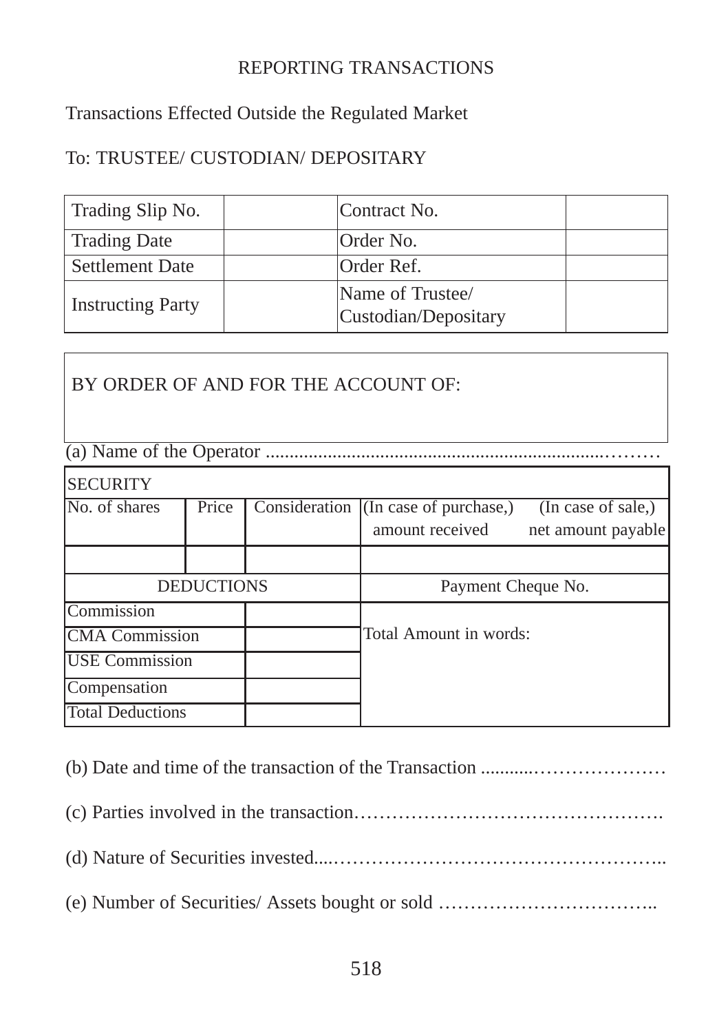REPORTING TRANSACTIONS

Transactions Effected Outside the Regulated Market

To: TRUSTEE/ CUSTODIAN/ DEPOSITARY

| Trading Slip No. | | Contract No. | |
|---|---|---|---|
| Trading Date | | Order No. | |
| Settlement Date | | Order Ref. | |
| Instructing Party | | Name of Trustee/ Custodian/Depositary | |

BY ORDER OF AND FOR THE ACCOUNT OF:

(a) Name of the Operator ..................................................................………

| SECURITY | | | | |
|---|---|---|---|---|
| No. of shares | Price | Consideration | (In case of purchase,) amount received | (In case of sale,) net amount payable |
| | | | | |
| DEDUCTIONS | | | Payment Cheque No. | |
| Commission | | | Total Amount in words: | |
| CMA Commission | | | | |
| USE Commission | | | | |
| Compensation | | | | |
| Total Deductions | | | | |

(b) Date and time of the transaction of the Transaction ...........…………………

(c) Parties involved in the transaction………………………………………….

(d) Nature of Securities invested....……………………………………………..

(e) Number of Securities/ Assets bought or sold ……………………………..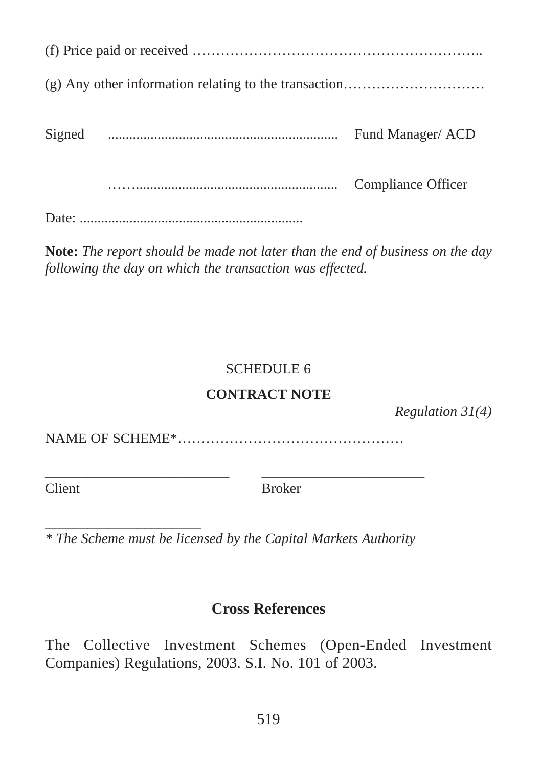(f) Price paid or received …………………………………………………..

(g) Any other information relating to the transaction…………………………

Signed .................................................................. Fund Manager/ ACD

……......................................................... Compliance Officer

Date: ..............................................................

**Note:** *The report should be made not later than the end of business on the day following the day on which the transaction was effected.*

SCHEDULE 6

**CONTRACT NOTE**

*Regulation 31(4)*

NAME OF SCHEME*…………………………………………

_________________________ ______________________
Client Broker

_____________________
*\* The Scheme must be licensed by the Capital Markets Authority*

## Cross References

The Collective Investment Schemes (Open-Ended Investment Companies) Regulations, 2003. S.I. No. 101 of 2003.